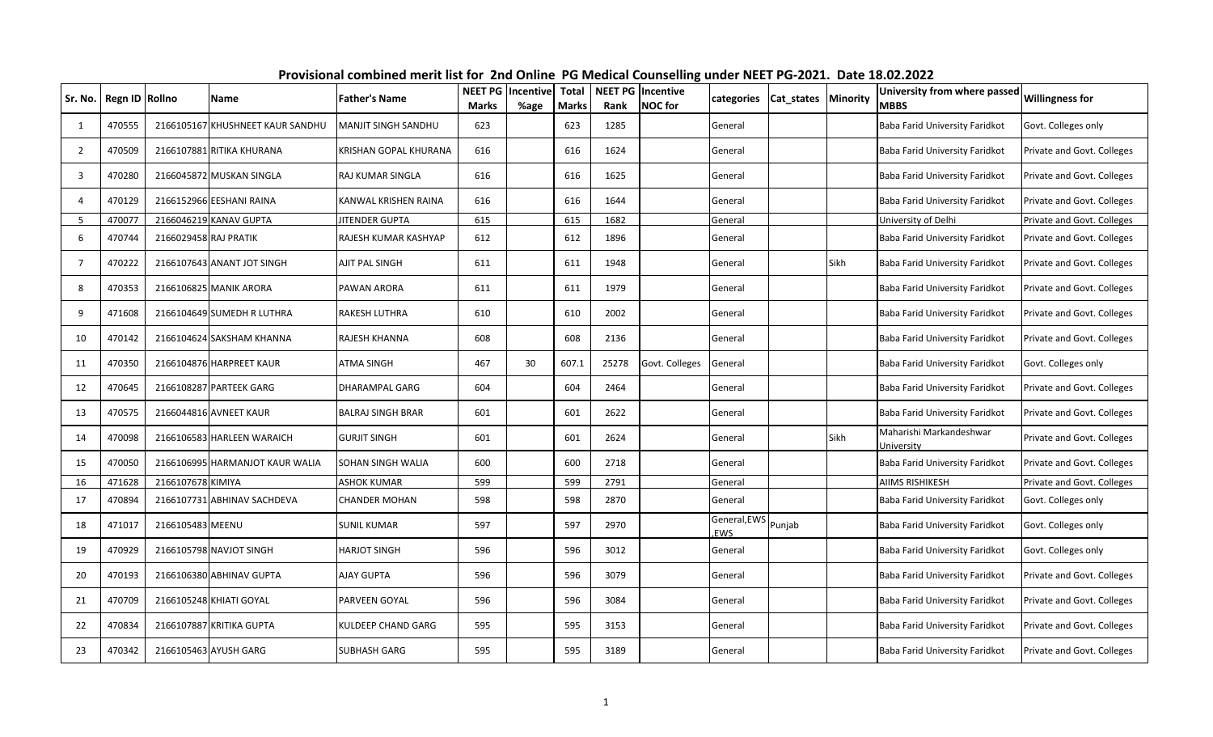# Provisional combined merit list for 2nd Online PG Medical Counselling under NEET PG-2021. Date 18.02.2022

| Sr. No. | Regn ID | Rollno | Name | Father's Name | NEET PG Marks | Incentive %age | Total Marks | NEET PG Rank | Incentive NOC for | categories | Cat_states | Minority | University from where passed MBBS | Willingness for |
|---|---|---|---|---|---|---|---|---|---|---|---|---|---|---|
| 1 | 470555 | 2166105167 | KHUSHNEET KAUR SANDHU | MANJIT SINGH SANDHU | 623 | | 623 | 1285 | | General | | | Baba Farid University Faridkot | Govt. Colleges only |
| 2 | 470509 | 2166107881 | RITIKA KHURANA | KRISHAN GOPAL KHURANA | 616 | | 616 | 1624 | | General | | | Baba Farid University Faridkot | Private and Govt. Colleges |
| 3 | 470280 | 2166045872 | MUSKAN SINGLA | RAJ KUMAR SINGLA | 616 | | 616 | 1625 | | General | | | Baba Farid University Faridkot | Private and Govt. Colleges |
| 4 | 470129 | 2166152966 | EESHANI RAINA | KANWAL KRISHEN RAINA | 616 | | 616 | 1644 | | General | | | Baba Farid University Faridkot | Private and Govt. Colleges |
| 5 | 470077 | 2166046219 | KANAV GUPTA | JITENDER GUPTA | 615 | | 615 | 1682 | | General | | | University of Delhi | Private and Govt. Colleges |
| 6 | 470744 | 2166029458 | RAJ PRATIK | RAJESH KUMAR KASHYAP | 612 | | 612 | 1896 | | General | | | Baba Farid University Faridkot | Private and Govt. Colleges |
| 7 | 470222 | 2166107643 | ANANT JOT SINGH | AJIT PAL SINGH | 611 | | 611 | 1948 | | General | | Sikh | Baba Farid University Faridkot | Private and Govt. Colleges |
| 8 | 470353 | 2166106825 | MANIK ARORA | PAWAN ARORA | 611 | | 611 | 1979 | | General | | | Baba Farid University Faridkot | Private and Govt. Colleges |
| 9 | 471608 | 2166104649 | SUMEDH R LUTHRA | RAKESH LUTHRA | 610 | | 610 | 2002 | | General | | | Baba Farid University Faridkot | Private and Govt. Colleges |
| 10 | 470142 | 2166104624 | SAKSHAM KHANNA | RAJESH KHANNA | 608 | | 608 | 2136 | | General | | | Baba Farid University Faridkot | Private and Govt. Colleges |
| 11 | 470350 | 2166104876 | HARPREET KAUR | ATMA SINGH | 467 | 30 | 607.1 | 25278 | Govt. Colleges | General | | | Baba Farid University Faridkot | Govt. Colleges only |
| 12 | 470645 | 2166108287 | PARTEEK GARG | DHARAMPAL GARG | 604 | | 604 | 2464 | | General | | | Baba Farid University Faridkot | Private and Govt. Colleges |
| 13 | 470575 | 2166044816 | AVNEET KAUR | BALRAJ SINGH BRAR | 601 | | 601 | 2622 | | General | | | Baba Farid University Faridkot | Private and Govt. Colleges |
| 14 | 470098 | 2166106583 | HARLEEN WARAICH | GURJIT SINGH | 601 | | 601 | 2624 | | General | | Sikh | Maharishi Markandeshwar University | Private and Govt. Colleges |
| 15 | 470050 | 2166106995 | HARMANJOT KAUR WALIA | SOHAN SINGH WALIA | 600 | | 600 | 2718 | | General | | | Baba Farid University Faridkot | Private and Govt. Colleges |
| 16 | 471628 | 2166107678 | KIMIYA | ASHOK KUMAR | 599 | | 599 | 2791 | | General | | | AIIMS RISHIKESH | Private and Govt. Colleges |
| 17 | 470894 | 2166107731 | ABHINAV SACHDEVA | CHANDER MOHAN | 598 | | 598 | 2870 | | General | | | Baba Farid University Faridkot | Govt. Colleges only |
| 18 | 471017 | 2166105483 | MEENU | SUNIL KUMAR | 597 | | 597 | 2970 | | General,EWS,EWS | Punjab | | Baba Farid University Faridkot | Govt. Colleges only |
| 19 | 470929 | 2166105798 | NAVJOT SINGH | HARJOT SINGH | 596 | | 596 | 3012 | | General | | | Baba Farid University Faridkot | Govt. Colleges only |
| 20 | 470193 | 2166106380 | ABHINAV GUPTA | AJAY GUPTA | 596 | | 596 | 3079 | | General | | | Baba Farid University Faridkot | Private and Govt. Colleges |
| 21 | 470709 | 2166105248 | KHIATI GOYAL | PARVEEN GOYAL | 596 | | 596 | 3084 | | General | | | Baba Farid University Faridkot | Private and Govt. Colleges |
| 22 | 470834 | 2166107887 | KRITIKA GUPTA | KULDEEP CHAND GARG | 595 | | 595 | 3153 | | General | | | Baba Farid University Faridkot | Private and Govt. Colleges |
| 23 | 470342 | 2166105463 | AYUSH GARG | SUBHASH GARG | 595 | | 595 | 3189 | | General | | | Baba Farid University Faridkot | Private and Govt. Colleges |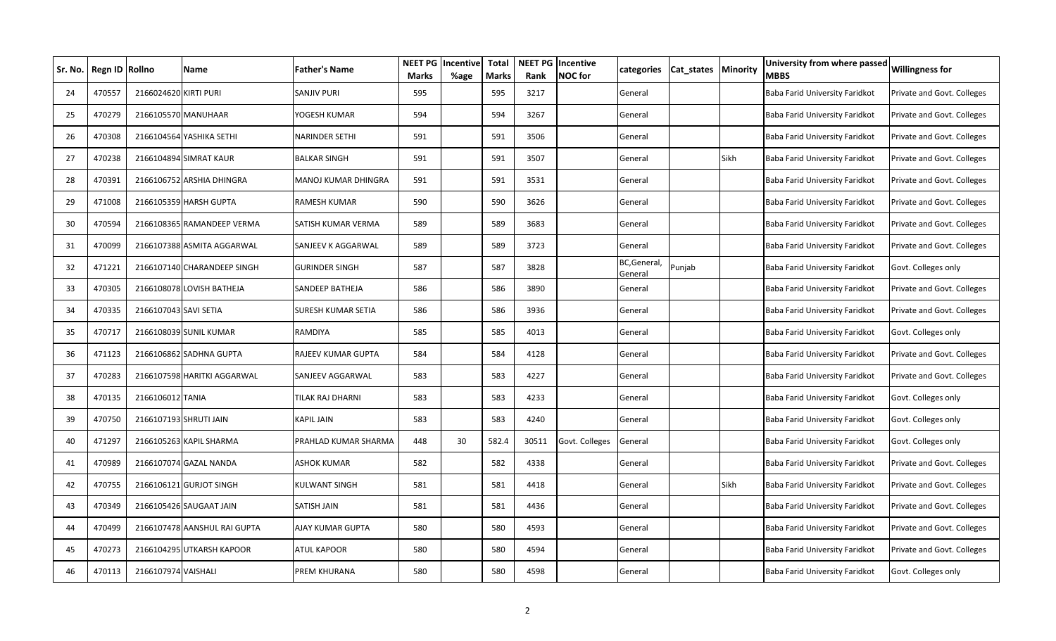| Sr. No. | Regn ID | Rollno | Name | Father's Name | NEET PG Marks | Incentive %age | Total Marks | NEET PG Rank | Incentive NOC for | categories | Cat_states | Minority | University from where passed MBBS | Willingness for |
|---|---|---|---|---|---|---|---|---|---|---|---|---|---|---|
| 24 | 470557 | 2166024620 | KIRTI PURI | SANJIV PURI | 595 | | 595 | 3217 | | General | | | Baba Farid University Faridkot | Private and Govt. Colleges |
| 25 | 470279 | 2166105570 | MANUHAAR | YOGESH KUMAR | 594 | | 594 | 3267 | | General | | | Baba Farid University Faridkot | Private and Govt. Colleges |
| 26 | 470308 | 2166104564 | YASHIKA SETHI | NARINDER SETHI | 591 | | 591 | 3506 | | General | | | Baba Farid University Faridkot | Private and Govt. Colleges |
| 27 | 470238 | 2166104894 | SIMRAT KAUR | BALKAR SINGH | 591 | | 591 | 3507 | | General | | Sikh | Baba Farid University Faridkot | Private and Govt. Colleges |
| 28 | 470391 | 2166106752 | ARSHIA DHINGRA | MANOJ KUMAR DHINGRA | 591 | | 591 | 3531 | | General | | | Baba Farid University Faridkot | Private and Govt. Colleges |
| 29 | 471008 | 2166105359 | HARSH GUPTA | RAMESH KUMAR | 590 | | 590 | 3626 | | General | | | Baba Farid University Faridkot | Private and Govt. Colleges |
| 30 | 470594 | 2166108365 | RAMANDEEP VERMA | SATISH KUMAR VERMA | 589 | | 589 | 3683 | | General | | | Baba Farid University Faridkot | Private and Govt. Colleges |
| 31 | 470099 | 2166107388 | ASMITA AGGARWAL | SANJEEV K AGGARWAL | 589 | | 589 | 3723 | | General | | | Baba Farid University Faridkot | Private and Govt. Colleges |
| 32 | 471221 | 2166107140 | CHARANDEEP SINGH | GURINDER SINGH | 587 | | 587 | 3828 | | BC,General, General | Punjab | | Baba Farid University Faridkot | Govt. Colleges only |
| 33 | 470305 | 2166108078 | LOVISH BATHEJA | SANDEEP BATHEJA | 586 | | 586 | 3890 | | General | | | Baba Farid University Faridkot | Private and Govt. Colleges |
| 34 | 470335 | 2166107043 | SAVI SETIA | SURESH KUMAR SETIA | 586 | | 586 | 3936 | | General | | | Baba Farid University Faridkot | Private and Govt. Colleges |
| 35 | 470717 | 2166108039 | SUNIL KUMAR | RAMDIYA | 585 | | 585 | 4013 | | General | | | Baba Farid University Faridkot | Govt. Colleges only |
| 36 | 471123 | 2166106862 | SADHNA GUPTA | RAJEEV KUMAR GUPTA | 584 | | 584 | 4128 | | General | | | Baba Farid University Faridkot | Private and Govt. Colleges |
| 37 | 470283 | 2166107598 | HARITKI AGGARWAL | SANJEEV AGGARWAL | 583 | | 583 | 4227 | | General | | | Baba Farid University Faridkot | Private and Govt. Colleges |
| 38 | 470135 | 2166106012 | TANIA | TILAK RAJ DHARNI | 583 | | 583 | 4233 | | General | | | Baba Farid University Faridkot | Govt. Colleges only |
| 39 | 470750 | 2166107193 | SHRUTI JAIN | KAPIL JAIN | 583 | | 583 | 4240 | | General | | | Baba Farid University Faridkot | Govt. Colleges only |
| 40 | 471297 | 2166105263 | KAPIL SHARMA | PRAHLAD KUMAR SHARMA | 448 | 30 | 582.4 | 30511 | Govt. Colleges | General | | | Baba Farid University Faridkot | Govt. Colleges only |
| 41 | 470989 | 2166107074 | GAZAL NANDA | ASHOK KUMAR | 582 | | 582 | 4338 | | General | | | Baba Farid University Faridkot | Private and Govt. Colleges |
| 42 | 470755 | 2166106121 | GURJOT SINGH | KULWANT SINGH | 581 | | 581 | 4418 | | General | | Sikh | Baba Farid University Faridkot | Private and Govt. Colleges |
| 43 | 470349 | 2166105426 | SAUGAAT JAIN | SATISH JAIN | 581 | | 581 | 4436 | | General | | | Baba Farid University Faridkot | Private and Govt. Colleges |
| 44 | 470499 | 2166107478 | AANSHUL RAI GUPTA | AJAY KUMAR GUPTA | 580 | | 580 | 4593 | | General | | | Baba Farid University Faridkot | Private and Govt. Colleges |
| 45 | 470273 | 2166104295 | UTKARSH KAPOOR | ATUL KAPOOR | 580 | | 580 | 4594 | | General | | | Baba Farid University Faridkot | Private and Govt. Colleges |
| 46 | 470113 | 2166107974 | VAISHALI | PREM KHURANA | 580 | | 580 | 4598 | | General | | | Baba Farid University Faridkot | Govt. Colleges only |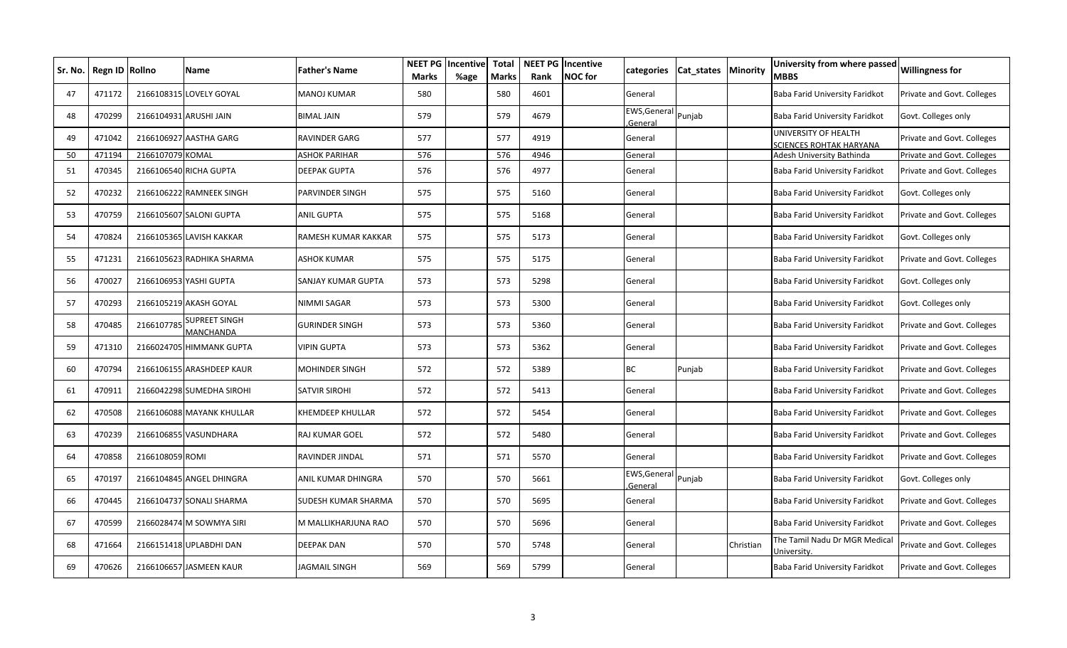| Sr. No. | Regn ID | Rollno | Name | Father's Name | NEET PG Marks | Incentive %age | Total Marks | NEET PG Rank | Incentive NOC for | categories | Cat_states | Minority | University from where passed MBBS | Willingness for |
|---|---|---|---|---|---|---|---|---|---|---|---|---|---|---|
| 47 | 471172 | 2166108315 | LOVELY GOYAL | MANOJ KUMAR | 580 | | 580 | 4601 | | General | | | Baba Farid University Faridkot | Private and Govt. Colleges |
| 48 | 470299 | 2166104931 | ARUSHI JAIN | BIMAL JAIN | 579 | | 579 | 4679 | | EWS,General ,General | Punjab | | Baba Farid University Faridkot | Govt. Colleges only |
| 49 | 471042 | 2166106927 | AASTHA GARG | RAVINDER GARG | 577 | | 577 | 4919 | | General | | | UNIVERSITY OF HEALTH SCIENCES ROHTAK HARYANA | Private and Govt. Colleges |
| 50 | 471194 | 2166107079 | KOMAL | ASHOK PARIHAR | 576 | | 576 | 4946 | | General | | | Adesh University Bathinda | Private and Govt. Colleges |
| 51 | 470345 | 2166106540 | RICHA GUPTA | DEEPAK GUPTA | 576 | | 576 | 4977 | | General | | | Baba Farid University Faridkot | Private and Govt. Colleges |
| 52 | 470232 | 2166106222 | RAMNEEK SINGH | PARVINDER SINGH | 575 | | 575 | 5160 | | General | | | Baba Farid University Faridkot | Govt. Colleges only |
| 53 | 470759 | 2166105607 | SALONI GUPTA | ANIL GUPTA | 575 | | 575 | 5168 | | General | | | Baba Farid University Faridkot | Private and Govt. Colleges |
| 54 | 470824 | 2166105365 | LAVISH KAKKAR | RAMESH KUMAR KAKKAR | 575 | | 575 | 5173 | | General | | | Baba Farid University Faridkot | Govt. Colleges only |
| 55 | 471231 | 2166105623 | RADHIKA SHARMA | ASHOK KUMAR | 575 | | 575 | 5175 | | General | | | Baba Farid University Faridkot | Private and Govt. Colleges |
| 56 | 470027 | 2166106953 | YASHI GUPTA | SANJAY KUMAR GUPTA | 573 | | 573 | 5298 | | General | | | Baba Farid University Faridkot | Govt. Colleges only |
| 57 | 470293 | 2166105219 | AKASH GOYAL | NIMMI SAGAR | 573 | | 573 | 5300 | | General | | | Baba Farid University Faridkot | Govt. Colleges only |
| 58 | 470485 | 2166107785 | SUPREET SINGH MANCHANDA | GURINDER SINGH | 573 | | 573 | 5360 | | General | | | Baba Farid University Faridkot | Private and Govt. Colleges |
| 59 | 471310 | 2166024705 | HIMMANK GUPTA | VIPIN GUPTA | 573 | | 573 | 5362 | | General | | | Baba Farid University Faridkot | Private and Govt. Colleges |
| 60 | 470794 | 2166106155 | ARASHDEEP KAUR | MOHINDER SINGH | 572 | | 572 | 5389 | | BC | Punjab | | Baba Farid University Faridkot | Private and Govt. Colleges |
| 61 | 470911 | 2166042298 | SUMEDHA SIROHI | SATVIR SIROHI | 572 | | 572 | 5413 | | General | | | Baba Farid University Faridkot | Private and Govt. Colleges |
| 62 | 470508 | 2166106088 | MAYANK KHULLAR | KHEMDEEP KHULLAR | 572 | | 572 | 5454 | | General | | | Baba Farid University Faridkot | Private and Govt. Colleges |
| 63 | 470239 | 2166106855 | VASUNDHARA | RAJ KUMAR GOEL | 572 | | 572 | 5480 | | General | | | Baba Farid University Faridkot | Private and Govt. Colleges |
| 64 | 470858 | 2166108059 | ROMI | RAVINDER JINDAL | 571 | | 571 | 5570 | | General | | | Baba Farid University Faridkot | Private and Govt. Colleges |
| 65 | 470197 | 2166104845 | ANGEL DHINGRA | ANIL KUMAR DHINGRA | 570 | | 570 | 5661 | | EWS,General ,General | Punjab | | Baba Farid University Faridkot | Govt. Colleges only |
| 66 | 470445 | 2166104737 | SONALI SHARMA | SUDESH KUMAR SHARMA | 570 | | 570 | 5695 | | General | | | Baba Farid University Faridkot | Private and Govt. Colleges |
| 67 | 470599 | 2166028474 | M SOWMYA SIRI | M MALLIKHARJUNA RAO | 570 | | 570 | 5696 | | General | | | Baba Farid University Faridkot | Private and Govt. Colleges |
| 68 | 471664 | 2166151418 | UPLABDHI DAN | DEEPAK DAN | 570 | | 570 | 5748 | | General | | Christian | The Tamil Nadu Dr MGR Medical University. | Private and Govt. Colleges |
| 69 | 470626 | 2166106657 | JASMEEN KAUR | JAGMAIL SINGH | 569 | | 569 | 5799 | | General | | | Baba Farid University Faridkot | Private and Govt. Colleges |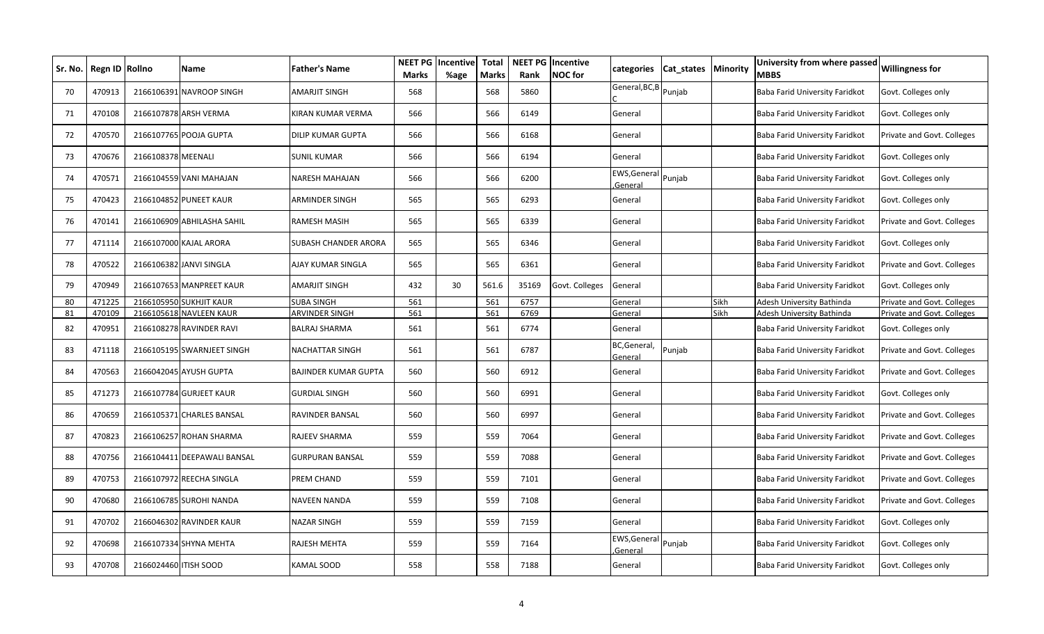| Sr. No. | Regn ID | Rollno | Name | Father's Name | NEET PG Marks | Incentive %age | Total Marks | NEET PG Rank | Incentive NOC for | categories | Cat_states | Minority | University from where passed MBBS | Willingness for |
|---|---|---|---|---|---|---|---|---|---|---|---|---|---|---|
| 70 | 470913 | 2166106391 | NAVROOP SINGH | AMARJIT SINGH | 568 | | 568 | 5860 | | General,BC,BC | Punjab | | Baba Farid University Faridkot | Govt. Colleges only |
| 71 | 470108 | 2166107878 | ARSH VERMA | KIRAN KUMAR VERMA | 566 | | 566 | 6149 | | General | | | Baba Farid University Faridkot | Govt. Colleges only |
| 72 | 470570 | 2166107765 | POOJA GUPTA | DILIP KUMAR GUPTA | 566 | | 566 | 6168 | | General | | | Baba Farid University Faridkot | Private and Govt. Colleges |
| 73 | 470676 | 2166108378 | MEENALI | SUNIL KUMAR | 566 | | 566 | 6194 | | General | | | Baba Farid University Faridkot | Govt. Colleges only |
| 74 | 470571 | 2166104559 | VANI MAHAJAN | NARESH MAHAJAN | 566 | | 566 | 6200 | | EWS,General,General | Punjab | | Baba Farid University Faridkot | Govt. Colleges only |
| 75 | 470423 | 2166104852 | PUNEET KAUR | ARMINDER SINGH | 565 | | 565 | 6293 | | General | | | Baba Farid University Faridkot | Govt. Colleges only |
| 76 | 470141 | 2166106909 | ABHILASHA SAHIL | RAMESH MASIH | 565 | | 565 | 6339 | | General | | | Baba Farid University Faridkot | Private and Govt. Colleges |
| 77 | 471114 | 2166107000 | KAJAL ARORA | SUBASH CHANDER ARORA | 565 | | 565 | 6346 | | General | | | Baba Farid University Faridkot | Govt. Colleges only |
| 78 | 470522 | 2166106382 | JANVI SINGLA | AJAY KUMAR SINGLA | 565 | | 565 | 6361 | | General | | | Baba Farid University Faridkot | Private and Govt. Colleges |
| 79 | 470949 | 2166107653 | MANPREET KAUR | AMARJIT SINGH | 432 | 30 | 561.6 | 35169 | Govt. Colleges | General | | | Baba Farid University Faridkot | Govt. Colleges only |
| 80 | 471225 | 2166105950 | SUKHJIT KAUR | SUBA SINGH | 561 | | 561 | 6757 | | General | | Sikh | Adesh University Bathinda | Private and Govt. Colleges |
| 81 | 470109 | 2166105618 | NAVLEEN KAUR | ARVINDER SINGH | 561 | | 561 | 6769 | | General | | Sikh | Adesh University Bathinda | Private and Govt. Colleges |
| 82 | 470951 | 2166108278 | RAVINDER RAVI | BALRAJ SHARMA | 561 | | 561 | 6774 | | General | | | Baba Farid University Faridkot | Govt. Colleges only |
| 83 | 471118 | 2166105195 | SWARNJEET SINGH | NACHATTAR SINGH | 561 | | 561 | 6787 | | BC,General,General | Punjab | | Baba Farid University Faridkot | Private and Govt. Colleges |
| 84 | 470563 | 2166042045 | AYUSH GUPTA | BAJINDER KUMAR GUPTA | 560 | | 560 | 6912 | | General | | | Baba Farid University Faridkot | Private and Govt. Colleges |
| 85 | 471273 | 2166107784 | GURJEET KAUR | GURDIAL SINGH | 560 | | 560 | 6991 | | General | | | Baba Farid University Faridkot | Govt. Colleges only |
| 86 | 470659 | 2166105371 | CHARLES BANSAL | RAVINDER BANSAL | 560 | | 560 | 6997 | | General | | | Baba Farid University Faridkot | Private and Govt. Colleges |
| 87 | 470823 | 2166106257 | ROHAN SHARMA | RAJEEV SHARMA | 559 | | 559 | 7064 | | General | | | Baba Farid University Faridkot | Private and Govt. Colleges |
| 88 | 470756 | 2166104411 | DEEPAWALI BANSAL | GURPURAN BANSAL | 559 | | 559 | 7088 | | General | | | Baba Farid University Faridkot | Private and Govt. Colleges |
| 89 | 470753 | 2166107972 | REECHA SINGLA | PREM CHAND | 559 | | 559 | 7101 | | General | | | Baba Farid University Faridkot | Private and Govt. Colleges |
| 90 | 470680 | 2166106785 | SUROHI NANDA | NAVEEN NANDA | 559 | | 559 | 7108 | | General | | | Baba Farid University Faridkot | Private and Govt. Colleges |
| 91 | 470702 | 2166046302 | RAVINDER KAUR | NAZAR SINGH | 559 | | 559 | 7159 | | General | | | Baba Farid University Faridkot | Govt. Colleges only |
| 92 | 470698 | 2166107334 | SHYNA MEHTA | RAJESH MEHTA | 559 | | 559 | 7164 | | EWS,General,General | Punjab | | Baba Farid University Faridkot | Govt. Colleges only |
| 93 | 470708 | 2166024460 | ITISH SOOD | KAMAL SOOD | 558 | | 558 | 7188 | | General | | | Baba Farid University Faridkot | Govt. Colleges only |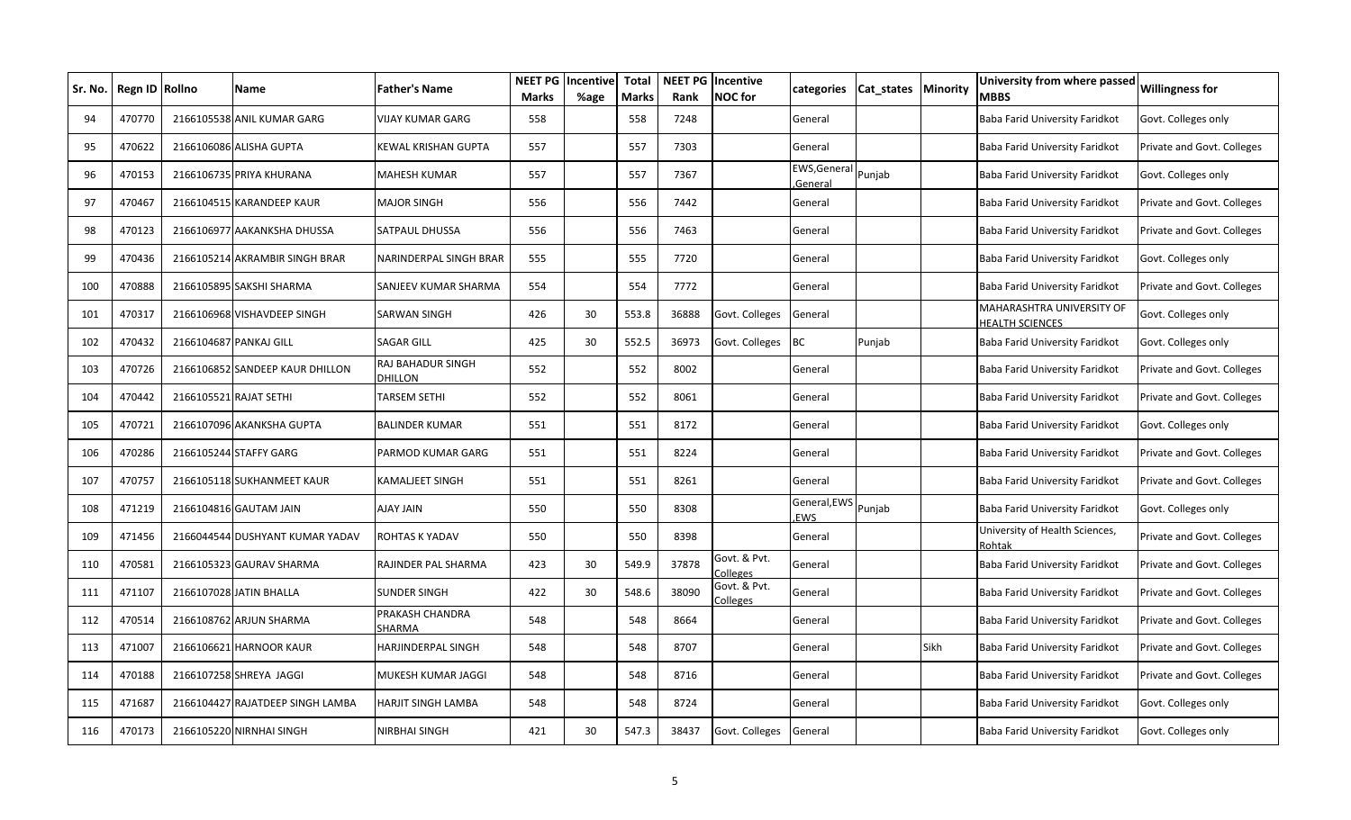| Sr. No. | Regn ID | Rollno | Name | Father's Name | NEET PG Marks | Incentive %age | Total Marks | NEET PG Rank | Incentive NOC for | categories | Cat_states | Minority | University from where passed MBBS | Willingness for |
|---|---|---|---|---|---|---|---|---|---|---|---|---|---|---|
| 94 | 470770 | 2166105538 | ANIL KUMAR GARG | VIJAY KUMAR GARG | 558 | | 558 | 7248 | | General | | | Baba Farid University Faridkot | Govt. Colleges only |
| 95 | 470622 | 2166106086 | ALISHA GUPTA | KEWAL KRISHAN GUPTA | 557 | | 557 | 7303 | | General | | | Baba Farid University Faridkot | Private and Govt. Colleges |
| 96 | 470153 | 2166106735 | PRIYA KHURANA | MAHESH KUMAR | 557 | | 557 | 7367 | | EWS,General,General | Punjab | | Baba Farid University Faridkot | Govt. Colleges only |
| 97 | 470467 | 2166104515 | KARANDEEP KAUR | MAJOR SINGH | 556 | | 556 | 7442 | | General | | | Baba Farid University Faridkot | Private and Govt. Colleges |
| 98 | 470123 | 2166106977 | AAKANKSHA DHUSSA | SATPAUL DHUSSA | 556 | | 556 | 7463 | | General | | | Baba Farid University Faridkot | Private and Govt. Colleges |
| 99 | 470436 | 2166105214 | AKRAMBIR SINGH BRAR | NARINDERPAL SINGH BRAR | 555 | | 555 | 7720 | | General | | | Baba Farid University Faridkot | Govt. Colleges only |
| 100 | 470888 | 2166105895 | SAKSHI SHARMA | SANJEEV KUMAR SHARMA | 554 | | 554 | 7772 | | General | | | Baba Farid University Faridkot | Private and Govt. Colleges |
| 101 | 470317 | 2166106968 | VISHAVDEEP SINGH | SARWAN SINGH | 426 | 30 | 553.8 | 36888 | Govt. Colleges | General | | | MAHARASHTRA UNIVERSITY OF HEALTH SCIENCES | Govt. Colleges only |
| 102 | 470432 | 2166104687 | PANKAJ GILL | SAGAR GILL | 425 | 30 | 552.5 | 36973 | Govt. Colleges | BC | Punjab | | Baba Farid University Faridkot | Govt. Colleges only |
| 103 | 470726 | 2166106852 | SANDEEP KAUR DHILLON | RAJ BAHADUR SINGH DHILLON | 552 | | 552 | 8002 | | General | | | Baba Farid University Faridkot | Private and Govt. Colleges |
| 104 | 470442 | 2166105521 | RAJAT SETHI | TARSEM SETHI | 552 | | 552 | 8061 | | General | | | Baba Farid University Faridkot | Private and Govt. Colleges |
| 105 | 470721 | 2166107096 | AKANKSHA GUPTA | BALINDER KUMAR | 551 | | 551 | 8172 | | General | | | Baba Farid University Faridkot | Govt. Colleges only |
| 106 | 470286 | 2166105244 | STAFFY GARG | PARMOD KUMAR GARG | 551 | | 551 | 8224 | | General | | | Baba Farid University Faridkot | Private and Govt. Colleges |
| 107 | 470757 | 2166105118 | SUKHANMEET KAUR | KAMALJEET SINGH | 551 | | 551 | 8261 | | General | | | Baba Farid University Faridkot | Private and Govt. Colleges |
| 108 | 471219 | 2166104816 | GAUTAM JAIN | AJAY JAIN | 550 | | 550 | 8308 | | General,EWS,EWS | Punjab | | Baba Farid University Faridkot | Govt. Colleges only |
| 109 | 471456 | 2166044544 | DUSHYANT KUMAR YADAV | ROHTAS K YADAV | 550 | | 550 | 8398 | | General | | | University of Health Sciences, Rohtak | Private and Govt. Colleges |
| 110 | 470581 | 2166105323 | GAURAV SHARMA | RAJINDER PAL SHARMA | 423 | 30 | 549.9 | 37878 | Govt. & Pvt. Colleges | General | | | Baba Farid University Faridkot | Private and Govt. Colleges |
| 111 | 471107 | 2166107028 | JATIN BHALLA | SUNDER SINGH | 422 | 30 | 548.6 | 38090 | Govt. & Pvt. Colleges | General | | | Baba Farid University Faridkot | Private and Govt. Colleges |
| 112 | 470514 | 2166108762 | ARJUN SHARMA | PRAKASH CHANDRA SHARMA | 548 | | 548 | 8664 | | General | | | Baba Farid University Faridkot | Private and Govt. Colleges |
| 113 | 471007 | 2166106621 | HARNOOR KAUR | HARJINDERPAL SINGH | 548 | | 548 | 8707 | | General | | Sikh | Baba Farid University Faridkot | Private and Govt. Colleges |
| 114 | 470188 | 2166107258 | SHREYA JAGGI | MUKESH KUMAR JAGGI | 548 | | 548 | 8716 | | General | | | Baba Farid University Faridkot | Private and Govt. Colleges |
| 115 | 471687 | 2166104427 | RAJATDEEP SINGH LAMBA | HARJIT SINGH LAMBA | 548 | | 548 | 8724 | | General | | | Baba Farid University Faridkot | Govt. Colleges only |
| 116 | 470173 | 2166105220 | NIRNHAI SINGH | NIRBHAI SINGH | 421 | 30 | 547.3 | 38437 | Govt. Colleges | General | | | Baba Farid University Faridkot | Govt. Colleges only |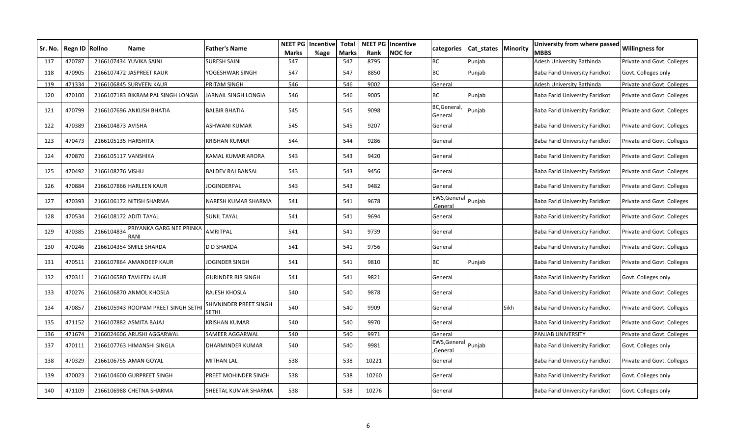| Sr. No. | Regn ID | Rollno | Name | Father's Name | NEET PG Marks | Incentive %age | Total Marks | NEET PG Rank | Incentive NOC for | categories | Cat_states | Minority | University from where passed MBBS | Willingness for |
|---|---|---|---|---|---|---|---|---|---|---|---|---|---|---|
| 117 | 470787 | 2166107434 | YUVIKA SAINI | SURESH SAINI | 547 | | 547 | 8795 | | BC | Punjab | | Adesh University Bathinda | Private and Govt. Colleges |
| 118 | 470905 | 2166107472 | JASPREET KAUR | YOGESHWAR SINGH | 547 | | 547 | 8850 | | BC | Punjab | | Baba Farid University Faridkot | Govt. Colleges only |
| 119 | 471334 | 2166106845 | SURVEEN KAUR | PRITAM SINGH | 546 | | 546 | 9002 | | General | | | Adesh University Bathinda | Private and Govt. Colleges |
| 120 | 470100 | 2166107183 | BIKRAM PAL SINGH LONGIA | JARNAIL SINGH LONGIA | 546 | | 546 | 9005 | | BC | Punjab | | Baba Farid University Faridkot | Private and Govt. Colleges |
| 121 | 470799 | 2166107696 | ANKUSH BHATIA | BALBIR BHATIA | 545 | | 545 | 9098 | | BC,General,General | Punjab | | Baba Farid University Faridkot | Private and Govt. Colleges |
| 122 | 470389 | 2166104873 | AVISHA | ASHWANI KUMAR | 545 | | 545 | 9207 | | General | | | Baba Farid University Faridkot | Private and Govt. Colleges |
| 123 | 470473 | 2166105135 | HARSHITA | KRISHAN KUMAR | 544 | | 544 | 9286 | | General | | | Baba Farid University Faridkot | Private and Govt. Colleges |
| 124 | 470870 | 2166105117 | VANSHIKA | KAMAL KUMAR ARORA | 543 | | 543 | 9420 | | General | | | Baba Farid University Faridkot | Private and Govt. Colleges |
| 125 | 470492 | 2166108276 | VISHU | BALDEV RAJ BANSAL | 543 | | 543 | 9456 | | General | | | Baba Farid University Faridkot | Private and Govt. Colleges |
| 126 | 470884 | 2166107866 | HARLEEN KAUR | JOGINDERPAL | 543 | | 543 | 9482 | | General | | | Baba Farid University Faridkot | Private and Govt. Colleges |
| 127 | 470393 | 2166106172 | NITISH SHARMA | NARESH KUMAR SHARMA | 541 | | 541 | 9678 | | EWS,General,General | Punjab | | Baba Farid University Faridkot | Private and Govt. Colleges |
| 128 | 470534 | 2166108172 | ADITI TAYAL | SUNIL TAYAL | 541 | | 541 | 9694 | | General | | | Baba Farid University Faridkot | Private and Govt. Colleges |
| 129 | 470385 | 2166104834 | PRIYANKA GARG NEE PRINKA RANI | AMRITPAL | 541 | | 541 | 9739 | | General | | | Baba Farid University Faridkot | Private and Govt. Colleges |
| 130 | 470246 | 2166104354 | SMILE SHARDA | D D SHARDA | 541 | | 541 | 9756 | | General | | | Baba Farid University Faridkot | Private and Govt. Colleges |
| 131 | 470511 | 2166107864 | AMANDEEP KAUR | JOGINDER SINGH | 541 | | 541 | 9810 | | BC | Punjab | | Baba Farid University Faridkot | Private and Govt. Colleges |
| 132 | 470311 | 2166106580 | TAVLEEN KAUR | GURINDER BIR SINGH | 541 | | 541 | 9821 | | General | | | Baba Farid University Faridkot | Govt. Colleges only |
| 133 | 470276 | 2166106870 | ANMOL KHOSLA | RAJESH KHOSLA | 540 | | 540 | 9878 | | General | | | Baba Farid University Faridkot | Private and Govt. Colleges |
| 134 | 470857 | 2166105943 | ROOPAM PREET SINGH SETHI | SHIVNINDER PREET SINGH SETHI | 540 | | 540 | 9909 | | General | | Sikh | Baba Farid University Faridkot | Private and Govt. Colleges |
| 135 | 471152 | 2166107882 | ASMITA BAJAJ | KRISHAN KUMAR | 540 | | 540 | 9970 | | General | | | Baba Farid University Faridkot | Private and Govt. Colleges |
| 136 | 471674 | 2166024606 | ARUSHI AGGARWAL | SAMEER AGGARWAL | 540 | | 540 | 9971 | | General | | | PANJAB UNIVERSITY | Private and Govt. Colleges |
| 137 | 470111 | 2166107763 | HIMANSHI SINGLA | DHARMINDER KUMAR | 540 | | 540 | 9981 | | EWS,General,General | Punjab | | Baba Farid University Faridkot | Govt. Colleges only |
| 138 | 470329 | 2166106755 | AMAN GOYAL | MITHAN LAL | 538 | | 538 | 10221 | | General | | | Baba Farid University Faridkot | Private and Govt. Colleges |
| 139 | 470023 | 2166104600 | GURPREET SINGH | PREET MOHINDER SINGH | 538 | | 538 | 10260 | | General | | | Baba Farid University Faridkot | Govt. Colleges only |
| 140 | 471109 | 2166106988 | CHETNA SHARMA | SHEETAL KUMAR SHARMA | 538 | | 538 | 10276 | | General | | | Baba Farid University Faridkot | Govt. Colleges only |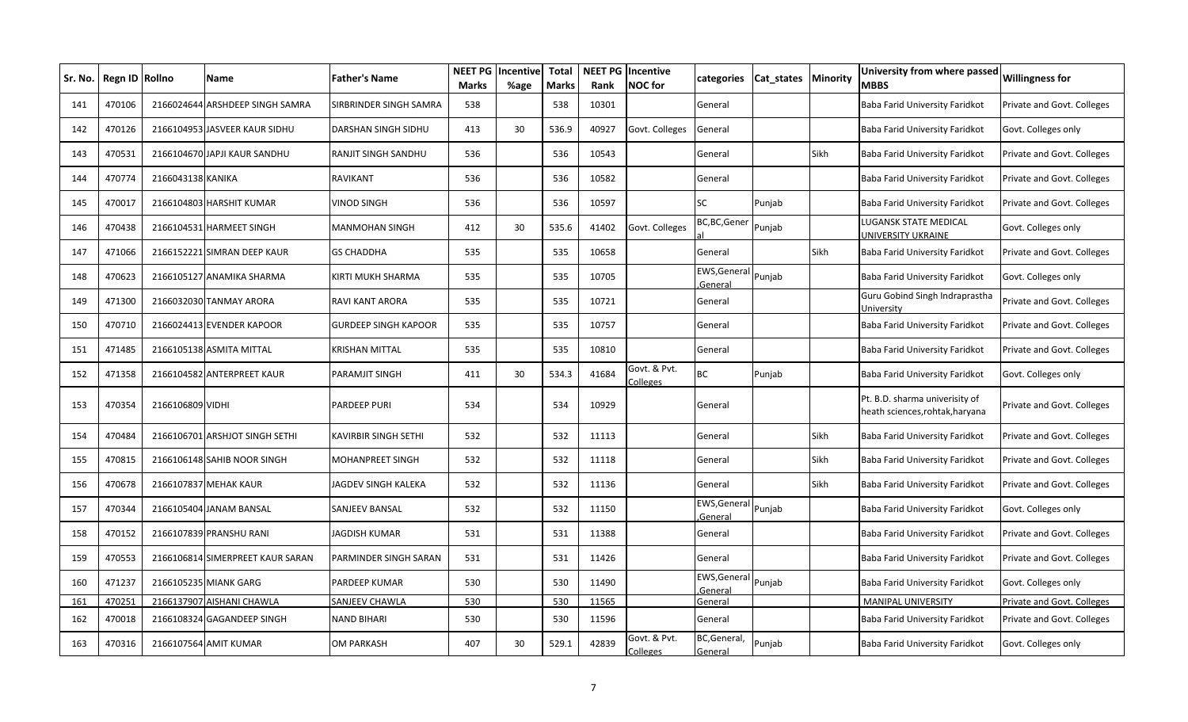| Sr. No. | Regn ID | Rollno | Name | Father's Name | NEET PG Marks | Incentive %age | Total Marks | NEET PG Rank | Incentive NOC for | categories | Cat_states | Minority | University from where passed MBBS | Willingness for |
|---|---|---|---|---|---|---|---|---|---|---|---|---|---|---|
| 141 | 470106 | 2166024644 | ARSHDEEP SINGH SAMRA | SIRBRINDER SINGH SAMRA | 538 | | 538 | 10301 | | General | | | Baba Farid University Faridkot | Private and Govt. Colleges |
| 142 | 470126 | 2166104953 | JASVEER KAUR SIDHU | DARSHAN SINGH SIDHU | 413 | 30 | 536.9 | 40927 | Govt. Colleges | General | | | Baba Farid University Faridkot | Govt. Colleges only |
| 143 | 470531 | 2166104670 | JAPJI KAUR SANDHU | RANJIT SINGH SANDHU | 536 | | 536 | 10543 | | General | | Sikh | Baba Farid University Faridkot | Private and Govt. Colleges |
| 144 | 470774 | 2166043138 | KANIKA | RAVIKANT | 536 | | 536 | 10582 | | General | | | Baba Farid University Faridkot | Private and Govt. Colleges |
| 145 | 470017 | 2166104803 | HARSHIT KUMAR | VINOD SINGH | 536 | | 536 | 10597 | | SC | Punjab | | Baba Farid University Faridkot | Private and Govt. Colleges |
| 146 | 470438 | 2166104531 | HARMEET SINGH | MANMOHAN SINGH | 412 | 30 | 535.6 | 41402 | Govt. Colleges | BC,BC,General | Punjab | | LUGANSK STATE MEDICAL UNIVERSITY UKRAINE | Govt. Colleges only |
| 147 | 471066 | 2166152221 | SIMRAN DEEP KAUR | GS CHADDHA | 535 | | 535 | 10658 | | General | | Sikh | Baba Farid University Faridkot | Private and Govt. Colleges |
| 148 | 470623 | 2166105127 | ANAMIKA SHARMA | KIRTI MUKH SHARMA | 535 | | 535 | 10705 | | EWS,General,General | Punjab | | Baba Farid University Faridkot | Govt. Colleges only |
| 149 | 471300 | 2166032030 | TANMAY ARORA | RAVI KANT ARORA | 535 | | 535 | 10721 | | General | | | Guru Gobind Singh Indraprastha University | Private and Govt. Colleges |
| 150 | 470710 | 2166024413 | EVENDER KAPOOR | GURDEEP SINGH KAPOOR | 535 | | 535 | 10757 | | General | | | Baba Farid University Faridkot | Private and Govt. Colleges |
| 151 | 471485 | 2166105138 | ASMITA MITTAL | KRISHAN MITTAL | 535 | | 535 | 10810 | | General | | | Baba Farid University Faridkot | Private and Govt. Colleges |
| 152 | 471358 | 2166104582 | ANTERPREET KAUR | PARAMJIT SINGH | 411 | 30 | 534.3 | 41684 | Govt. & Pvt. Colleges | BC | Punjab | | Baba Farid University Faridkot | Govt. Colleges only |
| 153 | 470354 | 2166106809 | VIDHI | PARDEEP PURI | 534 | | 534 | 10929 | | General | | | Pt. B.D. sharma univerisity of heath sciences,rohtak,haryana | Private and Govt. Colleges |
| 154 | 470484 | 2166106701 | ARSHJOT SINGH SETHI | KAVIRBIR SINGH SETHI | 532 | | 532 | 11113 | | General | | Sikh | Baba Farid University Faridkot | Private and Govt. Colleges |
| 155 | 470815 | 2166106148 | SAHIB NOOR SINGH | MOHANPREET SINGH | 532 | | 532 | 11118 | | General | | Sikh | Baba Farid University Faridkot | Private and Govt. Colleges |
| 156 | 470678 | 2166107837 | MEHAK KAUR | JAGDEV SINGH KALEKA | 532 | | 532 | 11136 | | General | | Sikh | Baba Farid University Faridkot | Private and Govt. Colleges |
| 157 | 470344 | 2166105404 | JANAM BANSAL | SANJEEV BANSAL | 532 | | 532 | 11150 | | EWS,General,General | Punjab | | Baba Farid University Faridkot | Govt. Colleges only |
| 158 | 470152 | 2166107839 | PRANSHU RANI | JAGDISH KUMAR | 531 | | 531 | 11388 | | General | | | Baba Farid University Faridkot | Private and Govt. Colleges |
| 159 | 470553 | 2166106814 | SIMERPREET KAUR SARAN | PARMINDER SINGH SARAN | 531 | | 531 | 11426 | | General | | | Baba Farid University Faridkot | Private and Govt. Colleges |
| 160 | 471237 | 2166105235 | MIANK GARG | PARDEEP KUMAR | 530 | | 530 | 11490 | | EWS,General,General | Punjab | | Baba Farid University Faridkot | Govt. Colleges only |
| 161 | 470251 | 2166137907 | AISHANI CHAWLA | SANJEEV CHAWLA | 530 | | 530 | 11565 | | General | | | MANIPAL UNIVERSITY | Private and Govt. Colleges |
| 162 | 470018 | 2166108324 | GAGANDEEP SINGH | NAND BIHARI | 530 | | 530 | 11596 | | General | | | Baba Farid University Faridkot | Private and Govt. Colleges |
| 163 | 470316 | 2166107564 | AMIT KUMAR | OM PARKASH | 407 | 30 | 529.1 | 42839 | Govt. & Pvt. Colleges | BC,General,General | Punjab | | Baba Farid University Faridkot | Govt. Colleges only |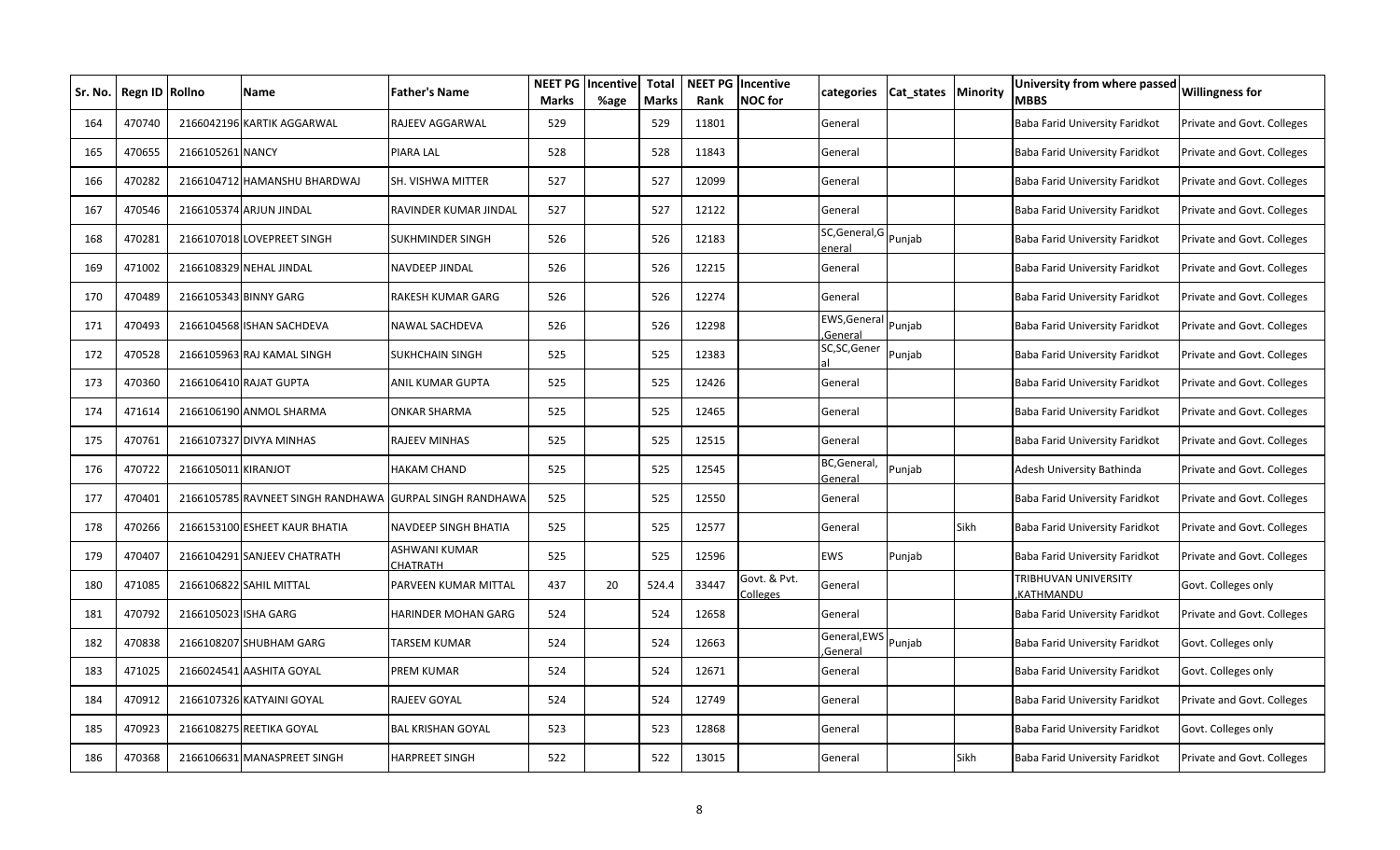| Sr. No. | Regn ID | Rollno | Name | Father's Name | NEET PG Marks | Incentive %age | Total Marks | NEET PG Rank | Incentive NOC for | categories | Cat_states | Minority | University from where passed MBBS | Willingness for |
|---|---|---|---|---|---|---|---|---|---|---|---|---|---|---|
| 164 | 470740 | 2166042196 | KARTIK AGGARWAL | RAJEEV AGGARWAL | 529 | | 529 | 11801 | | General | | | Baba Farid University Faridkot | Private and Govt. Colleges |
| 165 | 470655 | 2166105261 | NANCY | PIARA LAL | 528 | | 528 | 11843 | | General | | | Baba Farid University Faridkot | Private and Govt. Colleges |
| 166 | 470282 | 2166104712 | HAMANSHU BHARDWAJ | SH. VISHWA MITTER | 527 | | 527 | 12099 | | General | | | Baba Farid University Faridkot | Private and Govt. Colleges |
| 167 | 470546 | 2166105374 | ARJUN JINDAL | RAVINDER KUMAR JINDAL | 527 | | 527 | 12122 | | General | | | Baba Farid University Faridkot | Private and Govt. Colleges |
| 168 | 470281 | 2166107018 | LOVEPREET SINGH | SUKHMINDER SINGH | 526 | | 526 | 12183 | | SC,General,General | Punjab | | Baba Farid University Faridkot | Private and Govt. Colleges |
| 169 | 471002 | 2166108329 | NEHAL JINDAL | NAVDEEP JINDAL | 526 | | 526 | 12215 | | General | | | Baba Farid University Faridkot | Private and Govt. Colleges |
| 170 | 470489 | 2166105343 | BINNY GARG | RAKESH KUMAR GARG | 526 | | 526 | 12274 | | General | | | Baba Farid University Faridkot | Private and Govt. Colleges |
| 171 | 470493 | 2166104568 | ISHAN SACHDEVA | NAWAL SACHDEVA | 526 | | 526 | 12298 | | EWS,General,General | Punjab | | Baba Farid University Faridkot | Private and Govt. Colleges |
| 172 | 470528 | 2166105963 | RAJ KAMAL SINGH | SUKHCHAIN SINGH | 525 | | 525 | 12383 | | SC,SC,General | Punjab | | Baba Farid University Faridkot | Private and Govt. Colleges |
| 173 | 470360 | 2166106410 | RAJAT GUPTA | ANIL KUMAR GUPTA | 525 | | 525 | 12426 | | General | | | Baba Farid University Faridkot | Private and Govt. Colleges |
| 174 | 471614 | 2166106190 | ANMOL SHARMA | ONKAR SHARMA | 525 | | 525 | 12465 | | General | | | Baba Farid University Faridkot | Private and Govt. Colleges |
| 175 | 470761 | 2166107327 | DIVYA MINHAS | RAJEEV MINHAS | 525 | | 525 | 12515 | | General | | | Baba Farid University Faridkot | Private and Govt. Colleges |
| 176 | 470722 | 2166105011 | KIRANJOT | HAKAM CHAND | 525 | | 525 | 12545 | | BC,General,General | Punjab | | Adesh University Bathinda | Private and Govt. Colleges |
| 177 | 470401 | 2166105785 | RAVNEET SINGH RANDHAWA | GURPAL SINGH RANDHAWA | 525 | | 525 | 12550 | | General | | | Baba Farid University Faridkot | Private and Govt. Colleges |
| 178 | 470266 | 2166153100 | ESHEET KAUR BHATIA | NAVDEEP SINGH BHATIA | 525 | | 525 | 12577 | | General | | Sikh | Baba Farid University Faridkot | Private and Govt. Colleges |
| 179 | 470407 | 2166104291 | SANJEEV CHATRATH | ASHWANI KUMAR CHATRATH | 525 | | 525 | 12596 | | EWS | Punjab | | Baba Farid University Faridkot | Private and Govt. Colleges |
| 180 | 471085 | 2166106822 | SAHIL MITTAL | PARVEEN KUMAR MITTAL | 437 | 20 | 524.4 | 33447 | Govt. & Pvt. Colleges | General | | | TRIBHUVAN UNIVERSITY ,KATHMANDU | Govt. Colleges only |
| 181 | 470792 | 2166105023 | ISHA GARG | HARINDER MOHAN GARG | 524 | | 524 | 12658 | | General | | | Baba Farid University Faridkot | Private and Govt. Colleges |
| 182 | 470838 | 2166108207 | SHUBHAM GARG | TARSEM KUMAR | 524 | | 524 | 12663 | | General,EWS,General | Punjab | | Baba Farid University Faridkot | Govt. Colleges only |
| 183 | 471025 | 2166024541 | AASHITA GOYAL | PREM KUMAR | 524 | | 524 | 12671 | | General | | | Baba Farid University Faridkot | Govt. Colleges only |
| 184 | 470912 | 2166107326 | KATYAINI GOYAL | RAJEEV GOYAL | 524 | | 524 | 12749 | | General | | | Baba Farid University Faridkot | Private and Govt. Colleges |
| 185 | 470923 | 2166108275 | REETIKA GOYAL | BAL KRISHAN GOYAL | 523 | | 523 | 12868 | | General | | | Baba Farid University Faridkot | Govt. Colleges only |
| 186 | 470368 | 2166106631 | MANASPREET SINGH | HARPREET SINGH | 522 | | 522 | 13015 | | General | | Sikh | Baba Farid University Faridkot | Private and Govt. Colleges |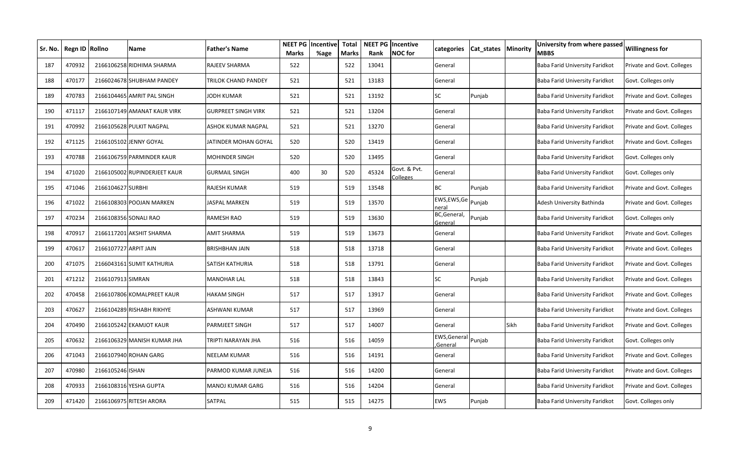| Sr. No. | Regn ID | Rollno | Name | Father's Name | NEET PG Marks | Incentive %age | Total Marks | NEET PG Rank | Incentive NOC for | categories | Cat_states | Minority | University from where passed MBBS | Willingness for |
|---|---|---|---|---|---|---|---|---|---|---|---|---|---|---|
| 187 | 470932 | 2166106258 | RIDHIMA SHARMA | RAJEEV SHARMA | 522 | | 522 | 13041 | | General | | | Baba Farid University Faridkot | Private and Govt. Colleges |
| 188 | 470177 | 2166024678 | SHUBHAM PANDEY | TRILOK CHAND PANDEY | 521 | | 521 | 13183 | | General | | | Baba Farid University Faridkot | Govt. Colleges only |
| 189 | 470783 | 2166104465 | AMRIT PAL SINGH | JODH KUMAR | 521 | | 521 | 13192 | | SC | Punjab | | Baba Farid University Faridkot | Private and Govt. Colleges |
| 190 | 471117 | 2166107149 | AMANAT KAUR VIRK | GURPREET SINGH VIRK | 521 | | 521 | 13204 | | General | | | Baba Farid University Faridkot | Private and Govt. Colleges |
| 191 | 470992 | 2166105628 | PULKIT NAGPAL | ASHOK KUMAR NAGPAL | 521 | | 521 | 13270 | | General | | | Baba Farid University Faridkot | Private and Govt. Colleges |
| 192 | 471125 | 2166105102 | JENNY GOYAL | JATINDER MOHAN GOYAL | 520 | | 520 | 13419 | | General | | | Baba Farid University Faridkot | Private and Govt. Colleges |
| 193 | 470788 | 2166106759 | PARMINDER KAUR | MOHINDER SINGH | 520 | | 520 | 13495 | | General | | | Baba Farid University Faridkot | Govt. Colleges only |
| 194 | 471020 | 2166105002 | RUPINDERJEET KAUR | GURMAIL SINGH | 400 | 30 | 520 | 45324 | Govt. & Pvt. Colleges | General | | | Baba Farid University Faridkot | Govt. Colleges only |
| 195 | 471046 | 2166104627 | SURBHI | RAJESH KUMAR | 519 | | 519 | 13548 | | BC | Punjab | | Baba Farid University Faridkot | Private and Govt. Colleges |
| 196 | 471022 | 2166108303 | POOJAN MARKEN | JASPAL MARKEN | 519 | | 519 | 13570 | | EWS,EWS,General | Punjab | | Adesh University Bathinda | Private and Govt. Colleges |
| 197 | 470234 | 2166108356 | SONALI RAO | RAMESH RAO | 519 | | 519 | 13630 | | BC,General,General | Punjab | | Baba Farid University Faridkot | Govt. Colleges only |
| 198 | 470917 | 2166117201 | AKSHIT SHARMA | AMIT SHARMA | 519 | | 519 | 13673 | | General | | | Baba Farid University Faridkot | Private and Govt. Colleges |
| 199 | 470617 | 2166107727 | ARPIT JAIN | BRISHBHAN JAIN | 518 | | 518 | 13718 | | General | | | Baba Farid University Faridkot | Private and Govt. Colleges |
| 200 | 471075 | 2166043161 | SUMIT KATHURIA | SATISH KATHURIA | 518 | | 518 | 13791 | | General | | | Baba Farid University Faridkot | Private and Govt. Colleges |
| 201 | 471212 | 2166107913 | SIMRAN | MANOHAR LAL | 518 | | 518 | 13843 | | SC | Punjab | | Baba Farid University Faridkot | Private and Govt. Colleges |
| 202 | 470458 | 2166107806 | KOMALPREET KAUR | HAKAM SINGH | 517 | | 517 | 13917 | | General | | | Baba Farid University Faridkot | Private and Govt. Colleges |
| 203 | 470627 | 2166104289 | RISHABH RIKHYE | ASHWANI KUMAR | 517 | | 517 | 13969 | | General | | | Baba Farid University Faridkot | Private and Govt. Colleges |
| 204 | 470490 | 2166105242 | EKAMJOT KAUR | PARMJEET SINGH | 517 | | 517 | 14007 | | General | | Sikh | Baba Farid University Faridkot | Private and Govt. Colleges |
| 205 | 470632 | 2166106329 | MANISH KUMAR JHA | TRIPTI NARAYAN JHA | 516 | | 516 | 14059 | | EWS,General,General | Punjab | | Baba Farid University Faridkot | Govt. Colleges only |
| 206 | 471043 | 2166107940 | ROHAN GARG | NEELAM KUMAR | 516 | | 516 | 14191 | | General | | | Baba Farid University Faridkot | Private and Govt. Colleges |
| 207 | 470980 | 2166105246 | ISHAN | PARMOD KUMAR JUNEJA | 516 | | 516 | 14200 | | General | | | Baba Farid University Faridkot | Private and Govt. Colleges |
| 208 | 470933 | 2166108316 | YESHA GUPTA | MANOJ KUMAR GARG | 516 | | 516 | 14204 | | General | | | Baba Farid University Faridkot | Private and Govt. Colleges |
| 209 | 471420 | 2166106975 | RITESH ARORA | SATPAL | 515 | | 515 | 14275 | | EWS | Punjab | | Baba Farid University Faridkot | Govt. Colleges only |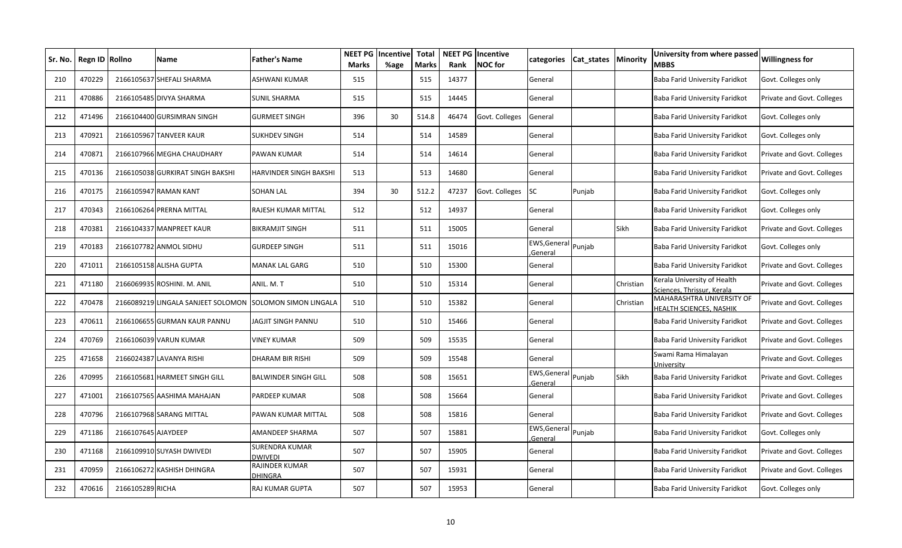| Sr. No. | Regn ID | Rollno | Name | Father's Name | NEET PG Marks | Incentive %age | Total Marks | NEET PG Rank | Incentive NOC for | categories | Cat_states | Minority | University from where passed MBBS | Willingness for |
|---|---|---|---|---|---|---|---|---|---|---|---|---|---|---|
| 210 | 470229 | 2166105637 | SHEFALI SHARMA | ASHWANI KUMAR | 515 | | 515 | 14377 | | General | | | Baba Farid University Faridkot | Govt. Colleges only |
| 211 | 470886 | 2166105485 | DIVYA SHARMA | SUNIL SHARMA | 515 | | 515 | 14445 | | General | | | Baba Farid University Faridkot | Private and Govt. Colleges |
| 212 | 471496 | 2166104400 | GURSIMRAN SINGH | GURMEET SINGH | 396 | 30 | 514.8 | 46474 | Govt. Colleges | General | | | Baba Farid University Faridkot | Govt. Colleges only |
| 213 | 470921 | 2166105967 | TANVEER KAUR | SUKHDEV SINGH | 514 | | 514 | 14589 | | General | | | Baba Farid University Faridkot | Govt. Colleges only |
| 214 | 470871 | 2166107966 | MEGHA CHAUDHARY | PAWAN KUMAR | 514 | | 514 | 14614 | | General | | | Baba Farid University Faridkot | Private and Govt. Colleges |
| 215 | 470136 | 2166105038 | GURKIRAT SINGH BAKSHI | HARVINDER SINGH BAKSHI | 513 | | 513 | 14680 | | General | | | Baba Farid University Faridkot | Private and Govt. Colleges |
| 216 | 470175 | 2166105947 | RAMAN KANT | SOHAN LAL | 394 | 30 | 512.2 | 47237 | Govt. Colleges | SC | Punjab | | Baba Farid University Faridkot | Govt. Colleges only |
| 217 | 470343 | 2166106264 | PRERNA MITTAL | RAJESH KUMAR MITTAL | 512 | | 512 | 14937 | | General | | | Baba Farid University Faridkot | Govt. Colleges only |
| 218 | 470381 | 2166104337 | MANPREET KAUR | BIKRAMJIT SINGH | 511 | | 511 | 15005 | | General | | Sikh | Baba Farid University Faridkot | Private and Govt. Colleges |
| 219 | 470183 | 2166107782 | ANMOL SIDHU | GURDEEP SINGH | 511 | | 511 | 15016 | | EWS,General,General | Punjab | | Baba Farid University Faridkot | Govt. Colleges only |
| 220 | 471011 | 2166105158 | ALISHA GUPTA | MANAK LAL GARG | 510 | | 510 | 15300 | | General | | | Baba Farid University Faridkot | Private and Govt. Colleges |
| 221 | 471180 | 2166069935 | ROSHINI. M. ANIL | ANIL. M. T | 510 | | 510 | 15314 | | General | | Christian | Kerala University of Health Sciences, Thrissur, Kerala | Private and Govt. Colleges |
| 222 | 470478 | 2166089219 | LINGALA SANJEET SOLOMON | SOLOMON SIMON LINGALA | 510 | | 510 | 15382 | | General | | Christian | MAHARASHTRA UNIVERSITY OF HEALTH SCIENCES, NASHIK | Private and Govt. Colleges |
| 223 | 470611 | 2166106655 | GURMAN KAUR PANNU | JAGJIT SINGH PANNU | 510 | | 510 | 15466 | | General | | | Baba Farid University Faridkot | Private and Govt. Colleges |
| 224 | 470769 | 2166106039 | VARUN KUMAR | VINEY KUMAR | 509 | | 509 | 15535 | | General | | | Baba Farid University Faridkot | Private and Govt. Colleges |
| 225 | 471658 | 2166024387 | LAVANYA RISHI | DHARAM BIR RISHI | 509 | | 509 | 15548 | | General | | | Swami Rama Himalayan University | Private and Govt. Colleges |
| 226 | 470995 | 2166105681 | HARMEET SINGH GILL | BALWINDER SINGH GILL | 508 | | 508 | 15651 | | EWS,General,General | Punjab | Sikh | Baba Farid University Faridkot | Private and Govt. Colleges |
| 227 | 471001 | 2166107565 | AASHIMA MAHAJAN | PARDEEP KUMAR | 508 | | 508 | 15664 | | General | | | Baba Farid University Faridkot | Private and Govt. Colleges |
| 228 | 470796 | 2166107968 | SARANG MITTAL | PAWAN KUMAR MITTAL | 508 | | 508 | 15816 | | General | | | Baba Farid University Faridkot | Private and Govt. Colleges |
| 229 | 471186 | 2166107645 | AJAYDEEP | AMANDEEP SHARMA | 507 | | 507 | 15881 | | EWS,General,General | Punjab | | Baba Farid University Faridkot | Govt. Colleges only |
| 230 | 471168 | 2166109910 | SUYASH DWIVEDI | SURENDRA KUMAR DWIVEDI | 507 | | 507 | 15905 | | General | | | Baba Farid University Faridkot | Private and Govt. Colleges |
| 231 | 470959 | 2166106272 | KASHISH DHINGRA | RAJINDER KUMAR DHINGRA | 507 | | 507 | 15931 | | General | | | Baba Farid University Faridkot | Private and Govt. Colleges |
| 232 | 470616 | 2166105289 | RICHA | RAJ KUMAR GUPTA | 507 | | 507 | 15953 | | General | | | Baba Farid University Faridkot | Govt. Colleges only |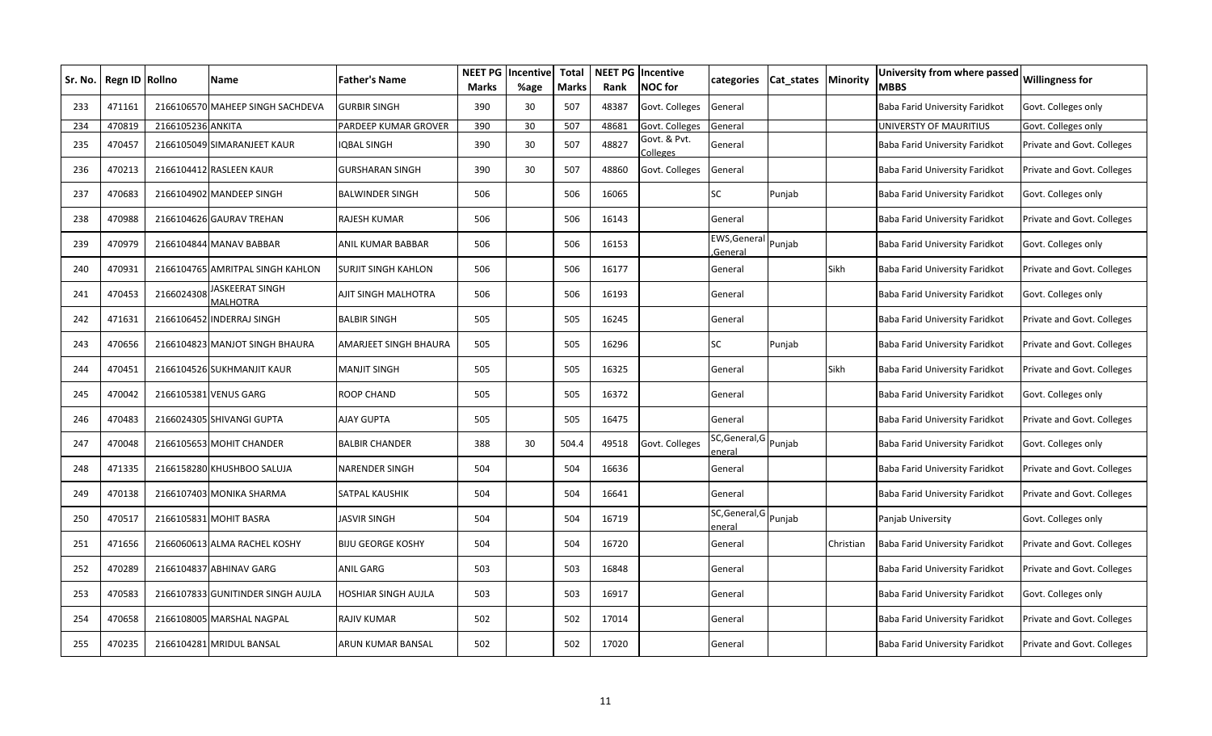| Sr. No. | Regn ID | Rollno | Name | Father's Name | NEET PG Marks | Incentive %age | Total Marks | NEET PG Rank | Incentive NOC for | categories | Cat_states | Minority | University from where passed MBBS | Willingness for |
|---|---|---|---|---|---|---|---|---|---|---|---|---|---|---|
| 233 | 471161 | 2166106570 | MAHEEP SINGH SACHDEVA | GURBIR SINGH | 390 | 30 | 507 | 48387 | Govt. Colleges | General | | | Baba Farid University Faridkot | Govt. Colleges only |
| 234 | 470819 | 2166105236 | ANKITA | PARDEEP KUMAR GROVER | 390 | 30 | 507 | 48681 | Govt. Colleges | General | | | UNIVERSTY OF MAURITIUS | Govt. Colleges only |
| 235 | 470457 | 2166105049 | SIMARANJEET KAUR | IQBAL SINGH | 390 | 30 | 507 | 48827 | Govt. & Pvt. Colleges | General | | | Baba Farid University Faridkot | Private and Govt. Colleges |
| 236 | 470213 | 2166104412 | RASLEEN KAUR | GURSHARAN SINGH | 390 | 30 | 507 | 48860 | Govt. Colleges | General | | | Baba Farid University Faridkot | Private and Govt. Colleges |
| 237 | 470683 | 2166104902 | MANDEEP SINGH | BALWINDER SINGH | 506 | | 506 | 16065 | | SC | Punjab | | Baba Farid University Faridkot | Govt. Colleges only |
| 238 | 470988 | 2166104626 | GAURAV TREHAN | RAJESH KUMAR | 506 | | 506 | 16143 | | General | | | Baba Farid University Faridkot | Private and Govt. Colleges |
| 239 | 470979 | 2166104844 | MANAV BABBAR | ANIL KUMAR BABBAR | 506 | | 506 | 16153 | | EWS,General,General | Punjab | | Baba Farid University Faridkot | Govt. Colleges only |
| 240 | 470931 | 2166104765 | AMRITPAL SINGH KAHLON | SURJIT SINGH KAHLON | 506 | | 506 | 16177 | | General | | Sikh | Baba Farid University Faridkot | Private and Govt. Colleges |
| 241 | 470453 | 2166024308 | JASKEERAT SINGH MALHOTRA | AJIT SINGH MALHOTRA | 506 | | 506 | 16193 | | General | | | Baba Farid University Faridkot | Govt. Colleges only |
| 242 | 471631 | 2166106452 | INDERRAJ SINGH | BALBIR SINGH | 505 | | 505 | 16245 | | General | | | Baba Farid University Faridkot | Private and Govt. Colleges |
| 243 | 470656 | 2166104823 | MANJOT SINGH BHAURA | AMARJEET SINGH BHAURA | 505 | | 505 | 16296 | | SC | Punjab | | Baba Farid University Faridkot | Private and Govt. Colleges |
| 244 | 470451 | 2166104526 | SUKHMANJIT KAUR | MANJIT SINGH | 505 | | 505 | 16325 | | General | | Sikh | Baba Farid University Faridkot | Private and Govt. Colleges |
| 245 | 470042 | 2166105381 | VENUS GARG | ROOP CHAND | 505 | | 505 | 16372 | | General | | | Baba Farid University Faridkot | Govt. Colleges only |
| 246 | 470483 | 2166024305 | SHIVANGI GUPTA | AJAY GUPTA | 505 | | 505 | 16475 | | General | | | Baba Farid University Faridkot | Private and Govt. Colleges |
| 247 | 470048 | 2166105653 | MOHIT CHANDER | BALBIR CHANDER | 388 | 30 | 504.4 | 49518 | Govt. Colleges | SC,General,General | Punjab | | Baba Farid University Faridkot | Govt. Colleges only |
| 248 | 471335 | 2166158280 | KHUSHBOO SALUJA | NARENDER SINGH | 504 | | 504 | 16636 | | General | | | Baba Farid University Faridkot | Private and Govt. Colleges |
| 249 | 470138 | 2166107403 | MONIKA SHARMA | SATPAL KAUSHIK | 504 | | 504 | 16641 | | General | | | Baba Farid University Faridkot | Private and Govt. Colleges |
| 250 | 470517 | 2166105831 | MOHIT BASRA | JASVIR SINGH | 504 | | 504 | 16719 | | SC,General,General | Punjab | | Panjab University | Govt. Colleges only |
| 251 | 471656 | 2166060613 | ALMA RACHEL KOSHY | BIJU GEORGE KOSHY | 504 | | 504 | 16720 | | General | | Christian | Baba Farid University Faridkot | Private and Govt. Colleges |
| 252 | 470289 | 2166104837 | ABHINAV GARG | ANIL GARG | 503 | | 503 | 16848 | | General | | | Baba Farid University Faridkot | Private and Govt. Colleges |
| 253 | 470583 | 2166107833 | GUNITINDER SINGH AUJLA | HOSHIAR SINGH AUJLA | 503 | | 503 | 16917 | | General | | | Baba Farid University Faridkot | Govt. Colleges only |
| 254 | 470658 | 2166108005 | MARSHAL NAGPAL | RAJIV KUMAR | 502 | | 502 | 17014 | | General | | | Baba Farid University Faridkot | Private and Govt. Colleges |
| 255 | 470235 | 2166104281 | MRIDUL BANSAL | ARUN KUMAR BANSAL | 502 | | 502 | 17020 | | General | | | Baba Farid University Faridkot | Private and Govt. Colleges |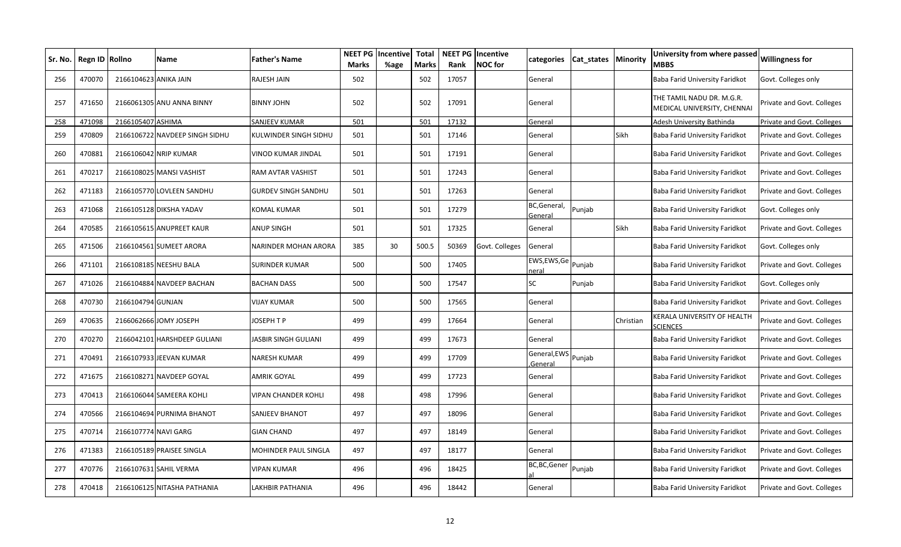| Sr. No. | Regn ID | Rollno | Name | Father's Name | NEET PG Marks | Incentive %age | Total Marks | NEET PG Rank | Incentive NOC for | categories | Cat_states | Minority | University from where passed MBBS | Willingness for |
|---|---|---|---|---|---|---|---|---|---|---|---|---|---|---|
| 256 | 470070 | 2166104623 | ANIKA JAIN | RAJESH JAIN | 502 | | 502 | 17057 | | General | | | Baba Farid University Faridkot | Govt. Colleges only |
| 257 | 471650 | 2166061305 | ANU ANNA BINNY | BINNY JOHN | 502 | | 502 | 17091 | | General | | | THE TAMIL NADU DR. M.G.R. MEDICAL UNIVERSITY, CHENNAI | Private and Govt. Colleges |
| 258 | 471098 | 2166105407 | ASHIMA | SANJEEV KUMAR | 501 | | 501 | 17132 | | General | | | Adesh University Bathinda | Private and Govt. Colleges |
| 259 | 470809 | 2166106722 | NAVDEEP SINGH SIDHU | KULWINDER SINGH SIDHU | 501 | | 501 | 17146 | | General | | Sikh | Baba Farid University Faridkot | Private and Govt. Colleges |
| 260 | 470881 | 2166106042 | NRIP KUMAR | VINOD KUMAR JINDAL | 501 | | 501 | 17191 | | General | | | Baba Farid University Faridkot | Private and Govt. Colleges |
| 261 | 470217 | 2166108025 | MANSI VASHIST | RAM AVTAR VASHIST | 501 | | 501 | 17243 | | General | | | Baba Farid University Faridkot | Private and Govt. Colleges |
| 262 | 471183 | 2166105770 | LOVLEEN SANDHU | GURDEV SINGH SANDHU | 501 | | 501 | 17263 | | General | | | Baba Farid University Faridkot | Private and Govt. Colleges |
| 263 | 471068 | 2166105128 | DIKSHA YADAV | KOMAL KUMAR | 501 | | 501 | 17279 | | BC,General,General | Punjab | | Baba Farid University Faridkot | Govt. Colleges only |
| 264 | 470585 | 2166105615 | ANUPREET KAUR | ANUP SINGH | 501 | | 501 | 17325 | | General | | Sikh | Baba Farid University Faridkot | Private and Govt. Colleges |
| 265 | 471506 | 2166104561 | SUMEET ARORA | NARINDER MOHAN ARORA | 385 | 30 | 500.5 | 50369 | Govt. Colleges | General | | | Baba Farid University Faridkot | Govt. Colleges only |
| 266 | 471101 | 2166108185 | NEESHU BALA | SURINDER KUMAR | 500 | | 500 | 17405 | | EWS,EWS,General | Punjab | | Baba Farid University Faridkot | Private and Govt. Colleges |
| 267 | 471026 | 2166104884 | NAVDEEP BACHAN | BACHAN DASS | 500 | | 500 | 17547 | | SC | Punjab | | Baba Farid University Faridkot | Govt. Colleges only |
| 268 | 470730 | 2166104794 | GUNJAN | VIJAY KUMAR | 500 | | 500 | 17565 | | General | | | Baba Farid University Faridkot | Private and Govt. Colleges |
| 269 | 470635 | 2166062666 | JOMY JOSEPH | JOSEPH T P | 499 | | 499 | 17664 | | General | | Christian | KERALA UNIVERSITY OF HEALTH SCIENCES | Private and Govt. Colleges |
| 270 | 470270 | 2166042101 | HARSHDEEP GULIANI | JASBIR SINGH GULIANI | 499 | | 499 | 17673 | | General | | | Baba Farid University Faridkot | Private and Govt. Colleges |
| 271 | 470491 | 2166107933 | JEEVAN KUMAR | NARESH KUMAR | 499 | | 499 | 17709 | | General,EWS,General | Punjab | | Baba Farid University Faridkot | Private and Govt. Colleges |
| 272 | 471675 | 2166108271 | NAVDEEP GOYAL | AMRIK GOYAL | 499 | | 499 | 17723 | | General | | | Baba Farid University Faridkot | Private and Govt. Colleges |
| 273 | 470413 | 2166106044 | SAMEERA KOHLI | VIPAN CHANDER KOHLI | 498 | | 498 | 17996 | | General | | | Baba Farid University Faridkot | Private and Govt. Colleges |
| 274 | 470566 | 2166104694 | PURNIMA BHANOT | SANJEEV BHANOT | 497 | | 497 | 18096 | | General | | | Baba Farid University Faridkot | Private and Govt. Colleges |
| 275 | 470714 | 2166107774 | NAVI GARG | GIAN CHAND | 497 | | 497 | 18149 | | General | | | Baba Farid University Faridkot | Private and Govt. Colleges |
| 276 | 471383 | 2166105189 | PRAISEE SINGLA | MOHINDER PAUL SINGLA | 497 | | 497 | 18177 | | General | | | Baba Farid University Faridkot | Private and Govt. Colleges |
| 277 | 470776 | 2166107631 | SAHIL VERMA | VIPAN KUMAR | 496 | | 496 | 18425 | | BC,BC,General | Punjab | | Baba Farid University Faridkot | Private and Govt. Colleges |
| 278 | 470418 | 2166106125 | NITASHA PATHANIA | LAKHBIR PATHANIA | 496 | | 496 | 18442 | | General | | | Baba Farid University Faridkot | Private and Govt. Colleges |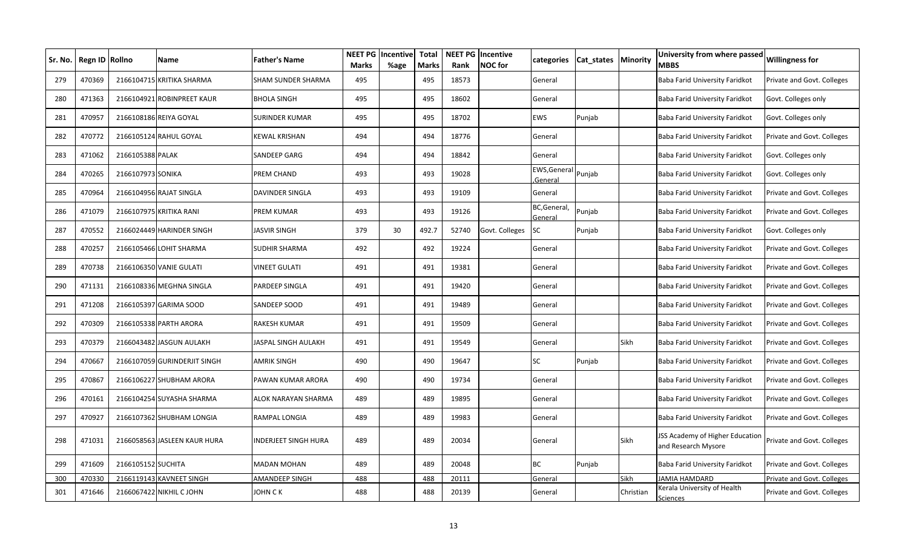| Sr. No. | Regn ID | Rollno | Name | Father's Name | NEET PG Marks | Incentive %age | Total Marks | NEET PG Rank | Incentive NOC for | categories | Cat_states | Minority | University from where passed MBBS | Willingness for |
|---|---|---|---|---|---|---|---|---|---|---|---|---|---|---|
| 279 | 470369 | 2166104715 | KRITIKA SHARMA | SHAM SUNDER SHARMA | 495 | | 495 | 18573 | | General | | | Baba Farid University Faridkot | Private and Govt. Colleges |
| 280 | 471363 | 2166104921 | ROBINPREET KAUR | BHOLA SINGH | 495 | | 495 | 18602 | | General | | | Baba Farid University Faridkot | Govt. Colleges only |
| 281 | 470957 | 2166108186 | REIYA GOYAL | SURINDER KUMAR | 495 | | 495 | 18702 | | EWS | Punjab | | Baba Farid University Faridkot | Govt. Colleges only |
| 282 | 470772 | 2166105124 | RAHUL GOYAL | KEWAL KRISHAN | 494 | | 494 | 18776 | | General | | | Baba Farid University Faridkot | Private and Govt. Colleges |
| 283 | 471062 | 2166105388 | PALAK | SANDEEP GARG | 494 | | 494 | 18842 | | General | | | Baba Farid University Faridkot | Govt. Colleges only |
| 284 | 470265 | 2166107973 | SONIKA | PREM CHAND | 493 | | 493 | 19028 | | EWS,General,General | Punjab | | Baba Farid University Faridkot | Govt. Colleges only |
| 285 | 470964 | 2166104956 | RAJAT SINGLA | DAVINDER SINGLA | 493 | | 493 | 19109 | | General | | | Baba Farid University Faridkot | Private and Govt. Colleges |
| 286 | 471079 | 2166107975 | KRITIKA RANI | PREM KUMAR | 493 | | 493 | 19126 | | BC,General,General | Punjab | | Baba Farid University Faridkot | Private and Govt. Colleges |
| 287 | 470552 | 2166024449 | HARINDER SINGH | JASVIR SINGH | 379 | 30 | 492.7 | 52740 | Govt. Colleges | SC | Punjab | | Baba Farid University Faridkot | Govt. Colleges only |
| 288 | 470257 | 2166105466 | LOHIT SHARMA | SUDHIR SHARMA | 492 | | 492 | 19224 | | General | | | Baba Farid University Faridkot | Private and Govt. Colleges |
| 289 | 470738 | 2166106350 | VANIE GULATI | VINEET GULATI | 491 | | 491 | 19381 | | General | | | Baba Farid University Faridkot | Private and Govt. Colleges |
| 290 | 471131 | 2166108336 | MEGHNA SINGLA | PARDEEP SINGLA | 491 | | 491 | 19420 | | General | | | Baba Farid University Faridkot | Private and Govt. Colleges |
| 291 | 471208 | 2166105397 | GARIMA SOOD | SANDEEP SOOD | 491 | | 491 | 19489 | | General | | | Baba Farid University Faridkot | Private and Govt. Colleges |
| 292 | 470309 | 2166105338 | PARTH ARORA | RAKESH KUMAR | 491 | | 491 | 19509 | | General | | | Baba Farid University Faridkot | Private and Govt. Colleges |
| 293 | 470379 | 2166043482 | JASGUN AULAKH | JASPAL SINGH AULAKH | 491 | | 491 | 19549 | | General | | Sikh | Baba Farid University Faridkot | Private and Govt. Colleges |
| 294 | 470667 | 2166107059 | GURINDERJIT SINGH | AMRIK SINGH | 490 | | 490 | 19647 | | SC | Punjab | | Baba Farid University Faridkot | Private and Govt. Colleges |
| 295 | 470867 | 2166106227 | SHUBHAM ARORA | PAWAN KUMAR ARORA | 490 | | 490 | 19734 | | General | | | Baba Farid University Faridkot | Private and Govt. Colleges |
| 296 | 470161 | 2166104254 | SUYASHA SHARMA | ALOK NARAYAN SHARMA | 489 | | 489 | 19895 | | General | | | Baba Farid University Faridkot | Private and Govt. Colleges |
| 297 | 470927 | 2166107362 | SHUBHAM LONGIA | RAMPAL LONGIA | 489 | | 489 | 19983 | | General | | | Baba Farid University Faridkot | Private and Govt. Colleges |
| 298 | 471031 | 2166058563 | JASLEEN KAUR HURA | INDERJEET SINGH HURA | 489 | | 489 | 20034 | | General | | Sikh | JSS Academy of Higher Education and Research Mysore | Private and Govt. Colleges |
| 299 | 471609 | 2166105152 | SUCHITA | MADAN MOHAN | 489 | | 489 | 20048 | | BC | Punjab | | Baba Farid University Faridkot | Private and Govt. Colleges |
| 300 | 470330 | 2166119143 | KAVNEET SINGH | AMANDEEP SINGH | 488 | | 488 | 20111 | | General | | Sikh | JAMIA HAMDARD | Private and Govt. Colleges |
| 301 | 471646 | 2166067422 | NIKHIL C JOHN | JOHN C K | 488 | | 488 | 20139 | | General | | Christian | Kerala University of Health Sciences | Private and Govt. Colleges |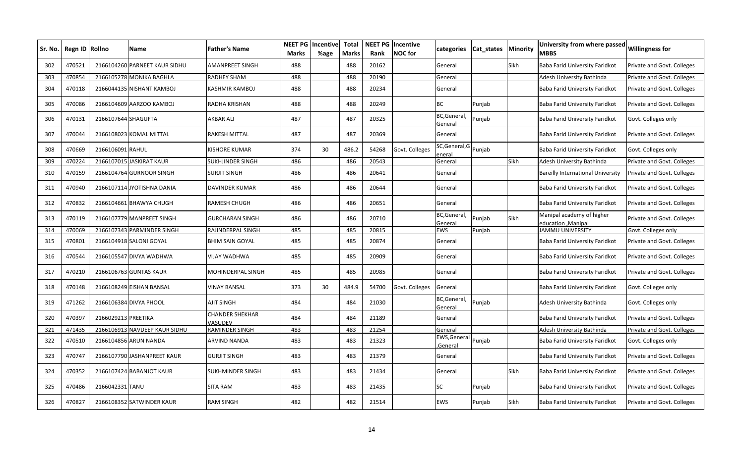| Sr. No. | Regn ID | Rollno | Name | Father's Name | NEET PG Marks | Incentive %age | Total Marks | NEET PG Rank | Incentive NOC for | categories | Cat_states | Minority | University from where passed MBBS | Willingness for |
|---|---|---|---|---|---|---|---|---|---|---|---|---|---|---|
| 302 | 470521 | 2166104260 | PARNEET KAUR SIDHU | AMANPREET SINGH | 488 | | 488 | 20162 | | General | | Sikh | Baba Farid University Faridkot | Private and Govt. Colleges |
| 303 | 470854 | 2166105278 | MONIKA BAGHLA | RADHEY SHAM | 488 | | 488 | 20190 | | General | | | Adesh University Bathinda | Private and Govt. Colleges |
| 304 | 470118 | 2166044135 | NISHANT KAMBOJ | KASHMIR KAMBOJ | 488 | | 488 | 20234 | | General | | | Baba Farid University Faridkot | Private and Govt. Colleges |
| 305 | 470086 | 2166104609 | AARZOO KAMBOJ | RADHA KRISHAN | 488 | | 488 | 20249 | | BC | Punjab | | Baba Farid University Faridkot | Private and Govt. Colleges |
| 306 | 470131 | 2166107644 | SHAGUFTA | AKBAR ALI | 487 | | 487 | 20325 | | BC,General, General | Punjab | | Baba Farid University Faridkot | Govt. Colleges only |
| 307 | 470044 | 2166108023 | KOMAL MITTAL | RAKESH MITTAL | 487 | | 487 | 20369 | | General | | | Baba Farid University Faridkot | Private and Govt. Colleges |
| 308 | 470669 | 2166106091 | RAHUL | KISHORE KUMAR | 374 | 30 | 486.2 | 54268 | Govt. Colleges | SC,General,General | Punjab | | Baba Farid University Faridkot | Govt. Colleges only |
| 309 | 470224 | 2166107015 | JASKIRAT KAUR | SUKHJINDER SINGH | 486 | | 486 | 20543 | | General | | Sikh | Adesh University Bathinda | Private and Govt. Colleges |
| 310 | 470159 | 2166104764 | GURNOOR SINGH | SURJIT SINGH | 486 | | 486 | 20641 | | General | | | Bareilly International University | Private and Govt. Colleges |
| 311 | 470940 | 2166107114 | JYOTISHNA DANIA | DAVINDER KUMAR | 486 | | 486 | 20644 | | General | | | Baba Farid University Faridkot | Private and Govt. Colleges |
| 312 | 470832 | 2166104661 | BHAWYA CHUGH | RAMESH CHUGH | 486 | | 486 | 20651 | | General | | | Baba Farid University Faridkot | Private and Govt. Colleges |
| 313 | 470119 | 2166107779 | MANPREET SINGH | GURCHARAN SINGH | 486 | | 486 | 20710 | | BC,General, General | Punjab | Sikh | Manipal academy of higher education ,Manipal | Private and Govt. Colleges |
| 314 | 470069 | 2166107343 | PARMINDER SINGH | RAJINDERPAL SINGH | 485 | | 485 | 20815 | | EWS | Punjab | | JAMMU UNIVERSITY | Govt. Colleges only |
| 315 | 470801 | 2166104918 | SALONI GOYAL | BHIM SAIN GOYAL | 485 | | 485 | 20874 | | General | | | Baba Farid University Faridkot | Private and Govt. Colleges |
| 316 | 470544 | 2166105547 | DIVYA WADHWA | VIJAY WADHWA | 485 | | 485 | 20909 | | General | | | Baba Farid University Faridkot | Private and Govt. Colleges |
| 317 | 470210 | 2166106763 | GUNTAS KAUR | MOHINDERPAL SINGH | 485 | | 485 | 20985 | | General | | | Baba Farid University Faridkot | Private and Govt. Colleges |
| 318 | 470148 | 2166108249 | EISHAN BANSAL | VINAY BANSAL | 373 | 30 | 484.9 | 54700 | Govt. Colleges | General | | | Baba Farid University Faridkot | Govt. Colleges only |
| 319 | 471262 | 2166106384 | DIVYA PHOOL | AJIT SINGH | 484 | | 484 | 21030 | | BC,General, General | Punjab | | Adesh University Bathinda | Govt. Colleges only |
| 320 | 470397 | 2166029213 | PREETIKA | CHANDER SHEKHAR VASUDEV | 484 | | 484 | 21189 | | General | | | Baba Farid University Faridkot | Private and Govt. Colleges |
| 321 | 471435 | 2166106913 | NAVDEEP KAUR SIDHU | RAMINDER SINGH | 483 | | 483 | 21254 | | General | | | Adesh University Bathinda | Private and Govt. Colleges |
| 322 | 470510 | 2166104856 | ARUN NANDA | ARVIND NANDA | 483 | | 483 | 21323 | | EWS,General ,General | Punjab | | Baba Farid University Faridkot | Govt. Colleges only |
| 323 | 470747 | 2166107790 | JASHANPREET KAUR | GURJIT SINGH | 483 | | 483 | 21379 | | General | | | Baba Farid University Faridkot | Private and Govt. Colleges |
| 324 | 470352 | 2166107424 | BABANJOT KAUR | SUKHMINDER SINGH | 483 | | 483 | 21434 | | General | | Sikh | Baba Farid University Faridkot | Private and Govt. Colleges |
| 325 | 470486 | 2166042331 | TANU | SITA RAM | 483 | | 483 | 21435 | | SC | Punjab | | Baba Farid University Faridkot | Private and Govt. Colleges |
| 326 | 470827 | 2166108352 | SATWINDER KAUR | RAM SINGH | 482 | | 482 | 21514 | | EWS | Punjab | Sikh | Baba Farid University Faridkot | Private and Govt. Colleges |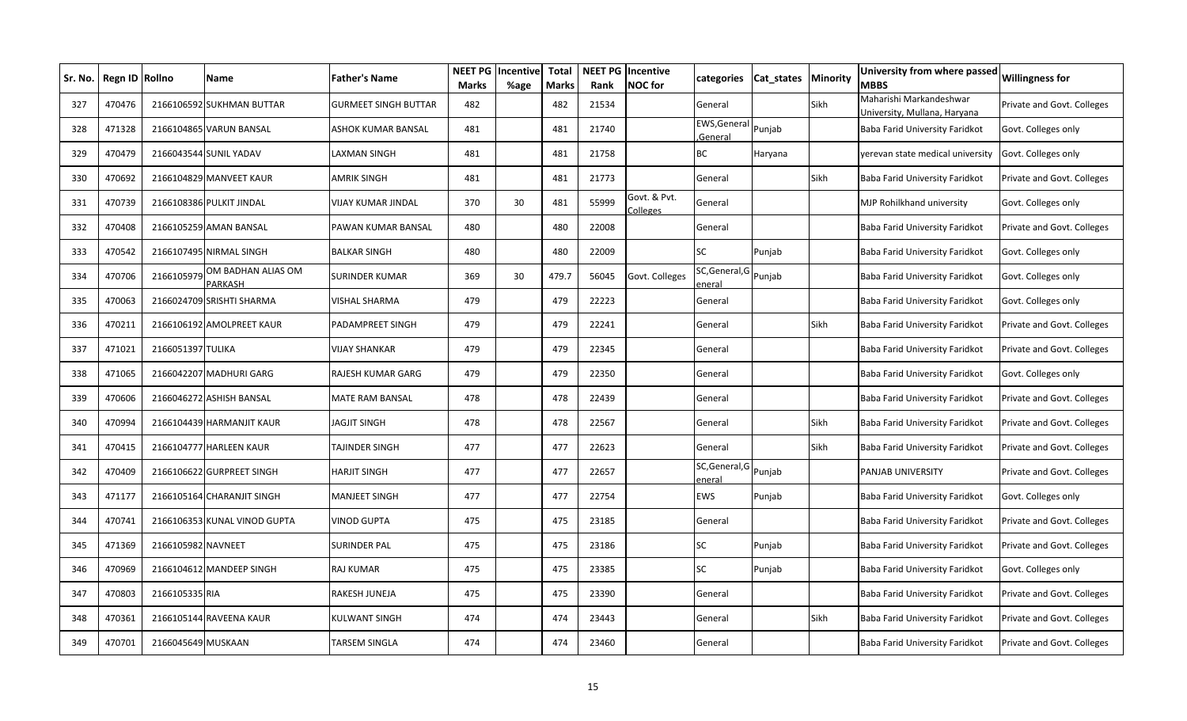| Sr. No. | Regn ID | Rollno | Name | Father's Name | NEET PG Marks | Incentive %age | Total Marks | NEET PG Rank | Incentive NOC for | categories | Cat_states | Minority | University from where passed MBBS | Willingness for |
|---|---|---|---|---|---|---|---|---|---|---|---|---|---|---|
| 327 | 470476 | 2166106592 | SUKHMAN BUTTAR | GURMEET SINGH BUTTAR | 482 | | 482 | 21534 | | General | | Sikh | Maharishi Markandeshwar University, Mullana, Haryana | Private and Govt. Colleges |
| 328 | 471328 | 2166104865 | VARUN BANSAL | ASHOK KUMAR BANSAL | 481 | | 481 | 21740 | | EWS,General,General | Punjab | | Baba Farid University Faridkot | Govt. Colleges only |
| 329 | 470479 | 2166043544 | SUNIL YADAV | LAXMAN SINGH | 481 | | 481 | 21758 | | BC | Haryana | | yerevan state medical university | Govt. Colleges only |
| 330 | 470692 | 2166104829 | MANVEET KAUR | AMRIK SINGH | 481 | | 481 | 21773 | | General | | Sikh | Baba Farid University Faridkot | Private and Govt. Colleges |
| 331 | 470739 | 2166108386 | PULKIT JINDAL | VIJAY KUMAR JINDAL | 370 | 30 | 481 | 55999 | Govt. & Pvt. Colleges | General | | | MJP Rohilkhand university | Govt. Colleges only |
| 332 | 470408 | 2166105259 | AMAN BANSAL | PAWAN KUMAR BANSAL | 480 | | 480 | 22008 | | General | | | Baba Farid University Faridkot | Private and Govt. Colleges |
| 333 | 470542 | 2166107495 | NIRMAL SINGH | BALKAR SINGH | 480 | | 480 | 22009 | | SC | Punjab | | Baba Farid University Faridkot | Govt. Colleges only |
| 334 | 470706 | 2166105979 | OM BADHAN ALIAS OM PARKASH | SURINDER KUMAR | 369 | 30 | 479.7 | 56045 | Govt. Colleges | SC,General,General | Punjab | | Baba Farid University Faridkot | Govt. Colleges only |
| 335 | 470063 | 2166024709 | SRISHTI SHARMA | VISHAL SHARMA | 479 | | 479 | 22223 | | General | | | Baba Farid University Faridkot | Govt. Colleges only |
| 336 | 470211 | 2166106192 | AMOLPREET KAUR | PADAMPREET SINGH | 479 | | 479 | 22241 | | General | | Sikh | Baba Farid University Faridkot | Private and Govt. Colleges |
| 337 | 471021 | 2166051397 | TULIKA | VIJAY SHANKAR | 479 | | 479 | 22345 | | General | | | Baba Farid University Faridkot | Private and Govt. Colleges |
| 338 | 471065 | 2166042207 | MADHURI GARG | RAJESH KUMAR GARG | 479 | | 479 | 22350 | | General | | | Baba Farid University Faridkot | Govt. Colleges only |
| 339 | 470606 | 2166046272 | ASHISH BANSAL | MATE RAM BANSAL | 478 | | 478 | 22439 | | General | | | Baba Farid University Faridkot | Private and Govt. Colleges |
| 340 | 470994 | 2166104439 | HARMANJIT KAUR | JAGJIT SINGH | 478 | | 478 | 22567 | | General | | Sikh | Baba Farid University Faridkot | Private and Govt. Colleges |
| 341 | 470415 | 2166104777 | HARLEEN KAUR | TAJINDER SINGH | 477 | | 477 | 22623 | | General | | Sikh | Baba Farid University Faridkot | Private and Govt. Colleges |
| 342 | 470409 | 2166106622 | GURPREET SINGH | HARJIT SINGH | 477 | | 477 | 22657 | | SC,General,General | Punjab | | PANJAB UNIVERSITY | Private and Govt. Colleges |
| 343 | 471177 | 2166105164 | CHARANJIT SINGH | MANJEET SINGH | 477 | | 477 | 22754 | | EWS | Punjab | | Baba Farid University Faridkot | Govt. Colleges only |
| 344 | 470741 | 2166106353 | KUNAL VINOD GUPTA | VINOD GUPTA | 475 | | 475 | 23185 | | General | | | Baba Farid University Faridkot | Private and Govt. Colleges |
| 345 | 471369 | 2166105982 | NAVNEET | SURINDER PAL | 475 | | 475 | 23186 | | SC | Punjab | | Baba Farid University Faridkot | Private and Govt. Colleges |
| 346 | 470969 | 2166104612 | MANDEEP SINGH | RAJ KUMAR | 475 | | 475 | 23385 | | SC | Punjab | | Baba Farid University Faridkot | Govt. Colleges only |
| 347 | 470803 | 2166105335 | RIA | RAKESH JUNEJA | 475 | | 475 | 23390 | | General | | | Baba Farid University Faridkot | Private and Govt. Colleges |
| 348 | 470361 | 2166105144 | RAVEENA KAUR | KULWANT SINGH | 474 | | 474 | 23443 | | General | | Sikh | Baba Farid University Faridkot | Private and Govt. Colleges |
| 349 | 470701 | 2166045649 | MUSKAAN | TARSEM SINGLA | 474 | | 474 | 23460 | | General | | | Baba Farid University Faridkot | Private and Govt. Colleges |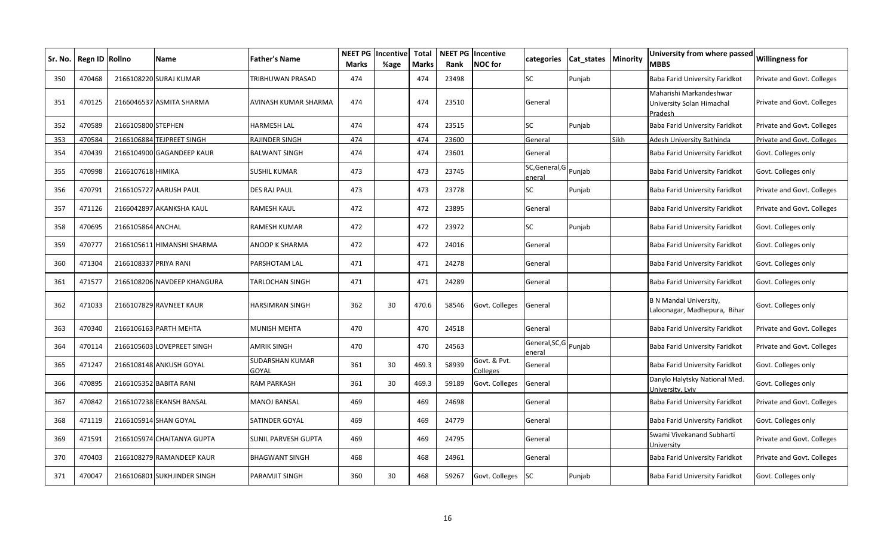| Sr. No. | Regn ID | Rollno | Name | Father's Name | NEET PG Marks | Incentive %age | Total Marks | NEET PG Rank | Incentive NOC for | categories | Cat_states | Minority | University from where passed MBBS | Willingness for |
|---|---|---|---|---|---|---|---|---|---|---|---|---|---|---|
| 350 | 470468 | 2166108220 | SURAJ KUMAR | TRIBHUWAN PRASAD | 474 | | 474 | 23498 | | SC | Punjab | | Baba Farid University Faridkot | Private and Govt. Colleges |
| 351 | 470125 | 2166046537 | ASMITA SHARMA | AVINASH KUMAR SHARMA | 474 | | 474 | 23510 | | General | | | Maharishi Markandeshwar University Solan Himachal Pradesh | Private and Govt. Colleges |
| 352 | 470589 | 2166105800 | STEPHEN | HARMESH LAL | 474 | | 474 | 23515 | | SC | Punjab | | Baba Farid University Faridkot | Private and Govt. Colleges |
| 353 | 470584 | 2166106884 | TEJPREET SINGH | RAJINDER SINGH | 474 | | 474 | 23600 | | General | | Sikh | Adesh University Bathinda | Private and Govt. Colleges |
| 354 | 470439 | 2166104900 | GAGANDEEP KAUR | BALWANT SINGH | 474 | | 474 | 23601 | | General | | | Baba Farid University Faridkot | Govt. Colleges only |
| 355 | 470998 | 2166107618 | HIMIKA | SUSHIL KUMAR | 473 | | 473 | 23745 | | SC,General,General | Punjab | | Baba Farid University Faridkot | Govt. Colleges only |
| 356 | 470791 | 2166105727 | AARUSH PAUL | DES RAJ PAUL | 473 | | 473 | 23778 | | SC | Punjab | | Baba Farid University Faridkot | Private and Govt. Colleges |
| 357 | 471126 | 2166042897 | AKANKSHA KAUL | RAMESH KAUL | 472 | | 472 | 23895 | | General | | | Baba Farid University Faridkot | Private and Govt. Colleges |
| 358 | 470695 | 2166105864 | ANCHAL | RAMESH KUMAR | 472 | | 472 | 23972 | | SC | Punjab | | Baba Farid University Faridkot | Govt. Colleges only |
| 359 | 470777 | 2166105611 | HIMANSHI SHARMA | ANOOP K SHARMA | 472 | | 472 | 24016 | | General | | | Baba Farid University Faridkot | Govt. Colleges only |
| 360 | 471304 | 2166108337 | PRIYA RANI | PARSHOTAM LAL | 471 | | 471 | 24278 | | General | | | Baba Farid University Faridkot | Govt. Colleges only |
| 361 | 471577 | 2166108206 | NAVDEEP KHANGURA | TARLOCHAN SINGH | 471 | | 471 | 24289 | | General | | | Baba Farid University Faridkot | Govt. Colleges only |
| 362 | 471033 | 2166107829 | RAVNEET KAUR | HARSIMRAN SINGH | 362 | 30 | 470.6 | 58546 | Govt. Colleges | General | | | B N Mandal University, Laloonagar, Madhepura, Bihar | Govt. Colleges only |
| 363 | 470340 | 2166106163 | PARTH MEHTA | MUNISH MEHTA | 470 | | 470 | 24518 | | General | | | Baba Farid University Faridkot | Private and Govt. Colleges |
| 364 | 470114 | 2166105603 | LOVEPREET SINGH | AMRIK SINGH | 470 | | 470 | 24563 | | General,SC,General | Punjab | | Baba Farid University Faridkot | Private and Govt. Colleges |
| 365 | 471247 | 2166108148 | ANKUSH GOYAL | SUDARSHAN KUMAR GOYAL | 361 | 30 | 469.3 | 58939 | Govt. & Pvt. Colleges | General | | | Baba Farid University Faridkot | Govt. Colleges only |
| 366 | 470895 | 2166105352 | BABITA RANI | RAM PARKASH | 361 | 30 | 469.3 | 59189 | Govt. Colleges | General | | | Danylo Halytsky National Med. University, Lviv | Govt. Colleges only |
| 367 | 470842 | 2166107238 | EKANSH BANSAL | MANOJ BANSAL | 469 | | 469 | 24698 | | General | | | Baba Farid University Faridkot | Private and Govt. Colleges |
| 368 | 471119 | 2166105914 | SHAN GOYAL | SATINDER GOYAL | 469 | | 469 | 24779 | | General | | | Baba Farid University Faridkot | Govt. Colleges only |
| 369 | 471591 | 2166105974 | CHAITANYA GUPTA | SUNIL PARVESH GUPTA | 469 | | 469 | 24795 | | General | | | Swami Vivekanand Subharti University | Private and Govt. Colleges |
| 370 | 470403 | 2166108279 | RAMANDEEP KAUR | BHAGWANT SINGH | 468 | | 468 | 24961 | | General | | | Baba Farid University Faridkot | Private and Govt. Colleges |
| 371 | 470047 | 2166106801 | SUKHJINDER SINGH | PARAMJIT SINGH | 360 | 30 | 468 | 59267 | Govt. Colleges | SC | Punjab | | Baba Farid University Faridkot | Govt. Colleges only |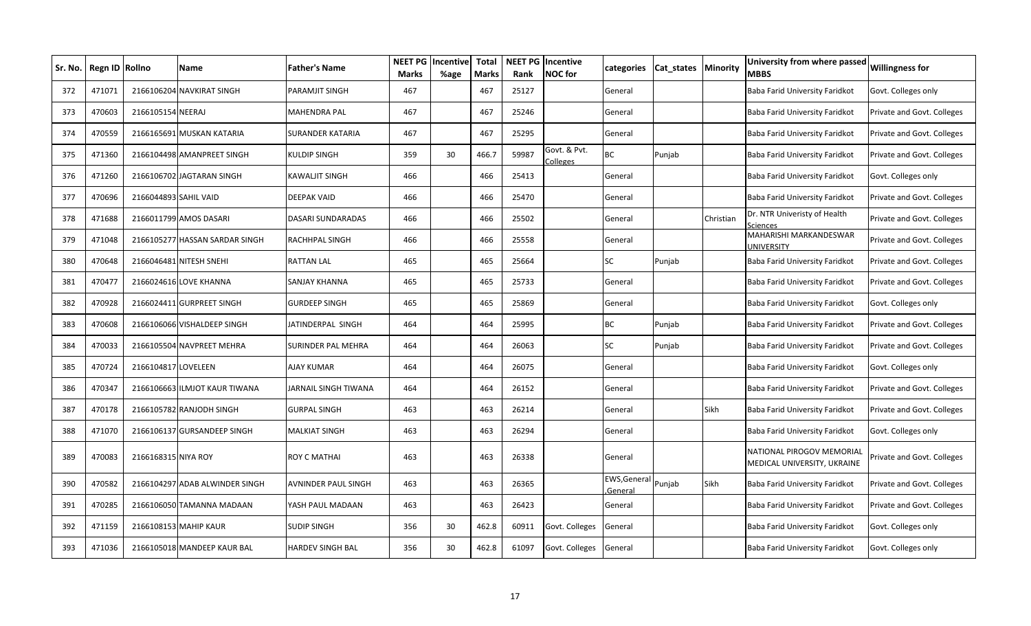| Sr. No. | Regn ID | Rollno | Name | Father's Name | NEET PG Marks | Incentive %age | Total Marks | NEET PG Rank | Incentive NOC for | categories | Cat_states | Minority | University from where passed MBBS | Willingness for |
|---|---|---|---|---|---|---|---|---|---|---|---|---|---|---|
| 372 | 471071 | 2166106204 | NAVKIRAT SINGH | PARAMJIT SINGH | 467 | | 467 | 25127 | | General | | | Baba Farid University Faridkot | Govt. Colleges only |
| 373 | 470603 | 2166105154 | NEERAJ | MAHENDRA PAL | 467 | | 467 | 25246 | | General | | | Baba Farid University Faridkot | Private and Govt. Colleges |
| 374 | 470559 | 2166165691 | MUSKAN KATARIA | SURANDER KATARIA | 467 | | 467 | 25295 | | General | | | Baba Farid University Faridkot | Private and Govt. Colleges |
| 375 | 471360 | 2166104498 | AMANPREET SINGH | KULDIP SINGH | 359 | 30 | 466.7 | 59987 | Govt. & Pvt. Colleges | BC | Punjab | | Baba Farid University Faridkot | Private and Govt. Colleges |
| 376 | 471260 | 2166106702 | JAGTARAN SINGH | KAWALJIT SINGH | 466 | | 466 | 25413 | | General | | | Baba Farid University Faridkot | Govt. Colleges only |
| 377 | 470696 | 2166044893 | SAHIL VAID | DEEPAK VAID | 466 | | 466 | 25470 | | General | | | Baba Farid University Faridkot | Private and Govt. Colleges |
| 378 | 471688 | 2166011799 | AMOS DASARI | DASARI SUNDARADAS | 466 | | 466 | 25502 | | General | | Christian | Dr. NTR Univeristy of Health Sciences | Private and Govt. Colleges |
| 379 | 471048 | 2166105277 | HASSAN SARDAR SINGH | RACHHPAL SINGH | 466 | | 466 | 25558 | | General | | | MAHARISHI MARKANDESWAR UNIVERSITY | Private and Govt. Colleges |
| 380 | 470648 | 2166046481 | NITESH SNEHI | RATTAN LAL | 465 | | 465 | 25664 | | SC | Punjab | | Baba Farid University Faridkot | Private and Govt. Colleges |
| 381 | 470477 | 2166024616 | LOVE KHANNA | SANJAY KHANNA | 465 | | 465 | 25733 | | General | | | Baba Farid University Faridkot | Private and Govt. Colleges |
| 382 | 470928 | 2166024411 | GURPREET SINGH | GURDEEP SINGH | 465 | | 465 | 25869 | | General | | | Baba Farid University Faridkot | Govt. Colleges only |
| 383 | 470608 | 2166106066 | VISHALDEEP SINGH | JATINDERPAL SINGH | 464 | | 464 | 25995 | | BC | Punjab | | Baba Farid University Faridkot | Private and Govt. Colleges |
| 384 | 470033 | 2166105504 | NAVPREET MEHRA | SURINDER PAL MEHRA | 464 | | 464 | 26063 | | SC | Punjab | | Baba Farid University Faridkot | Private and Govt. Colleges |
| 385 | 470724 | 2166104817 | LOVELEEN | AJAY KUMAR | 464 | | 464 | 26075 | | General | | | Baba Farid University Faridkot | Govt. Colleges only |
| 386 | 470347 | 2166106663 | ILMJOT KAUR TIWANA | JARNAIL SINGH TIWANA | 464 | | 464 | 26152 | | General | | | Baba Farid University Faridkot | Private and Govt. Colleges |
| 387 | 470178 | 2166105782 | RANJODH SINGH | GURPAL SINGH | 463 | | 463 | 26214 | | General | | Sikh | Baba Farid University Faridkot | Private and Govt. Colleges |
| 388 | 471070 | 2166106137 | GURSANDEEP SINGH | MALKIAT SINGH | 463 | | 463 | 26294 | | General | | | Baba Farid University Faridkot | Govt. Colleges only |
| 389 | 470083 | 2166168315 | NIYA ROY | ROY C MATHAI | 463 | | 463 | 26338 | | General | | | NATIONAL PIROGOV MEMORIAL MEDICAL UNIVERSITY, UKRAINE | Private and Govt. Colleges |
| 390 | 470582 | 2166104297 | ADAB ALWINDER SINGH | AVNINDER PAUL SINGH | 463 | | 463 | 26365 | | EWS,General ,General | Punjab | Sikh | Baba Farid University Faridkot | Private and Govt. Colleges |
| 391 | 470285 | 2166106050 | TAMANNA MADAAN | YASH PAUL MADAAN | 463 | | 463 | 26423 | | General | | | Baba Farid University Faridkot | Private and Govt. Colleges |
| 392 | 471159 | 2166108153 | MAHIP KAUR | SUDIP SINGH | 356 | 30 | 462.8 | 60911 | Govt. Colleges | General | | | Baba Farid University Faridkot | Govt. Colleges only |
| 393 | 471036 | 2166105018 | MANDEEP KAUR BAL | HARDEV SINGH BAL | 356 | 30 | 462.8 | 61097 | Govt. Colleges | General | | | Baba Farid University Faridkot | Govt. Colleges only |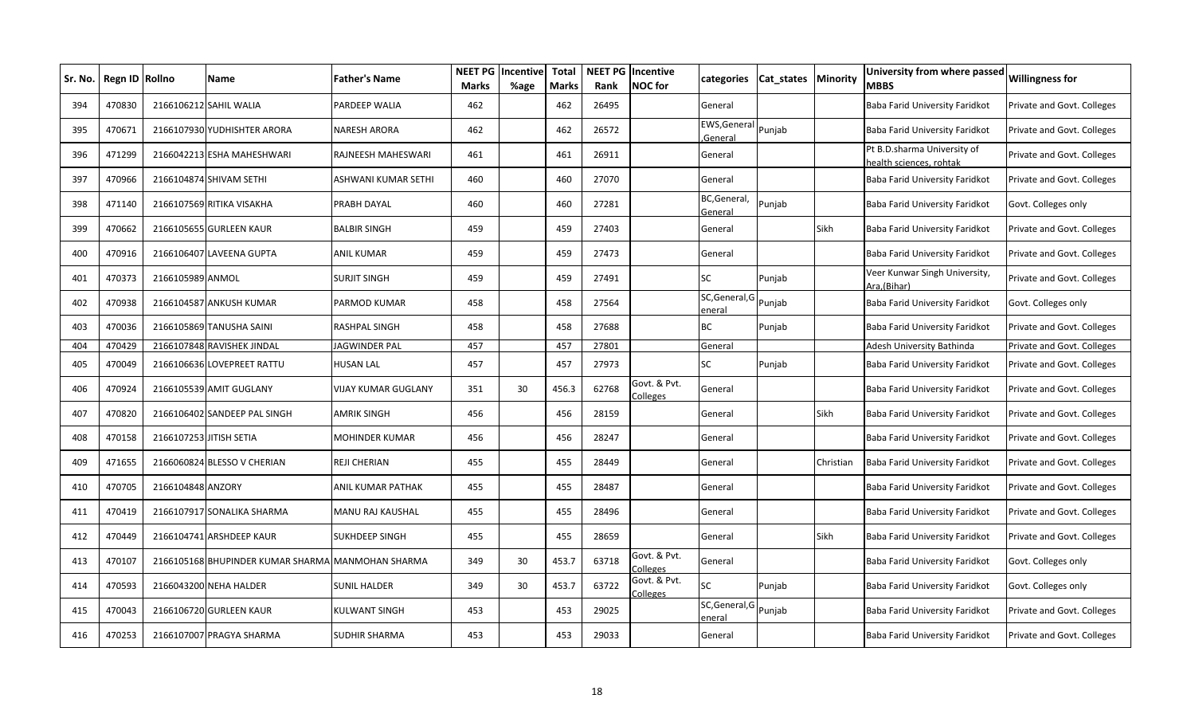| Sr. No. | Regn ID | Rollno | Name | Father's Name | NEET PG Marks | Incentive %age | Total Marks | NEET PG Rank | Incentive NOC for | categories | Cat_states | Minority | University from where passed MBBS | Willingness for |
|---|---|---|---|---|---|---|---|---|---|---|---|---|---|---|
| 394 | 470830 | 2166106212 | SAHIL WALIA | PARDEEP WALIA | 462 | | 462 | 26495 | | General | | | Baba Farid University Faridkot | Private and Govt. Colleges |
| 395 | 470671 | 2166107930 | YUDHISHTER ARORA | NARESH ARORA | 462 | | 462 | 26572 | | EWS,General,General | Punjab | | Baba Farid University Faridkot | Private and Govt. Colleges |
| 396 | 471299 | 2166042213 | ESHA MAHESHWARI | RAJNEESH MAHESWARI | 461 | | 461 | 26911 | | General | | | Pt B.D.sharma University of health sciences, rohtak | Private and Govt. Colleges |
| 397 | 470966 | 2166104874 | SHIVAM SETHI | ASHWANI KUMAR SETHI | 460 | | 460 | 27070 | | General | | | Baba Farid University Faridkot | Private and Govt. Colleges |
| 398 | 471140 | 2166107569 | RITIKA VISAKHA | PRABH DAYAL | 460 | | 460 | 27281 | | BC,General,General | Punjab | | Baba Farid University Faridkot | Govt. Colleges only |
| 399 | 470662 | 2166105655 | GURLEEN KAUR | BALBIR SINGH | 459 | | 459 | 27403 | | General | | Sikh | Baba Farid University Faridkot | Private and Govt. Colleges |
| 400 | 470916 | 2166106407 | LAVEENA GUPTA | ANIL KUMAR | 459 | | 459 | 27473 | | General | | | Baba Farid University Faridkot | Private and Govt. Colleges |
| 401 | 470373 | 2166105989 | ANMOL | SURJIT SINGH | 459 | | 459 | 27491 | | SC | Punjab | | Veer Kunwar Singh University, Ara,(Bihar) | Private and Govt. Colleges |
| 402 | 470938 | 2166104587 | ANKUSH KUMAR | PARMOD KUMAR | 458 | | 458 | 27564 | | SC,General,General | Punjab | | Baba Farid University Faridkot | Govt. Colleges only |
| 403 | 470036 | 2166105869 | TANUSHA SAINI | RASHPAL SINGH | 458 | | 458 | 27688 | | BC | Punjab | | Baba Farid University Faridkot | Private and Govt. Colleges |
| 404 | 470429 | 2166107848 | RAVISHEK JINDAL | JAGWINDER PAL | 457 | | 457 | 27801 | | General | | | Adesh University Bathinda | Private and Govt. Colleges |
| 405 | 470049 | 2166106636 | LOVEPREET RATTU | HUSAN LAL | 457 | | 457 | 27973 | | SC | Punjab | | Baba Farid University Faridkot | Private and Govt. Colleges |
| 406 | 470924 | 2166105539 | AMIT GUGLANY | VIJAY KUMAR GUGLANY | 351 | 30 | 456.3 | 62768 | Govt. & Pvt. Colleges | General | | | Baba Farid University Faridkot | Private and Govt. Colleges |
| 407 | 470820 | 2166106402 | SANDEEP PAL SINGH | AMRIK SINGH | 456 | | 456 | 28159 | | General | | Sikh | Baba Farid University Faridkot | Private and Govt. Colleges |
| 408 | 470158 | 2166107253 | JITISH SETIA | MOHINDER KUMAR | 456 | | 456 | 28247 | | General | | | Baba Farid University Faridkot | Private and Govt. Colleges |
| 409 | 471655 | 2166060824 | BLESSO V CHERIAN | REJI CHERIAN | 455 | | 455 | 28449 | | General | | Christian | Baba Farid University Faridkot | Private and Govt. Colleges |
| 410 | 470705 | 2166104848 | ANZORY | ANIL KUMAR PATHAK | 455 | | 455 | 28487 | | General | | | Baba Farid University Faridkot | Private and Govt. Colleges |
| 411 | 470419 | 2166107917 | SONALIKA SHARMA | MANU RAJ KAUSHAL | 455 | | 455 | 28496 | | General | | | Baba Farid University Faridkot | Private and Govt. Colleges |
| 412 | 470449 | 2166104741 | ARSHDEEP KAUR | SUKHDEEP SINGH | 455 | | 455 | 28659 | | General | | Sikh | Baba Farid University Faridkot | Private and Govt. Colleges |
| 413 | 470107 | 2166105168 | BHUPINDER KUMAR SHARMA | MANMOHAN SHARMA | 349 | 30 | 453.7 | 63718 | Govt. & Pvt. Colleges | General | | | Baba Farid University Faridkot | Govt. Colleges only |
| 414 | 470593 | 2166043200 | NEHA HALDER | SUNIL HALDER | 349 | 30 | 453.7 | 63722 | Govt. & Pvt. Colleges | SC | Punjab | | Baba Farid University Faridkot | Govt. Colleges only |
| 415 | 470043 | 2166106720 | GURLEEN KAUR | KULWANT SINGH | 453 | | 453 | 29025 | | SC,General,General | Punjab | | Baba Farid University Faridkot | Private and Govt. Colleges |
| 416 | 470253 | 2166107007 | PRAGYA SHARMA | SUDHIR SHARMA | 453 | | 453 | 29033 | | General | | | Baba Farid University Faridkot | Private and Govt. Colleges |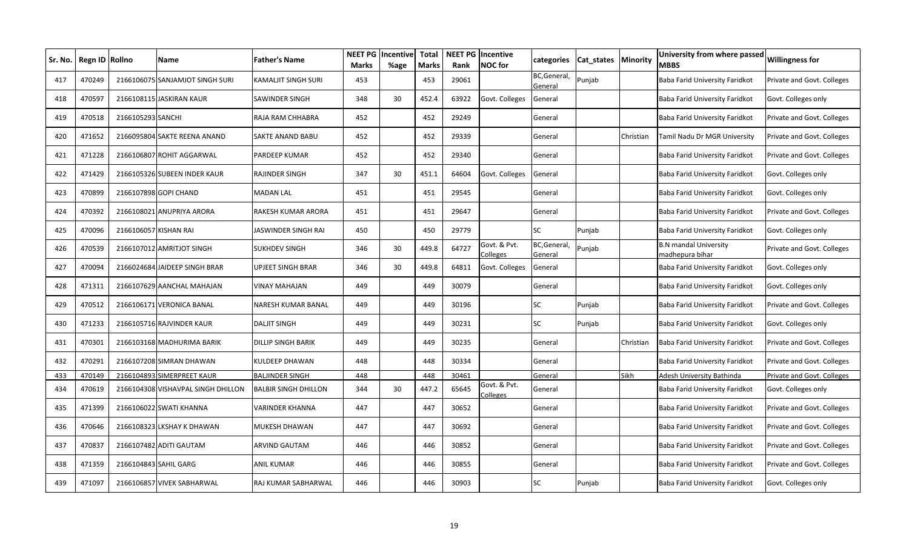| Sr. No. | Regn ID | Rollno | Name | Father's Name | NEET PG Marks | Incentive %age | Total Marks | NEET PG Rank | Incentive NOC for | categories | Cat_states | Minority | University from where passed MBBS | Willingness for |
|---|---|---|---|---|---|---|---|---|---|---|---|---|---|---|
| 417 | 470249 | 2166106075 | SANJAMJOT SINGH SURI | KAMALJIT SINGH SURI | 453 | | 453 | 29061 | | BC,General, General | Punjab | | Baba Farid University Faridkot | Private and Govt. Colleges |
| 418 | 470597 | 2166108115 | JASKIRAN KAUR | SAWINDER SINGH | 348 | 30 | 452.4 | 63922 | Govt. Colleges | General | | | Baba Farid University Faridkot | Govt. Colleges only |
| 419 | 470518 | 2166105293 | SANCHI | RAJA RAM CHHABRA | 452 | | 452 | 29249 | | General | | | Baba Farid University Faridkot | Private and Govt. Colleges |
| 420 | 471652 | 2166095804 | SAKTE REENA ANAND | SAKTE ANAND BABU | 452 | | 452 | 29339 | | General | | Christian | Tamil Nadu Dr MGR University | Private and Govt. Colleges |
| 421 | 471228 | 2166106807 | ROHIT AGGARWAL | PARDEEP KUMAR | 452 | | 452 | 29340 | | General | | | Baba Farid University Faridkot | Private and Govt. Colleges |
| 422 | 471429 | 2166105326 | SUBEEN INDER KAUR | RAJINDER SINGH | 347 | 30 | 451.1 | 64604 | Govt. Colleges | General | | | Baba Farid University Faridkot | Govt. Colleges only |
| 423 | 470899 | 2166107898 | GOPI CHAND | MADAN LAL | 451 | | 451 | 29545 | | General | | | Baba Farid University Faridkot | Govt. Colleges only |
| 424 | 470392 | 2166108021 | ANUPRIYA ARORA | RAKESH KUMAR ARORA | 451 | | 451 | 29647 | | General | | | Baba Farid University Faridkot | Private and Govt. Colleges |
| 425 | 470096 | 2166106057 | KISHAN RAI | JASWINDER SINGH RAI | 450 | | 450 | 29779 | | SC | Punjab | | Baba Farid University Faridkot | Govt. Colleges only |
| 426 | 470539 | 2166107012 | AMRITJOT SINGH | SUKHDEV SINGH | 346 | 30 | 449.8 | 64727 | Govt. & Pvt. Colleges | BC,General, General | Punjab | | B.N mandal University madhepura bihar | Private and Govt. Colleges |
| 427 | 470094 | 2166024684 | JAIDEEP SINGH BRAR | UPJEET SINGH BRAR | 346 | 30 | 449.8 | 64811 | Govt. Colleges | General | | | Baba Farid University Faridkot | Govt. Colleges only |
| 428 | 471311 | 2166107629 | AANCHAL MAHAJAN | VINAY MAHAJAN | 449 | | 449 | 30079 | | General | | | Baba Farid University Faridkot | Govt. Colleges only |
| 429 | 470512 | 2166106171 | VERONICA BANAL | NARESH KUMAR BANAL | 449 | | 449 | 30196 | | SC | Punjab | | Baba Farid University Faridkot | Private and Govt. Colleges |
| 430 | 471233 | 2166105716 | RAJVINDER KAUR | DALJIT SINGH | 449 | | 449 | 30231 | | SC | Punjab | | Baba Farid University Faridkot | Govt. Colleges only |
| 431 | 470301 | 2166103168 | MADHURIMA BARIK | DILLIP SINGH BARIK | 449 | | 449 | 30235 | | General | | Christian | Baba Farid University Faridkot | Private and Govt. Colleges |
| 432 | 470291 | 2166107208 | SIMRAN DHAWAN | KULDEEP DHAWAN | 448 | | 448 | 30334 | | General | | | Baba Farid University Faridkot | Private and Govt. Colleges |
| 433 | 470149 | 2166104893 | SIMERPREET KAUR | BALJINDER SINGH | 448 | | 448 | 30461 | | General | | Sikh | Adesh University Bathinda | Private and Govt. Colleges |
| 434 | 470619 | 2166104308 | VISHAVPAL SINGH DHILLON | BALBIR SINGH DHILLON | 344 | 30 | 447.2 | 65645 | Govt. & Pvt. Colleges | General | | | Baba Farid University Faridkot | Govt. Colleges only |
| 435 | 471399 | 2166106022 | SWATI KHANNA | VARINDER KHANNA | 447 | | 447 | 30652 | | General | | | Baba Farid University Faridkot | Private and Govt. Colleges |
| 436 | 470646 | 2166108323 | LKSHAY K DHAWAN | MUKESH DHAWAN | 447 | | 447 | 30692 | | General | | | Baba Farid University Faridkot | Private and Govt. Colleges |
| 437 | 470837 | 2166107482 | ADITI GAUTAM | ARVIND GAUTAM | 446 | | 446 | 30852 | | General | | | Baba Farid University Faridkot | Private and Govt. Colleges |
| 438 | 471359 | 2166104843 | SAHIL GARG | ANIL KUMAR | 446 | | 446 | 30855 | | General | | | Baba Farid University Faridkot | Private and Govt. Colleges |
| 439 | 471097 | 2166106857 | VIVEK SABHARWAL | RAJ KUMAR SABHARWAL | 446 | | 446 | 30903 | | SC | Punjab | | Baba Farid University Faridkot | Govt. Colleges only |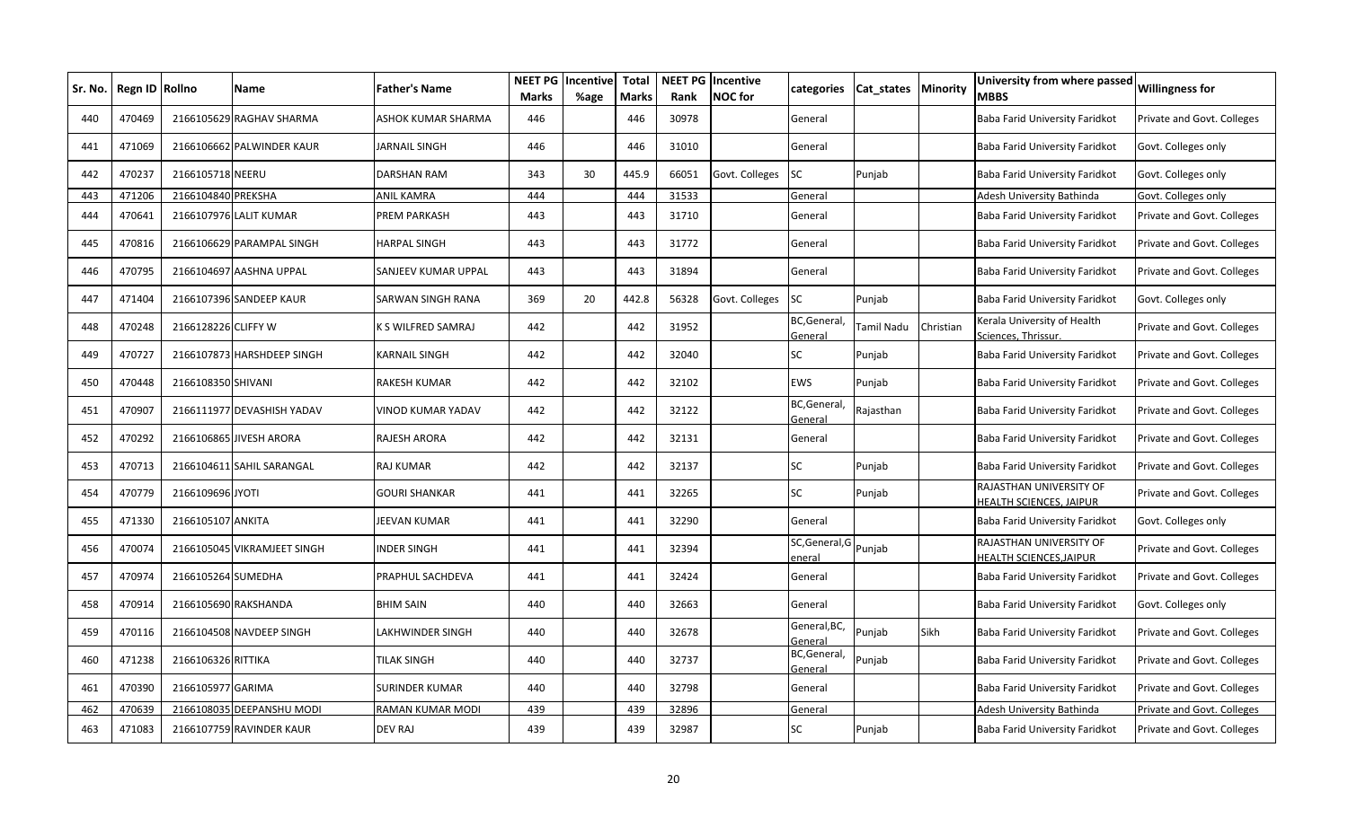| Sr. No. | Regn ID | Rollno | Name | Father's Name | NEET PG Marks | Incentive %age | Total Marks | NEET PG Rank | Incentive NOC for | categories | Cat_states | Minority | University from where passed MBBS | Willingness for |
|---|---|---|---|---|---|---|---|---|---|---|---|---|---|---|
| 440 | 470469 | 2166105629 | RAGHAV SHARMA | ASHOK KUMAR SHARMA | 446 | | 446 | 30978 | | General | | | Baba Farid University Faridkot | Private and Govt. Colleges |
| 441 | 471069 | 2166106662 | PALWINDER KAUR | JARNAIL SINGH | 446 | | 446 | 31010 | | General | | | Baba Farid University Faridkot | Govt. Colleges only |
| 442 | 470237 | 2166105718 | NEERU | DARSHAN RAM | 343 | 30 | 445.9 | 66051 | Govt. Colleges | SC | Punjab | | Baba Farid University Faridkot | Govt. Colleges only |
| 443 | 471206 | 2166104840 | PREKSHA | ANIL KAMRA | 444 | | 444 | 31533 | | General | | | Adesh University Bathinda | Govt. Colleges only |
| 444 | 470641 | 2166107976 | LALIT KUMAR | PREM PARKASH | 443 | | 443 | 31710 | | General | | | Baba Farid University Faridkot | Private and Govt. Colleges |
| 445 | 470816 | 2166106629 | PARAMPAL SINGH | HARPAL SINGH | 443 | | 443 | 31772 | | General | | | Baba Farid University Faridkot | Private and Govt. Colleges |
| 446 | 470795 | 2166104697 | AASHNA UPPAL | SANJEEV KUMAR UPPAL | 443 | | 443 | 31894 | | General | | | Baba Farid University Faridkot | Private and Govt. Colleges |
| 447 | 471404 | 2166107396 | SANDEEP KAUR | SARWAN SINGH RANA | 369 | 20 | 442.8 | 56328 | Govt. Colleges | SC | Punjab | | Baba Farid University Faridkot | Govt. Colleges only |
| 448 | 470248 | 2166128226 | CLIFFY W | K S WILFRED SAMRAJ | 442 | | 442 | 31952 | | BC,General, General | Tamil Nadu | Christian | Kerala University of Health Sciences, Thrissur. | Private and Govt. Colleges |
| 449 | 470727 | 2166107873 | HARSHDEEP SINGH | KARNAIL SINGH | 442 | | 442 | 32040 | | SC | Punjab | | Baba Farid University Faridkot | Private and Govt. Colleges |
| 450 | 470448 | 2166108350 | SHIVANI | RAKESH KUMAR | 442 | | 442 | 32102 | | EWS | Punjab | | Baba Farid University Faridkot | Private and Govt. Colleges |
| 451 | 470907 | 2166111977 | DEVASHISH YADAV | VINOD KUMAR YADAV | 442 | | 442 | 32122 | | BC,General, General | Rajasthan | | Baba Farid University Faridkot | Private and Govt. Colleges |
| 452 | 470292 | 2166106865 | JIVESH ARORA | RAJESH ARORA | 442 | | 442 | 32131 | | General | | | Baba Farid University Faridkot | Private and Govt. Colleges |
| 453 | 470713 | 2166104611 | SAHIL SARANGAL | RAJ KUMAR | 442 | | 442 | 32137 | | SC | Punjab | | Baba Farid University Faridkot | Private and Govt. Colleges |
| 454 | 470779 | 2166109696 | JYOTI | GOURI SHANKAR | 441 | | 441 | 32265 | | SC | Punjab | | RAJASTHAN UNIVERSITY OF HEALTH SCIENCES, JAIPUR | Private and Govt. Colleges |
| 455 | 471330 | 2166105107 | ANKITA | JEEVAN KUMAR | 441 | | 441 | 32290 | | General | | | Baba Farid University Faridkot | Govt. Colleges only |
| 456 | 470074 | 2166105045 | VIKRAMJEET SINGH | INDER SINGH | 441 | | 441 | 32394 | | SC,General,General | Punjab | | RAJASTHAN UNIVERSITY OF HEALTH SCIENCES,JAIPUR | Private and Govt. Colleges |
| 457 | 470974 | 2166105264 | SUMEDHA | PRAPHUL SACHDEVA | 441 | | 441 | 32424 | | General | | | Baba Farid University Faridkot | Private and Govt. Colleges |
| 458 | 470914 | 2166105690 | RAKSHANDA | BHIM SAIN | 440 | | 440 | 32663 | | General | | | Baba Farid University Faridkot | Govt. Colleges only |
| 459 | 470116 | 2166104508 | NAVDEEP SINGH | LAKHWINDER SINGH | 440 | | 440 | 32678 | | General,BC, General | Punjab | Sikh | Baba Farid University Faridkot | Private and Govt. Colleges |
| 460 | 471238 | 2166106326 | RITTIKA | TILAK SINGH | 440 | | 440 | 32737 | | BC,General, General | Punjab | | Baba Farid University Faridkot | Private and Govt. Colleges |
| 461 | 470390 | 2166105977 | GARIMA | SURINDER KUMAR | 440 | | 440 | 32798 | | General | | | Baba Farid University Faridkot | Private and Govt. Colleges |
| 462 | 470639 | 2166108035 | DEEPANSHU MODI | RAMAN KUMAR MODI | 439 | | 439 | 32896 | | General | | | Adesh University Bathinda | Private and Govt. Colleges |
| 463 | 471083 | 2166107759 | RAVINDER KAUR | DEV RAJ | 439 | | 439 | 32987 | | SC | Punjab | | Baba Farid University Faridkot | Private and Govt. Colleges |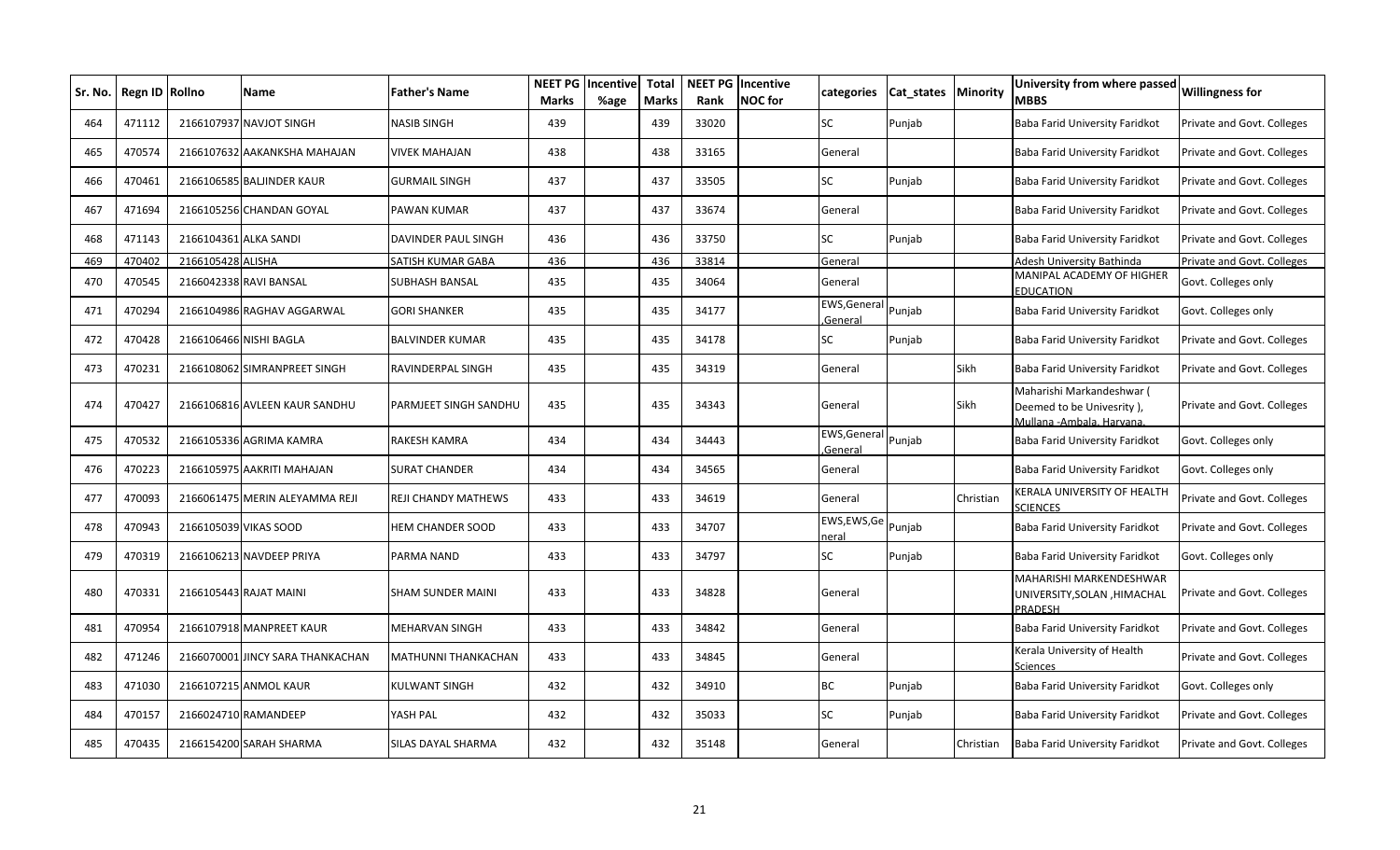| Sr. No. | Regn ID | Rollno | Name | Father's Name | NEET PG Marks | Incentive %age | Total Marks | NEET PG Rank | Incentive NOC for | categories | Cat_states | Minority | University from where passed MBBS | Willingness for |
|---|---|---|---|---|---|---|---|---|---|---|---|---|---|---|
| 464 | 471112 | 2166107937 | NAVJOT SINGH | NASIB SINGH | 439 | | 439 | 33020 | | SC | Punjab | | Baba Farid University Faridkot | Private and Govt. Colleges |
| 465 | 470574 | 2166107632 | AAKANKSHA MAHAJAN | VIVEK MAHAJAN | 438 | | 438 | 33165 | | General | | | Baba Farid University Faridkot | Private and Govt. Colleges |
| 466 | 470461 | 2166106585 | BALJINDER KAUR | GURMAIL SINGH | 437 | | 437 | 33505 | | SC | Punjab | | Baba Farid University Faridkot | Private and Govt. Colleges |
| 467 | 471694 | 2166105256 | CHANDAN GOYAL | PAWAN KUMAR | 437 | | 437 | 33674 | | General | | | Baba Farid University Faridkot | Private and Govt. Colleges |
| 468 | 471143 | 2166104361 | ALKA SANDI | DAVINDER PAUL SINGH | 436 | | 436 | 33750 | | SC | Punjab | | Baba Farid University Faridkot | Private and Govt. Colleges |
| 469 | 470402 | 2166105428 | ALISHA | SATISH KUMAR GABA | 436 | | 436 | 33814 | | General | | | Adesh University Bathinda | Private and Govt. Colleges |
| 470 | 470545 | 2166042338 | RAVI BANSAL | SUBHASH BANSAL | 435 | | 435 | 34064 | | General | | | MANIPAL ACADEMY OF HIGHER EDUCATION | Govt. Colleges only |
| 471 | 470294 | 2166104986 | RAGHAV AGGARWAL | GORI SHANKER | 435 | | 435 | 34177 | | EWS,General ,General | Punjab | | Baba Farid University Faridkot | Govt. Colleges only |
| 472 | 470428 | 2166106466 | NISHI BAGLA | BALVINDER KUMAR | 435 | | 435 | 34178 | | SC | Punjab | | Baba Farid University Faridkot | Private and Govt. Colleges |
| 473 | 470231 | 2166108062 | SIMRANPREET SINGH | RAVINDERPAL SINGH | 435 | | 435 | 34319 | | General | | Sikh | Baba Farid University Faridkot | Private and Govt. Colleges |
| 474 | 470427 | 2166106816 | AVLEEN KAUR SANDHU | PARMJEET SINGH SANDHU | 435 | | 435 | 34343 | | General | | Sikh | Maharishi Markandeshwar ( Deemed to be Univesrity ), Mullana -Ambala, Haryana. | Private and Govt. Colleges |
| 475 | 470532 | 2166105336 | AGRIMA KAMRA | RAKESH KAMRA | 434 | | 434 | 34443 | | EWS,General ,General | Punjab | | Baba Farid University Faridkot | Govt. Colleges only |
| 476 | 470223 | 2166105975 | AAKRITI MAHAJAN | SURAT CHANDER | 434 | | 434 | 34565 | | General | | | Baba Farid University Faridkot | Govt. Colleges only |
| 477 | 470093 | 2166061475 | MERIN ALEYAMMA REJI | REJI CHANDY MATHEWS | 433 | | 433 | 34619 | | General | | Christian | KERALA UNIVERSITY OF HEALTH SCIENCES | Private and Govt. Colleges |
| 478 | 470943 | 2166105039 | VIKAS SOOD | HEM CHANDER SOOD | 433 | | 433 | 34707 | | EWS,EWS,General | Punjab | | Baba Farid University Faridkot | Private and Govt. Colleges |
| 479 | 470319 | 2166106213 | NAVDEEP PRIYA | PARMA NAND | 433 | | 433 | 34797 | | SC | Punjab | | Baba Farid University Faridkot | Govt. Colleges only |
| 480 | 470331 | 2166105443 | RAJAT MAINI | SHAM SUNDER MAINI | 433 | | 433 | 34828 | | General | | | MAHARISHI MARKENDESHWAR UNIVERSITY,SOLAN ,HIMACHAL PRADESH | Private and Govt. Colleges |
| 481 | 470954 | 2166107918 | MANPREET KAUR | MEHARVAN SINGH | 433 | | 433 | 34842 | | General | | | Baba Farid University Faridkot | Private and Govt. Colleges |
| 482 | 471246 | 2166070001 | JINCY SARA THANKACHAN | MATHUNNI THANKACHAN | 433 | | 433 | 34845 | | General | | | Kerala University of Health Sciences | Private and Govt. Colleges |
| 483 | 471030 | 2166107215 | ANMOL KAUR | KULWANT SINGH | 432 | | 432 | 34910 | | BC | Punjab | | Baba Farid University Faridkot | Govt. Colleges only |
| 484 | 470157 | 2166024710 | RAMANDEEP | YASH PAL | 432 | | 432 | 35033 | | SC | Punjab | | Baba Farid University Faridkot | Private and Govt. Colleges |
| 485 | 470435 | 2166154200 | SARAH SHARMA | SILAS DAYAL SHARMA | 432 | | 432 | 35148 | | General | | Christian | Baba Farid University Faridkot | Private and Govt. Colleges |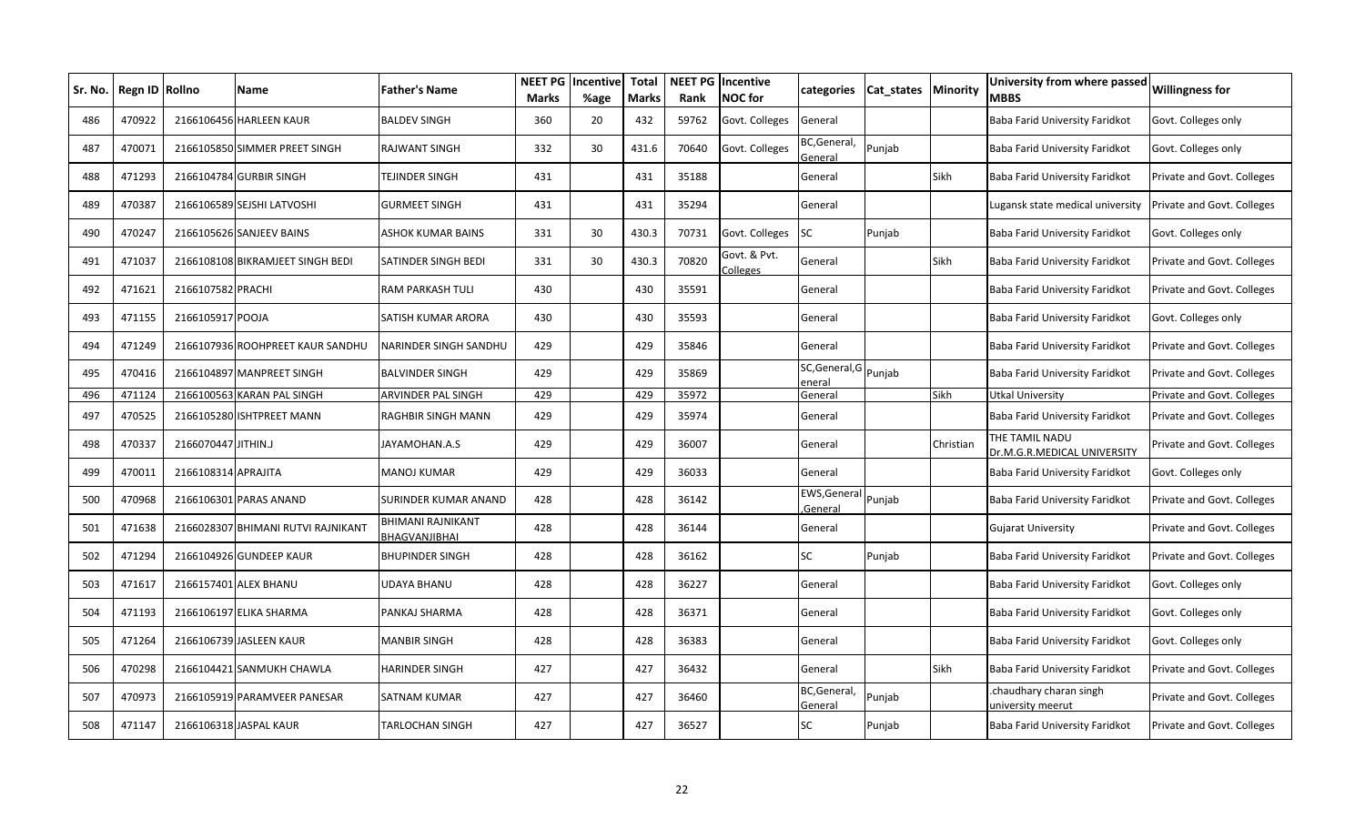| Sr. No. | Regn ID | Rollno | Name | Father's Name | NEET PG Marks | Incentive %age | Total Marks | NEET PG Rank | Incentive NOC for | categories | Cat_states | Minority | University from where passed MBBS | Willingness for |
|---|---|---|---|---|---|---|---|---|---|---|---|---|---|---|
| 486 | 470922 | 2166106456 | HARLEEN KAUR | BALDEV SINGH | 360 | 20 | 432 | 59762 | Govt. Colleges | General | | | Baba Farid University Faridkot | Govt. Colleges only |
| 487 | 470071 | 2166105850 | SIMMER PREET SINGH | RAJWANT SINGH | 332 | 30 | 431.6 | 70640 | Govt. Colleges | BC,General, General | Punjab | | Baba Farid University Faridkot | Govt. Colleges only |
| 488 | 471293 | 2166104784 | GURBIR SINGH | TEJINDER SINGH | 431 | | 431 | 35188 | | General | | Sikh | Baba Farid University Faridkot | Private and Govt. Colleges |
| 489 | 470387 | 2166106589 | SEJSHI LATVOSHI | GURMEET SINGH | 431 | | 431 | 35294 | | General | | | Lugansk state medical university | Private and Govt. Colleges |
| 490 | 470247 | 2166105626 | SANJEEV BAINS | ASHOK KUMAR BAINS | 331 | 30 | 430.3 | 70731 | Govt. Colleges | SC | Punjab | | Baba Farid University Faridkot | Govt. Colleges only |
| 491 | 471037 | 2166108108 | BIKRAMJEET SINGH BEDI | SATINDER SINGH BEDI | 331 | 30 | 430.3 | 70820 | Govt. & Pvt. Colleges | General | | Sikh | Baba Farid University Faridkot | Private and Govt. Colleges |
| 492 | 471621 | 2166107582 | PRACHI | RAM PARKASH TULI | 430 | | 430 | 35591 | | General | | | Baba Farid University Faridkot | Private and Govt. Colleges |
| 493 | 471155 | 2166105917 | POOJA | SATISH KUMAR ARORA | 430 | | 430 | 35593 | | General | | | Baba Farid University Faridkot | Govt. Colleges only |
| 494 | 471249 | 2166107936 | ROOHPREET KAUR SANDHU | NARINDER SINGH SANDHU | 429 | | 429 | 35846 | | General | | | Baba Farid University Faridkot | Private and Govt. Colleges |
| 495 | 470416 | 2166104897 | MANPREET SINGH | BALVINDER SINGH | 429 | | 429 | 35869 | | SC,General,General | Punjab | | Baba Farid University Faridkot | Private and Govt. Colleges |
| 496 | 471124 | 2166100563 | KARAN PAL SINGH | ARVINDER PAL SINGH | 429 | | 429 | 35972 | | General | | Sikh | Utkal University | Private and Govt. Colleges |
| 497 | 470525 | 2166105280 | ISHTPREET MANN | RAGHBIR SINGH MANN | 429 | | 429 | 35974 | | General | | | Baba Farid University Faridkot | Private and Govt. Colleges |
| 498 | 470337 | 2166070447 | JITHIN.J | JAYAMOHAN.A.S | 429 | | 429 | 36007 | | General | | Christian | THE TAMIL NADU Dr.M.G.R.MEDICAL UNIVERSITY | Private and Govt. Colleges |
| 499 | 470011 | 2166108314 | APRAJITA | MANOJ KUMAR | 429 | | 429 | 36033 | | General | | | Baba Farid University Faridkot | Govt. Colleges only |
| 500 | 470968 | 2166106301 | PARAS ANAND | SURINDER KUMAR ANAND | 428 | | 428 | 36142 | | EWS,General ,General | Punjab | | Baba Farid University Faridkot | Private and Govt. Colleges |
| 501 | 471638 | 2166028307 | BHIMANI RUTVI RAJNIKANT | BHIMANI RAJNIKANT BHAGVANJIBHAI | 428 | | 428 | 36144 | | General | | | Gujarat University | Private and Govt. Colleges |
| 502 | 471294 | 2166104926 | GUNDEEP KAUR | BHUPINDER SINGH | 428 | | 428 | 36162 | | SC | Punjab | | Baba Farid University Faridkot | Private and Govt. Colleges |
| 503 | 471617 | 2166157401 | ALEX BHANU | UDAYA BHANU | 428 | | 428 | 36227 | | General | | | Baba Farid University Faridkot | Govt. Colleges only |
| 504 | 471193 | 2166106197 | ELIKA SHARMA | PANKAJ SHARMA | 428 | | 428 | 36371 | | General | | | Baba Farid University Faridkot | Govt. Colleges only |
| 505 | 471264 | 2166106739 | JASLEEN KAUR | MANBIR SINGH | 428 | | 428 | 36383 | | General | | | Baba Farid University Faridkot | Govt. Colleges only |
| 506 | 470298 | 2166104421 | SANMUKH CHAWLA | HARINDER SINGH | 427 | | 427 | 36432 | | General | | Sikh | Baba Farid University Faridkot | Private and Govt. Colleges |
| 507 | 470973 | 2166105919 | PARAMVEER PANESAR | SATNAM KUMAR | 427 | | 427 | 36460 | | BC,General, General | Punjab | | .chaudhary charan singh university meerut | Private and Govt. Colleges |
| 508 | 471147 | 2166106318 | JASPAL KAUR | TARLOCHAN SINGH | 427 | | 427 | 36527 | | SC | Punjab | | Baba Farid University Faridkot | Private and Govt. Colleges |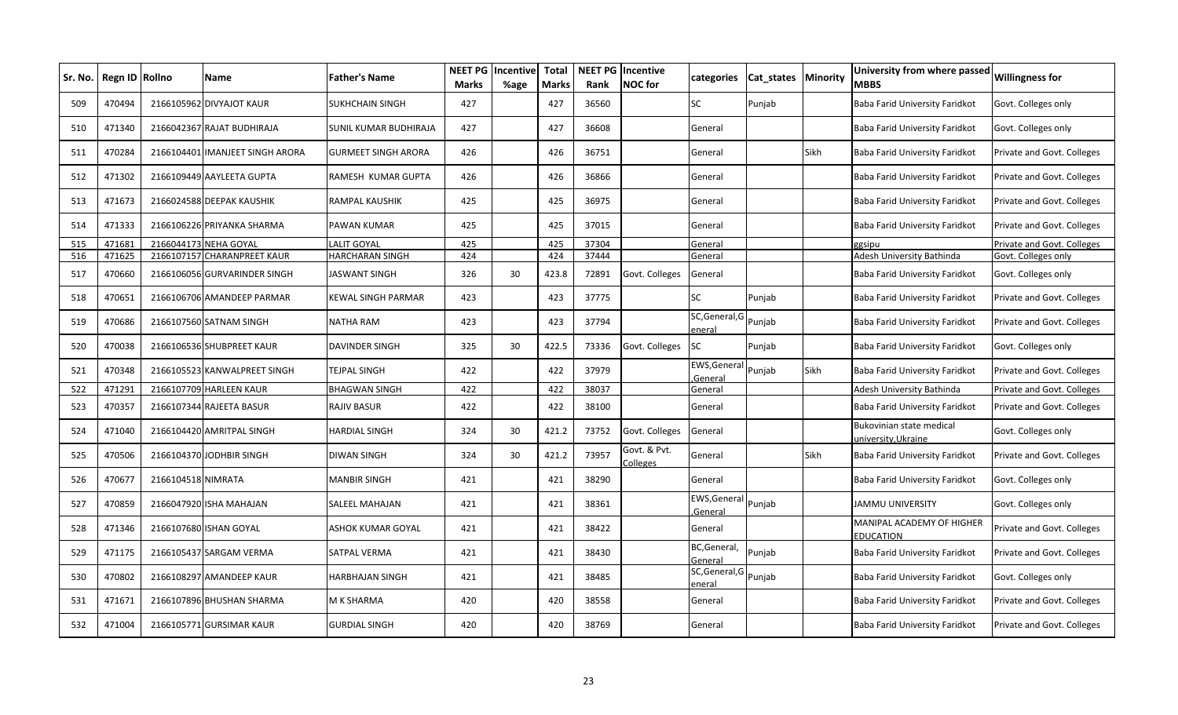| Sr. No. | Regn ID | Rollno | Name | Father's Name | NEET PG Marks | Incentive %age | Total Marks | NEET PG Rank | Incentive NOC for | categories | Cat_states | Minority | University from where passed MBBS | Willingness for |
|---|---|---|---|---|---|---|---|---|---|---|---|---|---|---|
| 509 | 470494 | 2166105962 | DIVYAJOT KAUR | SUKHCHAIN SINGH | 427 | | 427 | 36560 | | SC | Punjab | | Baba Farid University Faridkot | Govt. Colleges only |
| 510 | 471340 | 2166042367 | RAJAT BUDHIRAJA | SUNIL KUMAR BUDHIRAJA | 427 | | 427 | 36608 | | General | | | Baba Farid University Faridkot | Govt. Colleges only |
| 511 | 470284 | 2166104401 | IMANJEET SINGH ARORA | GURMEET SINGH ARORA | 426 | | 426 | 36751 | | General | | Sikh | Baba Farid University Faridkot | Private and Govt. Colleges |
| 512 | 471302 | 2166109449 | AAYLEETA GUPTA | RAMESH KUMAR GUPTA | 426 | | 426 | 36866 | | General | | | Baba Farid University Faridkot | Private and Govt. Colleges |
| 513 | 471673 | 2166024588 | DEEPAK KAUSHIK | RAMPAL KAUSHIK | 425 | | 425 | 36975 | | General | | | Baba Farid University Faridkot | Private and Govt. Colleges |
| 514 | 471333 | 2166106226 | PRIYANKA SHARMA | PAWAN KUMAR | 425 | | 425 | 37015 | | General | | | Baba Farid University Faridkot | Private and Govt. Colleges |
| 515 | 471681 | 2166044173 | NEHA GOYAL | LALIT GOYAL | 425 | | 425 | 37304 | | General | | | ggsipu | Private and Govt. Colleges |
| 516 | 471625 | 2166107157 | CHARANPREET KAUR | HARCHARAN SINGH | 424 | | 424 | 37444 | | General | | | Adesh University Bathinda | Govt. Colleges only |
| 517 | 470660 | 2166106056 | GURVARINDER SINGH | JASWANT SINGH | 326 | 30 | 423.8 | 72891 | Govt. Colleges | General | | | Baba Farid University Faridkot | Govt. Colleges only |
| 518 | 470651 | 2166106706 | AMANDEEP PARMAR | KEWAL SINGH PARMAR | 423 | | 423 | 37775 | | SC | Punjab | | Baba Farid University Faridkot | Private and Govt. Colleges |
| 519 | 470686 | 2166107560 | SATNAM SINGH | NATHA RAM | 423 | | 423 | 37794 | | SC,General,General | Punjab | | Baba Farid University Faridkot | Private and Govt. Colleges |
| 520 | 470038 | 2166106536 | SHUBPREET KAUR | DAVINDER SINGH | 325 | 30 | 422.5 | 73336 | Govt. Colleges | SC | Punjab | | Baba Farid University Faridkot | Govt. Colleges only |
| 521 | 470348 | 2166105523 | KANWALPREET SINGH | TEJPAL SINGH | 422 | | 422 | 37979 | | EWS,General,General | Punjab | Sikh | Baba Farid University Faridkot | Private and Govt. Colleges |
| 522 | 471291 | 2166107709 | HARLEEN KAUR | BHAGWAN SINGH | 422 | | 422 | 38037 | | General | | | Adesh University Bathinda | Private and Govt. Colleges |
| 523 | 470357 | 2166107344 | RAJEETA BASUR | RAJIV BASUR | 422 | | 422 | 38100 | | General | | | Baba Farid University Faridkot | Private and Govt. Colleges |
| 524 | 471040 | 2166104420 | AMRITPAL SINGH | HARDIAL SINGH | 324 | 30 | 421.2 | 73752 | Govt. Colleges | General | | | Bukovinian state medical university,Ukraine | Govt. Colleges only |
| 525 | 470506 | 2166104370 | JODHBIR SINGH | DIWAN SINGH | 324 | 30 | 421.2 | 73957 | Govt. & Pvt. Colleges | General | | Sikh | Baba Farid University Faridkot | Private and Govt. Colleges |
| 526 | 470677 | 2166104518 | NIMRATA | MANBIR SINGH | 421 | | 421 | 38290 | | General | | | Baba Farid University Faridkot | Govt. Colleges only |
| 527 | 470859 | 2166047920 | ISHA MAHAJAN | SALEEL MAHAJAN | 421 | | 421 | 38361 | | EWS,General,General | Punjab | | JAMMU UNIVERSITY | Govt. Colleges only |
| 528 | 471346 | 2166107680 | ISHAN GOYAL | ASHOK KUMAR GOYAL | 421 | | 421 | 38422 | | General | | | MANIPAL ACADEMY OF HIGHER EDUCATION | Private and Govt. Colleges |
| 529 | 471175 | 2166105437 | SARGAM VERMA | SATPAL VERMA | 421 | | 421 | 38430 | | BC,General,General | Punjab | | Baba Farid University Faridkot | Private and Govt. Colleges |
| 530 | 470802 | 2166108297 | AMANDEEP KAUR | HARBHAJAN SINGH | 421 | | 421 | 38485 | | SC,General,General | Punjab | | Baba Farid University Faridkot | Govt. Colleges only |
| 531 | 471671 | 2166107896 | BHUSHAN SHARMA | M K SHARMA | 420 | | 420 | 38558 | | General | | | Baba Farid University Faridkot | Private and Govt. Colleges |
| 532 | 471004 | 2166105771 | GURSIMAR KAUR | GURDIAL SINGH | 420 | | 420 | 38769 | | General | | | Baba Farid University Faridkot | Private and Govt. Colleges |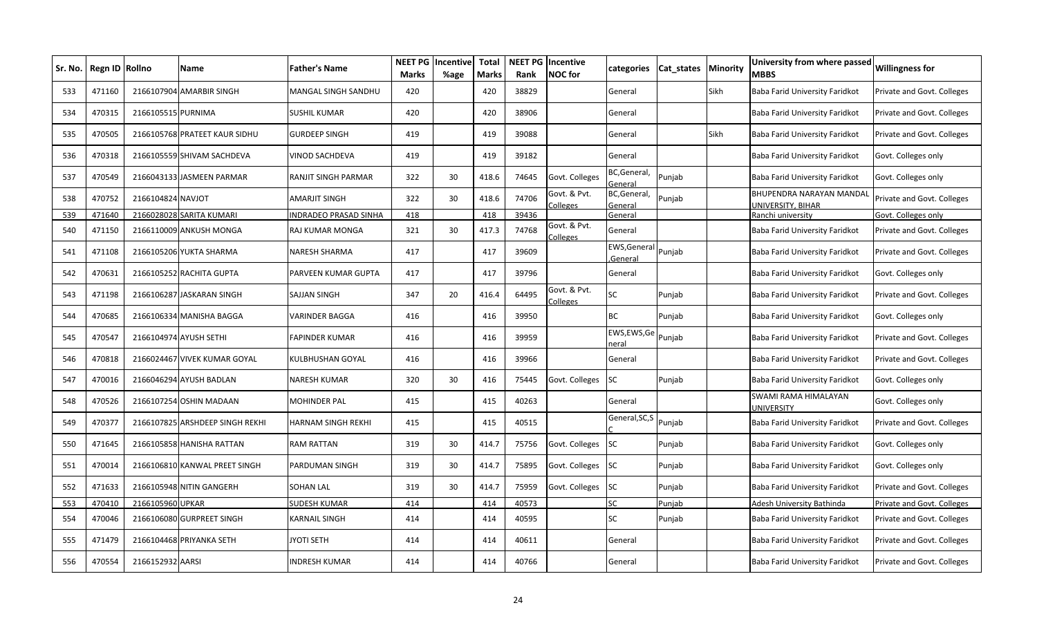| Sr. No. | Regn ID | Rollno | Name | Father's Name | NEET PG Marks | Incentive %age | Total Marks | NEET PG Rank | Incentive NOC for | categories | Cat_states | Minority | University from where passed MBBS | Willingness for |
|---|---|---|---|---|---|---|---|---|---|---|---|---|---|---|
| 533 | 471160 | 2166107904 | AMARBIR SINGH | MANGAL SINGH SANDHU | 420 | | 420 | 38829 | | General | | Sikh | Baba Farid University Faridkot | Private and Govt. Colleges |
| 534 | 470315 | 2166105515 | PURNIMA | SUSHIL KUMAR | 420 | | 420 | 38906 | | General | | | Baba Farid University Faridkot | Private and Govt. Colleges |
| 535 | 470505 | 2166105768 | PRATEET KAUR SIDHU | GURDEEP SINGH | 419 | | 419 | 39088 | | General | | Sikh | Baba Farid University Faridkot | Private and Govt. Colleges |
| 536 | 470318 | 2166105559 | SHIVAM SACHDEVA | VINOD SACHDEVA | 419 | | 419 | 39182 | | General | | | Baba Farid University Faridkot | Govt. Colleges only |
| 537 | 470549 | 2166043133 | JASMEEN PARMAR | RANJIT SINGH PARMAR | 322 | 30 | 418.6 | 74645 | Govt. Colleges | BC,General,General | Punjab | | Baba Farid University Faridkot | Govt. Colleges only |
| 538 | 470752 | 2166104824 | NAVJOT | AMARJIT SINGH | 322 | 30 | 418.6 | 74706 | Govt. & Pvt. Colleges | BC,General,General | Punjab | | BHUPENDRA NARAYAN MANDAL UNIVERSITY, BIHAR | Private and Govt. Colleges |
| 539 | 471640 | 2166028028 | SARITA KUMARI | INDRADEO PRASAD SINHA | 418 | | 418 | 39436 | | General | | | Ranchi university | Govt. Colleges only |
| 540 | 471150 | 2166110009 | ANKUSH MONGA | RAJ KUMAR MONGA | 321 | 30 | 417.3 | 74768 | Govt. & Pvt. Colleges | General | | | Baba Farid University Faridkot | Private and Govt. Colleges |
| 541 | 471108 | 2166105206 | YUKTA SHARMA | NARESH SHARMA | 417 | | 417 | 39609 | | EWS,General,General | Punjab | | Baba Farid University Faridkot | Private and Govt. Colleges |
| 542 | 470631 | 2166105252 | RACHITA GUPTA | PARVEEN KUMAR GUPTA | 417 | | 417 | 39796 | | General | | | Baba Farid University Faridkot | Govt. Colleges only |
| 543 | 471198 | 2166106287 | JASKARAN SINGH | SAJJAN SINGH | 347 | 20 | 416.4 | 64495 | Govt. & Pvt. Colleges | SC | Punjab | | Baba Farid University Faridkot | Private and Govt. Colleges |
| 544 | 470685 | 2166106334 | MANISHA BAGGA | VARINDER BAGGA | 416 | | 416 | 39950 | | BC | Punjab | | Baba Farid University Faridkot | Govt. Colleges only |
| 545 | 470547 | 2166104974 | AYUSH SETHI | FAPINDER KUMAR | 416 | | 416 | 39959 | | EWS,EWS,General | Punjab | | Baba Farid University Faridkot | Private and Govt. Colleges |
| 546 | 470818 | 2166024467 | VIVEK KUMAR GOYAL | KULBHUSHAN GOYAL | 416 | | 416 | 39966 | | General | | | Baba Farid University Faridkot | Private and Govt. Colleges |
| 547 | 470016 | 2166046294 | AYUSH BADLAN | NARESH KUMAR | 320 | 30 | 416 | 75445 | Govt. Colleges | SC | Punjab | | Baba Farid University Faridkot | Govt. Colleges only |
| 548 | 470526 | 2166107254 | OSHIN MADAAN | MOHINDER PAL | 415 | | 415 | 40263 | | General | | | SWAMI RAMA HIMALAYAN UNIVERSITY | Govt. Colleges only |
| 549 | 470377 | 2166107825 | ARSHDEEP SINGH REKHI | HARNAM SINGH REKHI | 415 | | 415 | 40515 | | General,SC,SC | Punjab | | Baba Farid University Faridkot | Private and Govt. Colleges |
| 550 | 471645 | 2166105858 | HANISHA RATTAN | RAM RATTAN | 319 | 30 | 414.7 | 75756 | Govt. Colleges | SC | Punjab | | Baba Farid University Faridkot | Govt. Colleges only |
| 551 | 470014 | 2166106810 | KANWAL PREET SINGH | PARDUMAN SINGH | 319 | 30 | 414.7 | 75895 | Govt. Colleges | SC | Punjab | | Baba Farid University Faridkot | Govt. Colleges only |
| 552 | 471633 | 2166105948 | NITIN GANGERH | SOHAN LAL | 319 | 30 | 414.7 | 75959 | Govt. Colleges | SC | Punjab | | Baba Farid University Faridkot | Private and Govt. Colleges |
| 553 | 470410 | 2166105960 | UPKAR | SUDESH KUMAR | 414 | | 414 | 40573 | | SC | Punjab | | Adesh University Bathinda | Private and Govt. Colleges |
| 554 | 470046 | 2166106080 | GURPREET SINGH | KARNAIL SINGH | 414 | | 414 | 40595 | | SC | Punjab | | Baba Farid University Faridkot | Private and Govt. Colleges |
| 555 | 471479 | 2166104468 | PRIYANKA SETH | JYOTI SETH | 414 | | 414 | 40611 | | General | | | Baba Farid University Faridkot | Private and Govt. Colleges |
| 556 | 470554 | 2166152932 | AARSI | INDRESH KUMAR | 414 | | 414 | 40766 | | General | | | Baba Farid University Faridkot | Private and Govt. Colleges |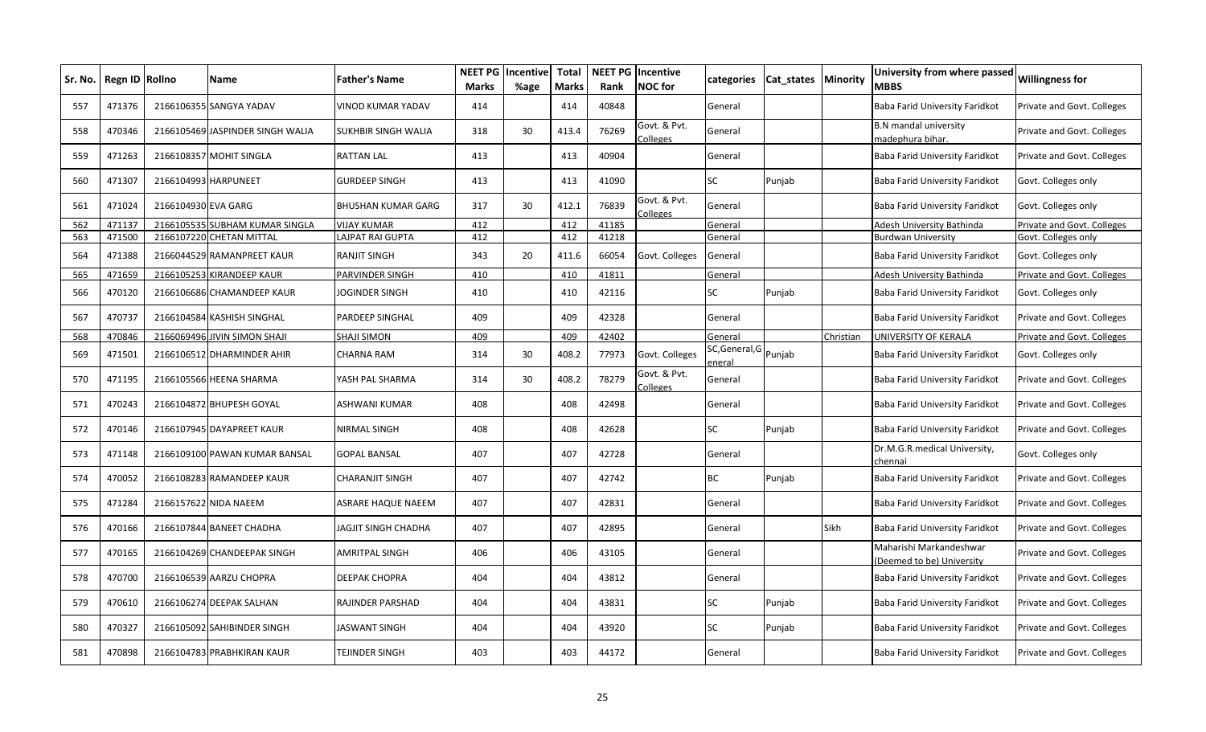| Sr. No. | Regn ID | Rollno | Name | Father's Name | NEET PG Marks | Incentive %age | Total Marks | NEET PG Rank | Incentive NOC for | categories | Cat_states | Minority | University from where passed MBBS | Willingness for |
|---|---|---|---|---|---|---|---|---|---|---|---|---|---|---|
| 557 | 471376 | 2166106355 | SANGYA YADAV | VINOD KUMAR YADAV | 414 | | 414 | 40848 | | General | | | Baba Farid University Faridkot | Private and Govt. Colleges |
| 558 | 470346 | 2166105469 | JASPINDER SINGH WALIA | SUKHBIR SINGH WALIA | 318 | 30 | 413.4 | 76269 | Govt. & Pvt. Colleges | General | | | B.N mandal university madephura bihar. | Private and Govt. Colleges |
| 559 | 471263 | 2166108357 | MOHIT SINGLA | RATTAN LAL | 413 | | 413 | 40904 | | General | | | Baba Farid University Faridkot | Private and Govt. Colleges |
| 560 | 471307 | 2166104993 | HARPUNEET | GURDEEP SINGH | 413 | | 413 | 41090 | | SC | Punjab | | Baba Farid University Faridkot | Govt. Colleges only |
| 561 | 471024 | 2166104930 | EVA GARG | BHUSHAN KUMAR GARG | 317 | 30 | 412.1 | 76839 | Govt. & Pvt. Colleges | General | | | Baba Farid University Faridkot | Govt. Colleges only |
| 562 | 471137 | 2166105535 | SUBHAM KUMAR SINGLA | VIJAY KUMAR | 412 | | 412 | 41185 | | General | | | Adesh University Bathinda | Private and Govt. Colleges |
| 563 | 471500 | 2166107220 | CHETAN MITTAL | LAJPAT RAI GUPTA | 412 | | 412 | 41218 | | General | | | Burdwan University | Govt. Colleges only |
| 564 | 471388 | 2166044529 | RAMANPREET KAUR | RANJIT SINGH | 343 | 20 | 411.6 | 66054 | Govt. Colleges | General | | | Baba Farid University Faridkot | Govt. Colleges only |
| 565 | 471659 | 2166105253 | KIRANDEEP KAUR | PARVINDER SINGH | 410 | | 410 | 41811 | | General | | | Adesh University Bathinda | Private and Govt. Colleges |
| 566 | 470120 | 2166106686 | CHAMANDEEP KAUR | JOGINDER SINGH | 410 | | 410 | 42116 | | SC | Punjab | | Baba Farid University Faridkot | Govt. Colleges only |
| 567 | 470737 | 2166104584 | KASHISH SINGHAL | PARDEEP SINGHAL | 409 | | 409 | 42328 | | General | | | Baba Farid University Faridkot | Private and Govt. Colleges |
| 568 | 470846 | 2166069496 | JIVIN SIMON SHAJI | SHAJI SIMON | 409 | | 409 | 42402 | | General | | Christian | UNIVERSITY OF KERALA | Private and Govt. Colleges |
| 569 | 471501 | 2166106512 | DHARMINDER AHIR | CHARNA RAM | 314 | 30 | 408.2 | 77973 | Govt. Colleges | SC,General,General | Punjab | | Baba Farid University Faridkot | Govt. Colleges only |
| 570 | 471195 | 2166105566 | HEENA SHARMA | YASH PAL SHARMA | 314 | 30 | 408.2 | 78279 | Govt. & Pvt. Colleges | General | | | Baba Farid University Faridkot | Private and Govt. Colleges |
| 571 | 470243 | 2166104872 | BHUPESH GOYAL | ASHWANI KUMAR | 408 | | 408 | 42498 | | General | | | Baba Farid University Faridkot | Private and Govt. Colleges |
| 572 | 470146 | 2166107945 | DAYAPREET KAUR | NIRMAL SINGH | 408 | | 408 | 42628 | | SC | Punjab | | Baba Farid University Faridkot | Private and Govt. Colleges |
| 573 | 471148 | 2166109100 | PAWAN KUMAR BANSAL | GOPAL BANSAL | 407 | | 407 | 42728 | | General | | | Dr.M.G.R.medical University, chennai | Govt. Colleges only |
| 574 | 470052 | 2166108283 | RAMANDEEP KAUR | CHARANJIT SINGH | 407 | | 407 | 42742 | | BC | Punjab | | Baba Farid University Faridkot | Private and Govt. Colleges |
| 575 | 471284 | 2166157622 | NIDA NAEEM | ASRARE HAQUE NAEEM | 407 | | 407 | 42831 | | General | | | Baba Farid University Faridkot | Private and Govt. Colleges |
| 576 | 470166 | 2166107844 | BANEET CHADHA | JAGJIT SINGH CHADHA | 407 | | 407 | 42895 | | General | | Sikh | Baba Farid University Faridkot | Private and Govt. Colleges |
| 577 | 470165 | 2166104269 | CHANDEEPAK SINGH | AMRITPAL SINGH | 406 | | 406 | 43105 | | General | | | Maharishi Markandeshwar (Deemed to be) University | Private and Govt. Colleges |
| 578 | 470700 | 2166106539 | AARZU CHOPRA | DEEPAK CHOPRA | 404 | | 404 | 43812 | | General | | | Baba Farid University Faridkot | Private and Govt. Colleges |
| 579 | 470610 | 2166106274 | DEEPAK SALHAN | RAJINDER PARSHAD | 404 | | 404 | 43831 | | SC | Punjab | | Baba Farid University Faridkot | Private and Govt. Colleges |
| 580 | 470327 | 2166105092 | SAHIBINDER SINGH | JASWANT SINGH | 404 | | 404 | 43920 | | SC | Punjab | | Baba Farid University Faridkot | Private and Govt. Colleges |
| 581 | 470898 | 2166104783 | PRABHKIRAN KAUR | TEJINDER SINGH | 403 | | 403 | 44172 | | General | | | Baba Farid University Faridkot | Private and Govt. Colleges |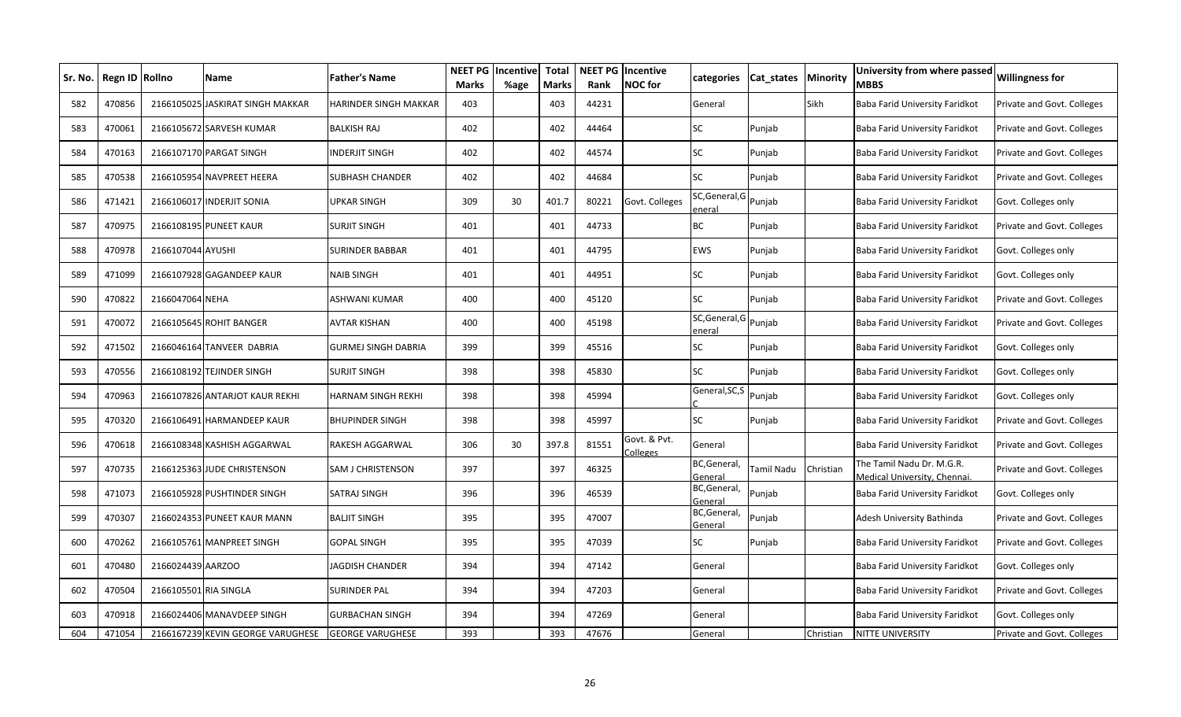| Sr. No. | Regn ID | Rollno | Name | Father's Name | NEET PG Marks | Incentive %age | Total Marks | NEET PG Rank | Incentive NOC for | categories | Cat_states | Minority | University from where passed MBBS | Willingness for |
|---|---|---|---|---|---|---|---|---|---|---|---|---|---|---|
| 582 | 470856 | 2166105025 | JASKIRAT SINGH MAKKAR | HARINDER SINGH MAKKAR | 403 | | 403 | 44231 | | General | | Sikh | Baba Farid University Faridkot | Private and Govt. Colleges |
| 583 | 470061 | 2166105672 | SARVESH KUMAR | BALKISH RAJ | 402 | | 402 | 44464 | | SC | Punjab | | Baba Farid University Faridkot | Private and Govt. Colleges |
| 584 | 470163 | 2166107170 | PARGAT SINGH | INDERJIT SINGH | 402 | | 402 | 44574 | | SC | Punjab | | Baba Farid University Faridkot | Private and Govt. Colleges |
| 585 | 470538 | 2166105954 | NAVPREET HEERA | SUBHASH CHANDER | 402 | | 402 | 44684 | | SC | Punjab | | Baba Farid University Faridkot | Private and Govt. Colleges |
| 586 | 471421 | 2166106017 | INDERJIT SONIA | UPKAR SINGH | 309 | 30 | 401.7 | 80221 | Govt. Colleges | SC,General,General | Punjab | | Baba Farid University Faridkot | Govt. Colleges only |
| 587 | 470975 | 2166108195 | PUNEET KAUR | SURJIT SINGH | 401 | | 401 | 44733 | | BC | Punjab | | Baba Farid University Faridkot | Private and Govt. Colleges |
| 588 | 470978 | 2166107044 | AYUSHI | SURINDER BABBAR | 401 | | 401 | 44795 | | EWS | Punjab | | Baba Farid University Faridkot | Govt. Colleges only |
| 589 | 471099 | 2166107928 | GAGANDEEP KAUR | NAIB SINGH | 401 | | 401 | 44951 | | SC | Punjab | | Baba Farid University Faridkot | Govt. Colleges only |
| 590 | 470822 | 2166047064 | NEHA | ASHWANI KUMAR | 400 | | 400 | 45120 | | SC | Punjab | | Baba Farid University Faridkot | Private and Govt. Colleges |
| 591 | 470072 | 2166105645 | ROHIT BANGER | AVTAR KISHAN | 400 | | 400 | 45198 | | SC,General,General | Punjab | | Baba Farid University Faridkot | Private and Govt. Colleges |
| 592 | 471502 | 2166046164 | TANVEER DABRIA | GURMEJ SINGH DABRIA | 399 | | 399 | 45516 | | SC | Punjab | | Baba Farid University Faridkot | Govt. Colleges only |
| 593 | 470556 | 2166108192 | TEJINDER SINGH | SURJIT SINGH | 398 | | 398 | 45830 | | SC | Punjab | | Baba Farid University Faridkot | Govt. Colleges only |
| 594 | 470963 | 2166107826 | ANTARJOT KAUR REKHI | HARNAM SINGH REKHI | 398 | | 398 | 45994 | | General,SC,SC | Punjab | | Baba Farid University Faridkot | Govt. Colleges only |
| 595 | 470320 | 2166106491 | HARMANDEEP KAUR | BHUPINDER SINGH | 398 | | 398 | 45997 | | SC | Punjab | | Baba Farid University Faridkot | Private and Govt. Colleges |
| 596 | 470618 | 2166108348 | KASHISH AGGARWAL | RAKESH AGGARWAL | 306 | 30 | 397.8 | 81551 | Govt. & Pvt. Colleges | General | | | Baba Farid University Faridkot | Private and Govt. Colleges |
| 597 | 470735 | 2166125363 | JUDE CHRISTENSON | SAM J CHRISTENSON | 397 | | 397 | 46325 | | BC,General,General | Tamil Nadu | Christian | The Tamil Nadu Dr. M.G.R. Medical University, Chennai. | Private and Govt. Colleges |
| 598 | 471073 | 2166105928 | PUSHTINDER SINGH | SATRAJ SINGH | 396 | | 396 | 46539 | | BC,General,General | Punjab | | Baba Farid University Faridkot | Govt. Colleges only |
| 599 | 470307 | 2166024353 | PUNEET KAUR MANN | BALJIT SINGH | 395 | | 395 | 47007 | | BC,General,General | Punjab | | Adesh University Bathinda | Private and Govt. Colleges |
| 600 | 470262 | 2166105761 | MANPREET SINGH | GOPAL SINGH | 395 | | 395 | 47039 | | SC | Punjab | | Baba Farid University Faridkot | Private and Govt. Colleges |
| 601 | 470480 | 2166024439 | AARZOO | JAGDISH CHANDER | 394 | | 394 | 47142 | | General | | | Baba Farid University Faridkot | Govt. Colleges only |
| 602 | 470504 | 2166105501 | RIA SINGLA | SURINDER PAL | 394 | | 394 | 47203 | | General | | | Baba Farid University Faridkot | Private and Govt. Colleges |
| 603 | 470918 | 2166024406 | MANAVDEEP SINGH | GURBACHAN SINGH | 394 | | 394 | 47269 | | General | | | Baba Farid University Faridkot | Govt. Colleges only |
| 604 | 471054 | 2166167239 | KEVIN GEORGE VARUGHESE | GEORGE VARUGHESE | 393 | | 393 | 47676 | | General | | Christian | NITTE UNIVERSITY | Private and Govt. Colleges |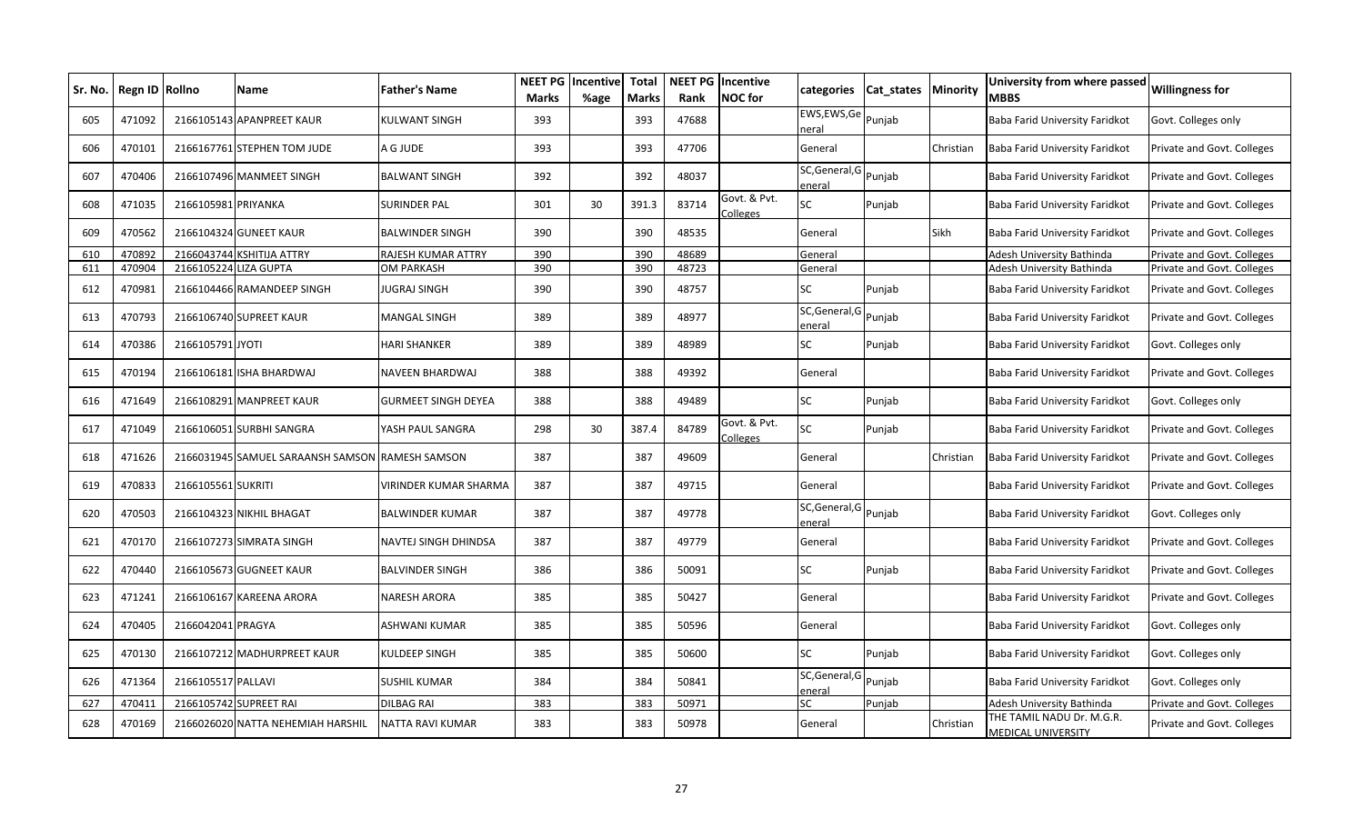| Sr. No. | Regn ID | Rollno | Name | Father's Name | NEET PG Marks | Incentive %age | Total Marks | NEET PG Rank | Incentive NOC for | categories | Cat_states | Minority | University from where passed MBBS | Willingness for |
|---|---|---|---|---|---|---|---|---|---|---|---|---|---|---|
| 605 | 471092 | 2166105143 | APANPREET KAUR | KULWANT SINGH | 393 | | 393 | 47688 | | EWS,EWS,General | Punjab | | Baba Farid University Faridkot | Govt. Colleges only |
| 606 | 470101 | 2166167761 | STEPHEN TOM JUDE | A G JUDE | 393 | | 393 | 47706 | | General | | Christian | Baba Farid University Faridkot | Private and Govt. Colleges |
| 607 | 470406 | 2166107496 | MANMEET SINGH | BALWANT SINGH | 392 | | 392 | 48037 | | SC,General,General | Punjab | | Baba Farid University Faridkot | Private and Govt. Colleges |
| 608 | 471035 | 2166105981 | PRIYANKA | SURINDER PAL | 301 | 30 | 391.3 | 83714 | Govt. & Pvt. Colleges | SC | Punjab | | Baba Farid University Faridkot | Private and Govt. Colleges |
| 609 | 470562 | 2166104324 | GUNEET KAUR | BALWINDER SINGH | 390 | | 390 | 48535 | | General | | Sikh | Baba Farid University Faridkot | Private and Govt. Colleges |
| 610 | 470892 | 2166043744 | KSHITIJA ATTRY | RAJESH KUMAR ATTRY | 390 | | 390 | 48689 | | General | | | Adesh University Bathinda | Private and Govt. Colleges |
| 611 | 470904 | 2166105224 | LIZA GUPTA | OM PARKASH | 390 | | 390 | 48723 | | General | | | Adesh University Bathinda | Private and Govt. Colleges |
| 612 | 470981 | 2166104466 | RAMANDEEP SINGH | JUGRAJ SINGH | 390 | | 390 | 48757 | | SC | Punjab | | Baba Farid University Faridkot | Private and Govt. Colleges |
| 613 | 470793 | 2166106740 | SUPREET KAUR | MANGAL SINGH | 389 | | 389 | 48977 | | SC,General,General | Punjab | | Baba Farid University Faridkot | Private and Govt. Colleges |
| 614 | 470386 | 2166105791 | JYOTI | HARI SHANKER | 389 | | 389 | 48989 | | SC | Punjab | | Baba Farid University Faridkot | Govt. Colleges only |
| 615 | 470194 | 2166106181 | ISHA BHARDWAJ | NAVEEN BHARDWAJ | 388 | | 388 | 49392 | | General | | | Baba Farid University Faridkot | Private and Govt. Colleges |
| 616 | 471649 | 2166108291 | MANPREET KAUR | GURMEET SINGH DEYEA | 388 | | 388 | 49489 | | SC | Punjab | | Baba Farid University Faridkot | Govt. Colleges only |
| 617 | 471049 | 2166106051 | SURBHI SANGRA | YASH PAUL SANGRA | 298 | 30 | 387.4 | 84789 | Govt. & Pvt. Colleges | SC | Punjab | | Baba Farid University Faridkot | Private and Govt. Colleges |
| 618 | 471626 | 2166031945 | SAMUEL SARAANSH SAMSON | RAMESH SAMSON | 387 | | 387 | 49609 | | General | | Christian | Baba Farid University Faridkot | Private and Govt. Colleges |
| 619 | 470833 | 2166105561 | SUKRITI | VIRINDER KUMAR SHARMA | 387 | | 387 | 49715 | | General | | | Baba Farid University Faridkot | Private and Govt. Colleges |
| 620 | 470503 | 2166104323 | NIKHIL BHAGAT | BALWINDER KUMAR | 387 | | 387 | 49778 | | SC,General,General | Punjab | | Baba Farid University Faridkot | Govt. Colleges only |
| 621 | 470170 | 2166107273 | SIMRATA SINGH | NAVTEJ SINGH DHINDSA | 387 | | 387 | 49779 | | General | | | Baba Farid University Faridkot | Private and Govt. Colleges |
| 622 | 470440 | 2166105673 | GUGNEET KAUR | BALVINDER SINGH | 386 | | 386 | 50091 | | SC | Punjab | | Baba Farid University Faridkot | Private and Govt. Colleges |
| 623 | 471241 | 2166106167 | KAREENA ARORA | NARESH ARORA | 385 | | 385 | 50427 | | General | | | Baba Farid University Faridkot | Private and Govt. Colleges |
| 624 | 470405 | 2166042041 | PRAGYA | ASHWANI KUMAR | 385 | | 385 | 50596 | | General | | | Baba Farid University Faridkot | Govt. Colleges only |
| 625 | 470130 | 2166107212 | MADHURPREET KAUR | KULDEEP SINGH | 385 | | 385 | 50600 | | SC | Punjab | | Baba Farid University Faridkot | Govt. Colleges only |
| 626 | 471364 | 2166105517 | PALLAVI | SUSHIL KUMAR | 384 | | 384 | 50841 | | SC,General,General | Punjab | | Baba Farid University Faridkot | Govt. Colleges only |
| 627 | 470411 | 2166105742 | SUPREET RAI | DILBAG RAI | 383 | | 383 | 50971 | | SC | Punjab | | Adesh University Bathinda | Private and Govt. Colleges |
| 628 | 470169 | 2166026020 | NATTA NEHEMIAH HARSHIL | NATTA RAVI KUMAR | 383 | | 383 | 50978 | | General | | Christian | THE TAMIL NADU Dr. M.G.R. MEDICAL UNIVERSITY | Private and Govt. Colleges |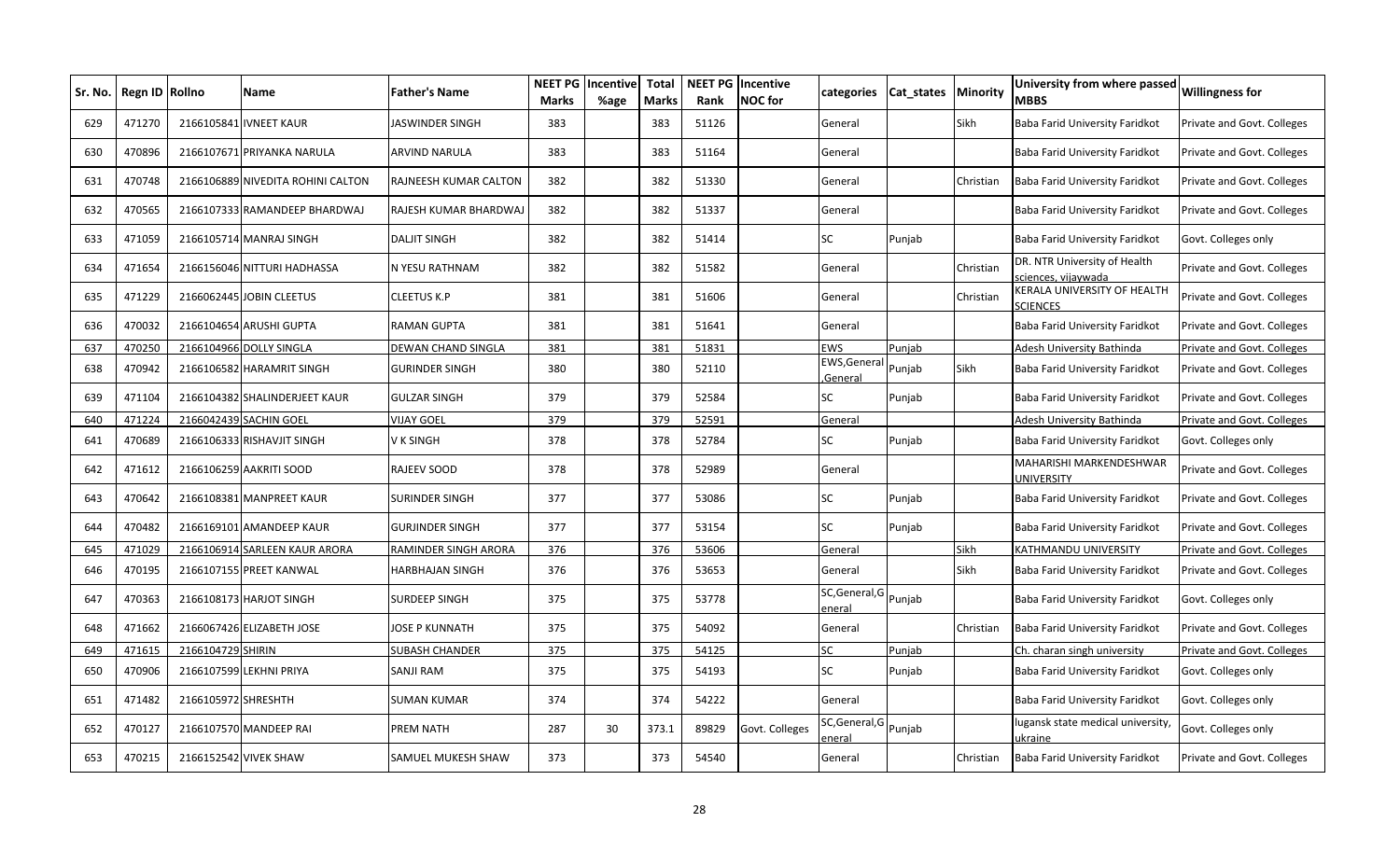| Sr. No. | Regn ID | Rollno | Name | Father's Name | NEET PG Marks | Incentive %age | Total Marks | NEET PG Rank | Incentive NOC for | categories | Cat_states | Minority | University from where passed MBBS | Willingness for |
|---|---|---|---|---|---|---|---|---|---|---|---|---|---|---|
| 629 | 471270 | 2166105841 | IVNEET KAUR | JASWINDER SINGH | 383 | | 383 | 51126 | | General | | Sikh | Baba Farid University Faridkot | Private and Govt. Colleges |
| 630 | 470896 | 2166107671 | PRIYANKA NARULA | ARVIND NARULA | 383 | | 383 | 51164 | | General | | | Baba Farid University Faridkot | Private and Govt. Colleges |
| 631 | 470748 | 2166106889 | NIVEDITA ROHINI CALTON | RAJNEESH KUMAR CALTON | 382 | | 382 | 51330 | | General | | Christian | Baba Farid University Faridkot | Private and Govt. Colleges |
| 632 | 470565 | 2166107333 | RAMANDEEP BHARDWAJ | RAJESH KUMAR BHARDWAJ | 382 | | 382 | 51337 | | General | | | Baba Farid University Faridkot | Private and Govt. Colleges |
| 633 | 471059 | 2166105714 | MANRAJ SINGH | DALJIT SINGH | 382 | | 382 | 51414 | | SC | Punjab | | Baba Farid University Faridkot | Govt. Colleges only |
| 634 | 471654 | 2166156046 | NITTURI HADHASSA | N YESU RATHNAM | 382 | | 382 | 51582 | | General | | Christian | DR. NTR University of Health sciences, vijaywada | Private and Govt. Colleges |
| 635 | 471229 | 2166062445 | JOBIN CLEETUS | CLEETUS K.P | 381 | | 381 | 51606 | | General | | Christian | KERALA UNIVERSITY OF HEALTH SCIENCES | Private and Govt. Colleges |
| 636 | 470032 | 2166104654 | ARUSHI GUPTA | RAMAN GUPTA | 381 | | 381 | 51641 | | General | | | Baba Farid University Faridkot | Private and Govt. Colleges |
| 637 | 470250 | 2166104966 | DOLLY SINGLA | DEWAN CHAND SINGLA | 381 | | 381 | 51831 | | EWS | Punjab | | Adesh University Bathinda | Private and Govt. Colleges |
| 638 | 470942 | 2166106582 | HARAMRIT SINGH | GURINDER SINGH | 380 | | 380 | 52110 | | EWS,General,General | Punjab | Sikh | Baba Farid University Faridkot | Private and Govt. Colleges |
| 639 | 471104 | 2166104382 | SHALINDERJEET KAUR | GULZAR SINGH | 379 | | 379 | 52584 | | SC | Punjab | | Baba Farid University Faridkot | Private and Govt. Colleges |
| 640 | 471224 | 2166042439 | SACHIN GOEL | VIJAY GOEL | 379 | | 379 | 52591 | | General | | | Adesh University Bathinda | Private and Govt. Colleges |
| 641 | 470689 | 2166106333 | RISHAVJIT SINGH | V K SINGH | 378 | | 378 | 52784 | | SC | Punjab | | Baba Farid University Faridkot | Govt. Colleges only |
| 642 | 471612 | 2166106259 | AAKRITI SOOD | RAJEEV SOOD | 378 | | 378 | 52989 | | General | | | MAHARISHI MARKENDESHWAR UNIVERSITY | Private and Govt. Colleges |
| 643 | 470642 | 2166108381 | MANPREET KAUR | SURINDER SINGH | 377 | | 377 | 53086 | | SC | Punjab | | Baba Farid University Faridkot | Private and Govt. Colleges |
| 644 | 470482 | 2166169101 | AMANDEEP KAUR | GURJINDER SINGH | 377 | | 377 | 53154 | | SC | Punjab | | Baba Farid University Faridkot | Private and Govt. Colleges |
| 645 | 471029 | 2166106914 | SARLEEN KAUR ARORA | RAMINDER SINGH ARORA | 376 | | 376 | 53606 | | General | | Sikh | KATHMANDU UNIVERSITY | Private and Govt. Colleges |
| 646 | 470195 | 2166107155 | PREET KANWAL | HARBHAJAN SINGH | 376 | | 376 | 53653 | | General | | Sikh | Baba Farid University Faridkot | Private and Govt. Colleges |
| 647 | 470363 | 2166108173 | HARJOT SINGH | SURDEEP SINGH | 375 | | 375 | 53778 | | SC,General,General | Punjab | | Baba Farid University Faridkot | Govt. Colleges only |
| 648 | 471662 | 2166067426 | ELIZABETH JOSE | JOSE P KUNNATH | 375 | | 375 | 54092 | | General | | Christian | Baba Farid University Faridkot | Private and Govt. Colleges |
| 649 | 471615 | 2166104729 | SHIRIN | SUBASH CHANDER | 375 | | 375 | 54125 | | SC | Punjab | | Ch. charan singh university | Private and Govt. Colleges |
| 650 | 470906 | 2166107599 | LEKHNI PRIYA | SANJI RAM | 375 | | 375 | 54193 | | SC | Punjab | | Baba Farid University Faridkot | Govt. Colleges only |
| 651 | 471482 | 2166105972 | SHRESHTH | SUMAN KUMAR | 374 | | 374 | 54222 | | General | | | Baba Farid University Faridkot | Govt. Colleges only |
| 652 | 470127 | 2166107570 | MANDEEP RAI | PREM NATH | 287 | 30 | 373.1 | 89829 | Govt. Colleges | SC,General,General | Punjab | | lugansk state medical university, ukraine | Govt. Colleges only |
| 653 | 470215 | 2166152542 | VIVEK SHAW | SAMUEL MUKESH SHAW | 373 | | 373 | 54540 | | General | | Christian | Baba Farid University Faridkot | Private and Govt. Colleges |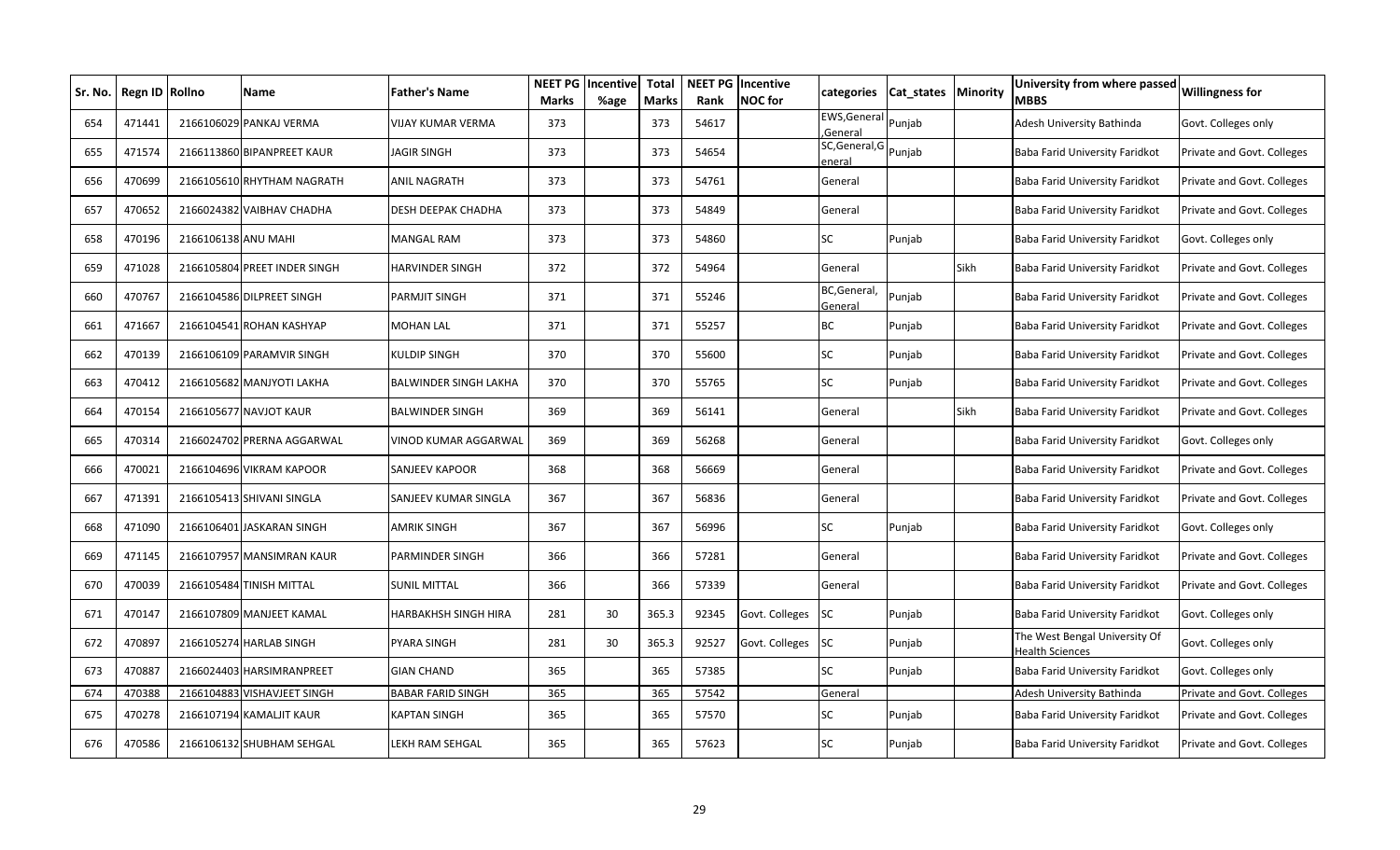| Sr. No. | Regn ID | Rollno | Name | Father's Name | NEET PG Marks | Incentive %age | Total Marks | NEET PG Rank | Incentive NOC for | categories | Cat_states | Minority | University from where passed MBBS | Willingness for |
|---|---|---|---|---|---|---|---|---|---|---|---|---|---|---|
| 654 | 471441 | 2166106029 | PANKAJ VERMA | VIJAY KUMAR VERMA | 373 | | 373 | 54617 | | EWS,General ,General | Punjab | | Adesh University Bathinda | Govt. Colleges only |
| 655 | 471574 | 2166113860 | BIPANPREET KAUR | JAGIR SINGH | 373 | | 373 | 54654 | | SC,General,G eneral | Punjab | | Baba Farid University Faridkot | Private and Govt. Colleges |
| 656 | 470699 | 2166105610 | RHYTHAM NAGRATH | ANIL NAGRATH | 373 | | 373 | 54761 | | General | | | Baba Farid University Faridkot | Private and Govt. Colleges |
| 657 | 470652 | 2166024382 | VAIBHAV CHADHA | DESH DEEPAK CHADHA | 373 | | 373 | 54849 | | General | | | Baba Farid University Faridkot | Private and Govt. Colleges |
| 658 | 470196 | 2166106138 | ANU MAHI | MANGAL RAM | 373 | | 373 | 54860 | | SC | Punjab | | Baba Farid University Faridkot | Govt. Colleges only |
| 659 | 471028 | 2166105804 | PREET INDER SINGH | HARVINDER SINGH | 372 | | 372 | 54964 | | General | | Sikh | Baba Farid University Faridkot | Private and Govt. Colleges |
| 660 | 470767 | 2166104586 | DILPREET SINGH | PARMJIT SINGH | 371 | | 371 | 55246 | | BC,General, General | Punjab | | Baba Farid University Faridkot | Private and Govt. Colleges |
| 661 | 471667 | 2166104541 | ROHAN KASHYAP | MOHAN LAL | 371 | | 371 | 55257 | | BC | Punjab | | Baba Farid University Faridkot | Private and Govt. Colleges |
| 662 | 470139 | 2166106109 | PARAMVIR SINGH | KULDIP SINGH | 370 | | 370 | 55600 | | SC | Punjab | | Baba Farid University Faridkot | Private and Govt. Colleges |
| 663 | 470412 | 2166105682 | MANJYOTI LAKHA | BALWINDER SINGH LAKHA | 370 | | 370 | 55765 | | SC | Punjab | | Baba Farid University Faridkot | Private and Govt. Colleges |
| 664 | 470154 | 2166105677 | NAVJOT KAUR | BALWINDER SINGH | 369 | | 369 | 56141 | | General | | Sikh | Baba Farid University Faridkot | Private and Govt. Colleges |
| 665 | 470314 | 2166024702 | PRERNA AGGARWAL | VINOD KUMAR AGGARWAL | 369 | | 369 | 56268 | | General | | | Baba Farid University Faridkot | Govt. Colleges only |
| 666 | 470021 | 2166104696 | VIKRAM KAPOOR | SANJEEV KAPOOR | 368 | | 368 | 56669 | | General | | | Baba Farid University Faridkot | Private and Govt. Colleges |
| 667 | 471391 | 2166105413 | SHIVANI SINGLA | SANJEEV KUMAR SINGLA | 367 | | 367 | 56836 | | General | | | Baba Farid University Faridkot | Private and Govt. Colleges |
| 668 | 471090 | 2166106401 | JASKARAN SINGH | AMRIK SINGH | 367 | | 367 | 56996 | | SC | Punjab | | Baba Farid University Faridkot | Govt. Colleges only |
| 669 | 471145 | 2166107957 | MANSIMRAN KAUR | PARMINDER SINGH | 366 | | 366 | 57281 | | General | | | Baba Farid University Faridkot | Private and Govt. Colleges |
| 670 | 470039 | 2166105484 | TINISH MITTAL | SUNIL MITTAL | 366 | | 366 | 57339 | | General | | | Baba Farid University Faridkot | Private and Govt. Colleges |
| 671 | 470147 | 2166107809 | MANJEET KAMAL | HARBAKHSH SINGH HIRA | 281 | 30 | 365.3 | 92345 | Govt. Colleges | SC | Punjab | | Baba Farid University Faridkot | Govt. Colleges only |
| 672 | 470897 | 2166105274 | HARLAB SINGH | PYARA SINGH | 281 | 30 | 365.3 | 92527 | Govt. Colleges | SC | Punjab | | The West Bengal University Of Health Sciences | Govt. Colleges only |
| 673 | 470887 | 2166024403 | HARSIMRANPREET | GIAN CHAND | 365 | | 365 | 57385 | | SC | Punjab | | Baba Farid University Faridkot | Govt. Colleges only |
| 674 | 470388 | 2166104883 | VISHAVJEET SINGH | BABAR FARID SINGH | 365 | | 365 | 57542 | | General | | | Adesh University Bathinda | Private and Govt. Colleges |
| 675 | 470278 | 2166107194 | KAMALJIT KAUR | KAPTAN SINGH | 365 | | 365 | 57570 | | SC | Punjab | | Baba Farid University Faridkot | Private and Govt. Colleges |
| 676 | 470586 | 2166106132 | SHUBHAM SEHGAL | LEKH RAM SEHGAL | 365 | | 365 | 57623 | | SC | Punjab | | Baba Farid University Faridkot | Private and Govt. Colleges |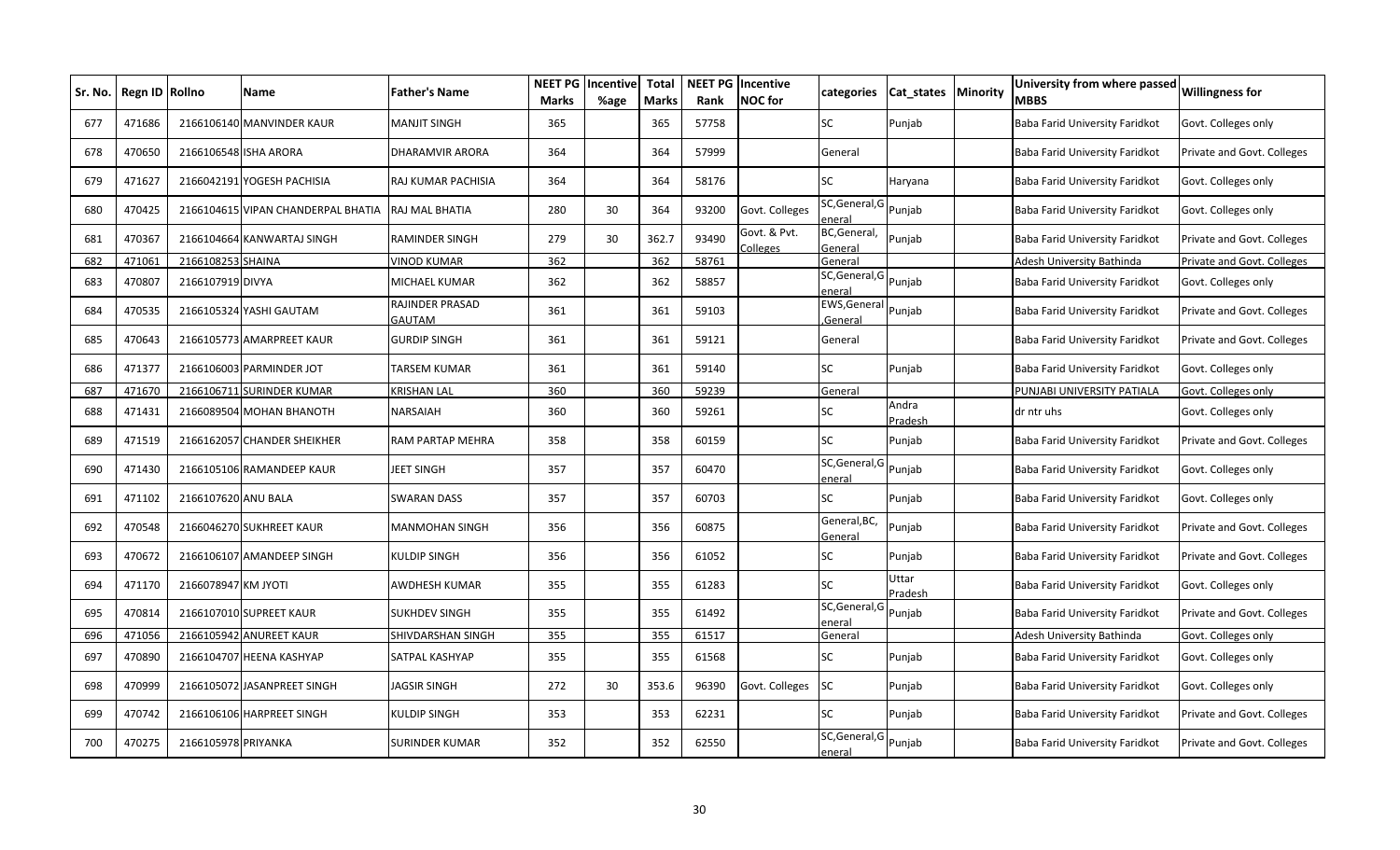| Sr. No. | Regn ID | Rollno | Name | Father's Name | NEET PG Marks | Incentive %age | Total Marks | NEET PG Rank | Incentive NOC for | categories | Cat_states | Minority | University from where passed MBBS | Willingness for |
|---|---|---|---|---|---|---|---|---|---|---|---|---|---|---|
| 677 | 471686 | 2166106140 | MANVINDER KAUR | MANJIT SINGH | 365 | | 365 | 57758 | | SC | Punjab | | Baba Farid University Faridkot | Govt. Colleges only |
| 678 | 470650 | 2166106548 | ISHA ARORA | DHARAMVIR ARORA | 364 | | 364 | 57999 | | General | | | Baba Farid University Faridkot | Private and Govt. Colleges |
| 679 | 471627 | 2166042191 | YOGESH PACHISIA | RAJ KUMAR PACHISIA | 364 | | 364 | 58176 | | SC | Haryana | | Baba Farid University Faridkot | Govt. Colleges only |
| 680 | 470425 | 2166104615 | VIPAN CHANDERPAL BHATIA | RAJ MAL BHATIA | 280 | 30 | 364 | 93200 | Govt. Colleges | SC,General,General | Punjab | | Baba Farid University Faridkot | Govt. Colleges only |
| 681 | 470367 | 2166104664 | KANWARTAJ SINGH | RAMINDER SINGH | 279 | 30 | 362.7 | 93490 | Govt. & Pvt. Colleges | BC,General, General | Punjab | | Baba Farid University Faridkot | Private and Govt. Colleges |
| 682 | 471061 | 2166108253 | SHAINA | VINOD KUMAR | 362 | | 362 | 58761 | | General | | | Adesh University Bathinda | Private and Govt. Colleges |
| 683 | 470807 | 2166107919 | DIVYA | MICHAEL KUMAR | 362 | | 362 | 58857 | | SC,General,General | Punjab | | Baba Farid University Faridkot | Govt. Colleges only |
| 684 | 470535 | 2166105324 | YASHI GAUTAM | RAJINDER PRASAD GAUTAM | 361 | | 361 | 59103 | | EWS,General,General | Punjab | | Baba Farid University Faridkot | Private and Govt. Colleges |
| 685 | 470643 | 2166105773 | AMARPREET KAUR | GURDIP SINGH | 361 | | 361 | 59121 | | General | | | Baba Farid University Faridkot | Private and Govt. Colleges |
| 686 | 471377 | 2166106003 | PARMINDER JOT | TARSEM KUMAR | 361 | | 361 | 59140 | | SC | Punjab | | Baba Farid University Faridkot | Govt. Colleges only |
| 687 | 471670 | 2166106711 | SURINDER KUMAR | KRISHAN LAL | 360 | | 360 | 59239 | | General | | | PUNJABI UNIVERSITY PATIALA | Govt. Colleges only |
| 688 | 471431 | 2166089504 | MOHAN BHANOTH | NARSAIAH | 360 | | 360 | 59261 | | SC | Andra Pradesh | | dr ntr uhs | Govt. Colleges only |
| 689 | 471519 | 2166162057 | CHANDER SHEIKHER | RAM PARTAP MEHRA | 358 | | 358 | 60159 | | SC | Punjab | | Baba Farid University Faridkot | Private and Govt. Colleges |
| 690 | 471430 | 2166105106 | RAMANDEEP KAUR | JEET SINGH | 357 | | 357 | 60470 | | SC,General,General | Punjab | | Baba Farid University Faridkot | Govt. Colleges only |
| 691 | 471102 | 2166107620 | ANU BALA | SWARAN DASS | 357 | | 357 | 60703 | | SC | Punjab | | Baba Farid University Faridkot | Govt. Colleges only |
| 692 | 470548 | 2166046270 | SUKHREET KAUR | MANMOHAN SINGH | 356 | | 356 | 60875 | | General,BC, General | Punjab | | Baba Farid University Faridkot | Private and Govt. Colleges |
| 693 | 470672 | 2166106107 | AMANDEEP SINGH | KULDIP SINGH | 356 | | 356 | 61052 | | SC | Punjab | | Baba Farid University Faridkot | Private and Govt. Colleges |
| 694 | 471170 | 2166078947 | KM JYOTI | AWDHESH KUMAR | 355 | | 355 | 61283 | | SC | Uttar Pradesh | | Baba Farid University Faridkot | Govt. Colleges only |
| 695 | 470814 | 2166107010 | SUPREET KAUR | SUKHDEV SINGH | 355 | | 355 | 61492 | | SC,General,General | Punjab | | Baba Farid University Faridkot | Private and Govt. Colleges |
| 696 | 471056 | 2166105942 | ANUREET KAUR | SHIVDARSHAN SINGH | 355 | | 355 | 61517 | | General | | | Adesh University Bathinda | Govt. Colleges only |
| 697 | 470890 | 2166104707 | HEENA KASHYAP | SATPAL KASHYAP | 355 | | 355 | 61568 | | SC | Punjab | | Baba Farid University Faridkot | Govt. Colleges only |
| 698 | 470999 | 2166105072 | JASANPREET SINGH | JAGSIR SINGH | 272 | 30 | 353.6 | 96390 | Govt. Colleges | SC | Punjab | | Baba Farid University Faridkot | Govt. Colleges only |
| 699 | 470742 | 2166106106 | HARPREET SINGH | KULDIP SINGH | 353 | | 353 | 62231 | | SC | Punjab | | Baba Farid University Faridkot | Private and Govt. Colleges |
| 700 | 470275 | 2166105978 | PRIYANKA | SURINDER KUMAR | 352 | | 352 | 62550 | | SC,General,General | Punjab | | Baba Farid University Faridkot | Private and Govt. Colleges |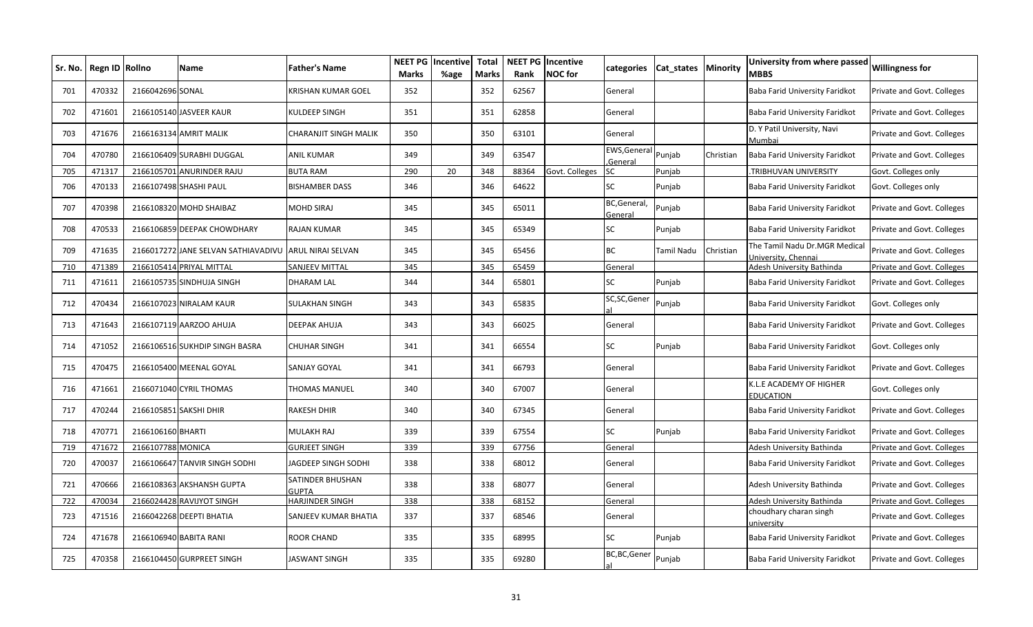| Sr. No. | Regn ID | Rollno | Name | Father's Name | NEET PG Marks | Incentive %age | Total Marks | NEET PG Rank | Incentive NOC for | categories | Cat_states | Minority | University from where passed MBBS | Willingness for |
|---|---|---|---|---|---|---|---|---|---|---|---|---|---|---|
| 701 | 470332 | 2166042696 | SONAL | KRISHAN KUMAR GOEL | 352 | | 352 | 62567 | | General | | | Baba Farid University Faridkot | Private and Govt. Colleges |
| 702 | 471601 | 2166105140 | JASVEER KAUR | KULDEEP SINGH | 351 | | 351 | 62858 | | General | | | Baba Farid University Faridkot | Private and Govt. Colleges |
| 703 | 471676 | 2166163134 | AMRIT MALIK | CHARANJIT SINGH MALIK | 350 | | 350 | 63101 | | General | | | D. Y Patil University, Navi Mumbai | Private and Govt. Colleges |
| 704 | 470780 | 2166106409 | SURABHI DUGGAL | ANIL KUMAR | 349 | | 349 | 63547 | | EWS,General,General | Punjab | Christian | Baba Farid University Faridkot | Private and Govt. Colleges |
| 705 | 471317 | 2166105701 | ANURINDER RAJU | BUTA RAM | 290 | 20 | 348 | 88364 | Govt. Colleges | SC | Punjab | | .TRIBHUVAN UNIVERSITY | Govt. Colleges only |
| 706 | 470133 | 2166107498 | SHASHI PAUL | BISHAMBER DASS | 346 | | 346 | 64622 | | SC | Punjab | | Baba Farid University Faridkot | Govt. Colleges only |
| 707 | 470398 | 2166108320 | MOHD SHAIBAZ | MOHD SIRAJ | 345 | | 345 | 65011 | | BC,General,General | Punjab | | Baba Farid University Faridkot | Private and Govt. Colleges |
| 708 | 470533 | 2166106859 | DEEPAK CHOWDHARY | RAJAN KUMAR | 345 | | 345 | 65349 | | SC | Punjab | | Baba Farid University Faridkot | Private and Govt. Colleges |
| 709 | 471635 | 2166017272 | JANE SELVAN SATHIAVADIVU | ARUL NIRAI SELVAN | 345 | | 345 | 65456 | | BC | Tamil Nadu | Christian | The Tamil Nadu Dr.MGR Medical University, Chennai | Private and Govt. Colleges |
| 710 | 471389 | 2166105414 | PRIYAL MITTAL | SANJEEV MITTAL | 345 | | 345 | 65459 | | General | | | Adesh University Bathinda | Private and Govt. Colleges |
| 711 | 471611 | 2166105735 | SINDHUJA SINGH | DHARAM LAL | 344 | | 344 | 65801 | | SC | Punjab | | Baba Farid University Faridkot | Private and Govt. Colleges |
| 712 | 470434 | 2166107023 | NIRALAM KAUR | SULAKHAN SINGH | 343 | | 343 | 65835 | | SC,SC,General | Punjab | | Baba Farid University Faridkot | Govt. Colleges only |
| 713 | 471643 | 2166107119 | AARZOO AHUJA | DEEPAK AHUJA | 343 | | 343 | 66025 | | General | | | Baba Farid University Faridkot | Private and Govt. Colleges |
| 714 | 471052 | 2166106516 | SUKHDIP SINGH BASRA | CHUHAR SINGH | 341 | | 341 | 66554 | | SC | Punjab | | Baba Farid University Faridkot | Govt. Colleges only |
| 715 | 470475 | 2166105400 | MEENAL GOYAL | SANJAY GOYAL | 341 | | 341 | 66793 | | General | | | Baba Farid University Faridkot | Private and Govt. Colleges |
| 716 | 471661 | 2166071040 | CYRIL THOMAS | THOMAS MANUEL | 340 | | 340 | 67007 | | General | | | K.L.E ACADEMY OF HIGHER EDUCATION | Govt. Colleges only |
| 717 | 470244 | 2166105851 | SAKSHI DHIR | RAKESH DHIR | 340 | | 340 | 67345 | | General | | | Baba Farid University Faridkot | Private and Govt. Colleges |
| 718 | 470771 | 2166106160 | BHARTI | MULAKH RAJ | 339 | | 339 | 67554 | | SC | Punjab | | Baba Farid University Faridkot | Private and Govt. Colleges |
| 719 | 471672 | 2166107788 | MONICA | GURJEET SINGH | 339 | | 339 | 67756 | | General | | | Adesh University Bathinda | Private and Govt. Colleges |
| 720 | 470037 | 2166106647 | TANVIR SINGH SODHI | JAGDEEP SINGH SODHI | 338 | | 338 | 68012 | | General | | | Baba Farid University Faridkot | Private and Govt. Colleges |
| 721 | 470666 | 2166108363 | AKSHANSH GUPTA | SATINDER BHUSHAN GUPTA | 338 | | 338 | 68077 | | General | | | Adesh University Bathinda | Private and Govt. Colleges |
| 722 | 470034 | 2166024428 | RAVIJYOT SINGH | HARJINDER SINGH | 338 | | 338 | 68152 | | General | | | Adesh University Bathinda | Private and Govt. Colleges |
| 723 | 471516 | 2166042268 | DEEPTI BHATIA | SANJEEV KUMAR BHATIA | 337 | | 337 | 68546 | | General | | | choudhary charan singh university | Private and Govt. Colleges |
| 724 | 471678 | 2166106940 | BABITA RANI | ROOR CHAND | 335 | | 335 | 68995 | | SC | Punjab | | Baba Farid University Faridkot | Private and Govt. Colleges |
| 725 | 470358 | 2166104450 | GURPREET SINGH | JASWANT SINGH | 335 | | 335 | 69280 | | BC,BC,General | Punjab | | Baba Farid University Faridkot | Private and Govt. Colleges |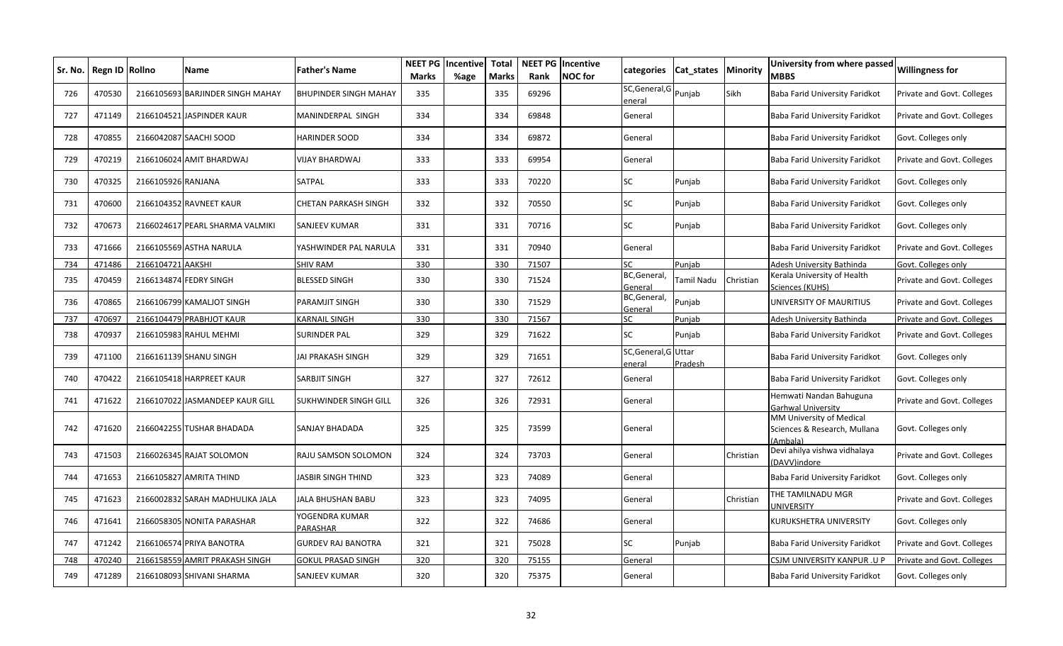| Sr. No. | Regn ID | Rollno | Name | Father's Name | NEET PG Marks | Incentive %age | Total Marks | NEET PG Rank | Incentive NOC for | categories | Cat_states | Minority | University from where passed MBBS | Willingness for |
|---|---|---|---|---|---|---|---|---|---|---|---|---|---|---|
| 726 | 470530 | 2166105693 | BARJINDER SINGH MAHAY | BHUPINDER SINGH MAHAY | 335 | | 335 | 69296 | | SC,General,General | Punjab | Sikh | Baba Farid University Faridkot | Private and Govt. Colleges |
| 727 | 471149 | 2166104521 | JASPINDER KAUR | MANINDERPAL SINGH | 334 | | 334 | 69848 | | General | | | Baba Farid University Faridkot | Private and Govt. Colleges |
| 728 | 470855 | 2166042087 | SAACHI SOOD | HARINDER SOOD | 334 | | 334 | 69872 | | General | | | Baba Farid University Faridkot | Govt. Colleges only |
| 729 | 470219 | 2166106024 | AMIT BHARDWAJ | VIJAY BHARDWAJ | 333 | | 333 | 69954 | | General | | | Baba Farid University Faridkot | Private and Govt. Colleges |
| 730 | 470325 | 2166105926 | RANJANA | SATPAL | 333 | | 333 | 70220 | | SC | Punjab | | Baba Farid University Faridkot | Govt. Colleges only |
| 731 | 470600 | 2166104352 | RAVNEET KAUR | CHETAN PARKASH SINGH | 332 | | 332 | 70550 | | SC | Punjab | | Baba Farid University Faridkot | Govt. Colleges only |
| 732 | 470673 | 2166024617 | PEARL SHARMA VALMIKI | SANJEEV KUMAR | 331 | | 331 | 70716 | | SC | Punjab | | Baba Farid University Faridkot | Govt. Colleges only |
| 733 | 471666 | 2166105569 | ASTHA NARULA | YASHWINDER PAL NARULA | 331 | | 331 | 70940 | | General | | | Baba Farid University Faridkot | Private and Govt. Colleges |
| 734 | 471486 | 2166104721 | AAKSHI | SHIV RAM | 330 | | 330 | 71507 | | SC | Punjab | | Adesh University Bathinda | Govt. Colleges only |
| 735 | 470459 | 2166134874 | FEDRY SINGH | BLESSED SINGH | 330 | | 330 | 71524 | | BC,General,General | Tamil Nadu | Christian | Kerala University of Health Sciences (KUHS) | Private and Govt. Colleges |
| 736 | 470865 | 2166106799 | KAMALJOT SINGH | PARAMJIT SINGH | 330 | | 330 | 71529 | | BC,General,General | Punjab | | UNIVERSITY OF MAURITIUS | Private and Govt. Colleges |
| 737 | 470697 | 2166104479 | PRABHJOT KAUR | KARNAIL SINGH | 330 | | 330 | 71567 | | SC | Punjab | | Adesh University Bathinda | Private and Govt. Colleges |
| 738 | 470937 | 2166105983 | RAHUL MEHMI | SURINDER PAL | 329 | | 329 | 71622 | | SC | Punjab | | Baba Farid University Faridkot | Private and Govt. Colleges |
| 739 | 471100 | 2166161139 | SHANU SINGH | JAI PRAKASH SINGH | 329 | | 329 | 71651 | | SC,General,General | Uttar Pradesh | | Baba Farid University Faridkot | Govt. Colleges only |
| 740 | 470422 | 2166105418 | HARPREET KAUR | SARBJIT SINGH | 327 | | 327 | 72612 | | General | | | Baba Farid University Faridkot | Govt. Colleges only |
| 741 | 471622 | 2166107022 | JASMANDEEP KAUR GILL | SUKHWINDER SINGH GILL | 326 | | 326 | 72931 | | General | | | Hemwati Nandan Bahuguna Garhwal University | Private and Govt. Colleges |
| 742 | 471620 | 2166042255 | TUSHAR BHADADA | SANJAY BHADADA | 325 | | 325 | 73599 | | General | | | MM University of Medical Sciences & Research, Mullana (Ambala) | Govt. Colleges only |
| 743 | 471503 | 2166026345 | RAJAT SOLOMON | RAJU SAMSON SOLOMON | 324 | | 324 | 73703 | | General | | Christian | Devi ahilya vishwa vidhalaya (DAVV)indore | Private and Govt. Colleges |
| 744 | 471653 | 2166105827 | AMRITA THIND | JASBIR SINGH THIND | 323 | | 323 | 74089 | | General | | | Baba Farid University Faridkot | Govt. Colleges only |
| 745 | 471623 | 2166002832 | SARAH MADHULIKA JALA | JALA BHUSHAN BABU | 323 | | 323 | 74095 | | General | | Christian | THE TAMILNADU MGR UNIVERSITY | Private and Govt. Colleges |
| 746 | 471641 | 2166058305 | NONITA PARASHAR | YOGENDRA KUMAR PARASHAR | 322 | | 322 | 74686 | | General | | | KURUKSHETRA UNIVERSITY | Govt. Colleges only |
| 747 | 471242 | 2166106574 | PRIYA BANOTRA | GURDEV RAJ BANOTRA | 321 | | 321 | 75028 | | SC | Punjab | | Baba Farid University Faridkot | Private and Govt. Colleges |
| 748 | 470240 | 2166158559 | AMRIT PRAKASH SINGH | GOKUL PRASAD SINGH | 320 | | 320 | 75155 | | General | | | CSJM UNIVERSITY KANPUR .U P | Private and Govt. Colleges |
| 749 | 471289 | 2166108093 | SHIVANI SHARMA | SANJEEV KUMAR | 320 | | 320 | 75375 | | General | | | Baba Farid University Faridkot | Govt. Colleges only |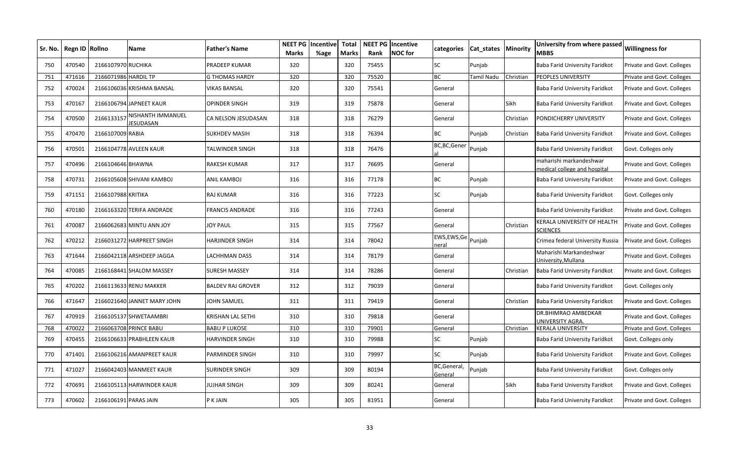| Sr. No. | Regn ID | Rollno | Name | Father's Name | NEET PG Marks | Incentive %age | Total Marks | NEET PG Rank | Incentive NOC for | categories | Cat_states | Minority | University from where passed MBBS | Willingness for |
|---|---|---|---|---|---|---|---|---|---|---|---|---|---|---|
| 750 | 470540 | 2166107970 | RUCHIKA | PRADEEP KUMAR | 320 | | 320 | 75455 | | SC | Punjab | | Baba Farid University Faridkot | Private and Govt. Colleges |
| 751 | 471616 | 2166071986 | HARDIL TP | G THOMAS HARDY | 320 | | 320 | 75520 | | BC | Tamil Nadu | Christian | PEOPLES UNIVERSITY | Private and Govt. Colleges |
| 752 | 470024 | 2166106036 | KRISHMA BANSAL | VIKAS BANSAL | 320 | | 320 | 75541 | | General | | | Baba Farid University Faridkot | Private and Govt. Colleges |
| 753 | 470167 | 2166106794 | JAPNEET KAUR | OPINDER SINGH | 319 | | 319 | 75878 | | General | | Sikh | Baba Farid University Faridkot | Private and Govt. Colleges |
| 754 | 470500 | 2166133157 | NISHANTH IMMANUEL JESUDASAN | CA NELSON JESUDASAN | 318 | | 318 | 76279 | | General | | Christian | PONDICHERRY UNIVERSITY | Private and Govt. Colleges |
| 755 | 470470 | 2166107009 | RABIA | SUKHDEV MASIH | 318 | | 318 | 76394 | | BC | Punjab | Christian | Baba Farid University Faridkot | Private and Govt. Colleges |
| 756 | 470501 | 2166104778 | AVLEEN KAUR | TALWINDER SINGH | 318 | | 318 | 76476 | | BC,BC,General | Punjab | | Baba Farid University Faridkot | Govt. Colleges only |
| 757 | 470496 | 2166104646 | BHAWNA | RAKESH KUMAR | 317 | | 317 | 76695 | | General | | | maharishi markandeshwar medical college and hospital | Private and Govt. Colleges |
| 758 | 470731 | 2166105608 | SHIVANI KAMBOJ | ANIL KAMBOJ | 316 | | 316 | 77178 | | BC | Punjab | | Baba Farid University Faridkot | Private and Govt. Colleges |
| 759 | 471151 | 2166107988 | KRITIKA | RAJ KUMAR | 316 | | 316 | 77223 | | SC | Punjab | | Baba Farid University Faridkot | Govt. Colleges only |
| 760 | 470180 | 2166163320 | TERIFA ANDRADE | FRANCIS ANDRADE | 316 | | 316 | 77243 | | General | | | Baba Farid University Faridkot | Private and Govt. Colleges |
| 761 | 470087 | 2166062683 | MINTU ANN JOY | JOY PAUL | 315 | | 315 | 77567 | | General | | Christian | KERALA UNIVERSITY OF HEALTH SCIENCES | Private and Govt. Colleges |
| 762 | 470212 | 2166031272 | HARPREET SINGH | HARJINDER SINGH | 314 | | 314 | 78042 | | EWS,EWS,General | Punjab | | Crimea federal University Russia | Private and Govt. Colleges |
| 763 | 471644 | 2166042118 | ARSHDEEP JAGGA | LACHHMAN DASS | 314 | | 314 | 78179 | | General | | | Maharishi Markandeshwar University,Mullana | Private and Govt. Colleges |
| 764 | 470085 | 2166168441 | SHALOM MASSEY | SURESH MASSEY | 314 | | 314 | 78286 | | General | | Christian | Baba Farid University Faridkot | Private and Govt. Colleges |
| 765 | 470202 | 2166113633 | RENU MAKKER | BALDEV RAJ GROVER | 312 | | 312 | 79039 | | General | | | Baba Farid University Faridkot | Govt. Colleges only |
| 766 | 471647 | 2166021640 | JANNET MARY JOHN | JOHN SAMUEL | 311 | | 311 | 79419 | | General | | Christian | Baba Farid University Faridkot | Private and Govt. Colleges |
| 767 | 470919 | 2166105137 | SHWETAAMBRI | KRISHAN LAL SETHI | 310 | | 310 | 79818 | | General | | | DR.BHIMRAO AMBEDKAR UNIVERSITY AGRA. | Private and Govt. Colleges |
| 768 | 470022 | 2166063708 | PRINCE BABU | BABU P LUKOSE | 310 | | 310 | 79901 | | General | | Christian | KERALA UNIVERSITY | Private and Govt. Colleges |
| 769 | 470455 | 2166106633 | PRABHLEEN KAUR | HARVINDER SINGH | 310 | | 310 | 79988 | | SC | Punjab | | Baba Farid University Faridkot | Govt. Colleges only |
| 770 | 471401 | 2166106216 | AMANPREET KAUR | PARMINDER SINGH | 310 | | 310 | 79997 | | SC | Punjab | | Baba Farid University Faridkot | Private and Govt. Colleges |
| 771 | 471027 | 2166042403 | MANMEET KAUR | SURINDER SINGH | 309 | | 309 | 80194 | | BC,General,General | Punjab | | Baba Farid University Faridkot | Govt. Colleges only |
| 772 | 470691 | 2166105113 | HARWINDER KAUR | JUJHAR SINGH | 309 | | 309 | 80241 | | General | | Sikh | Baba Farid University Faridkot | Private and Govt. Colleges |
| 773 | 470602 | 2166106191 | PARAS JAIN | P K JAIN | 305 | | 305 | 81951 | | General | | | Baba Farid University Faridkot | Private and Govt. Colleges |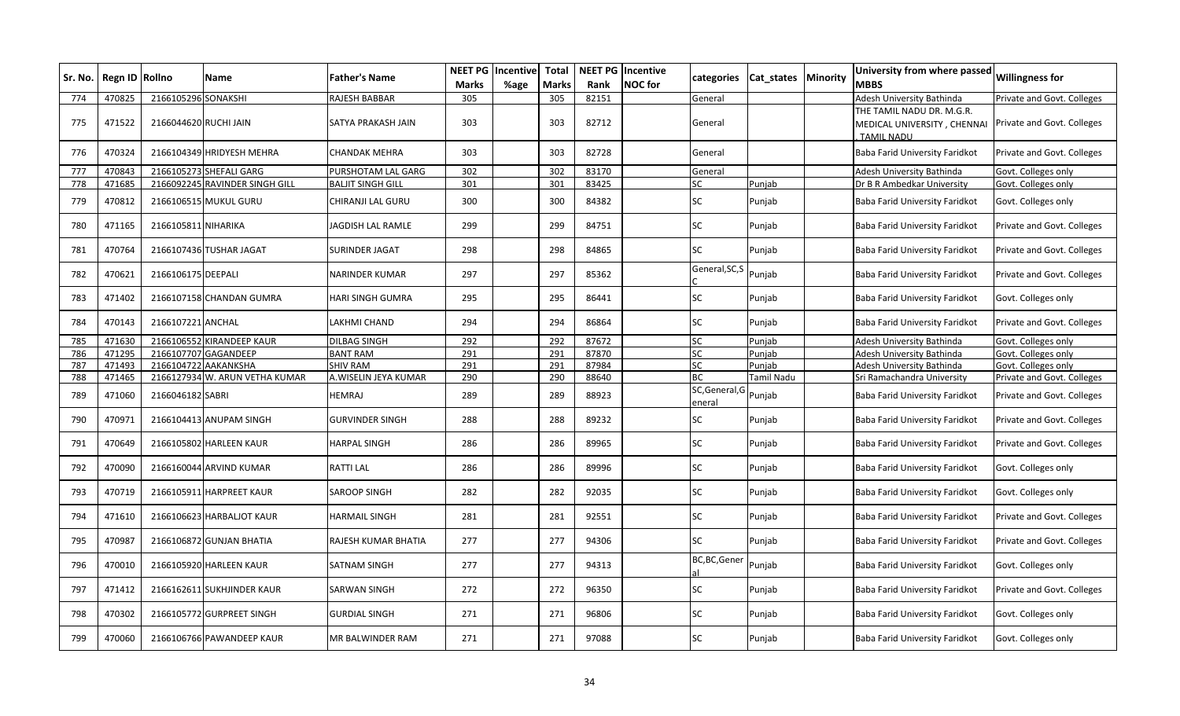| Sr. No. | Regn ID | Rollno | Name | Father's Name | NEET PG Marks | Incentive %age | Total Marks | NEET PG Rank | Incentive NOC for | categories | Cat_states | Minority | University from where passed MBBS | Willingness for |
|---|---|---|---|---|---|---|---|---|---|---|---|---|---|---|
| 774 | 470825 | 2166105296 | SONAKSHI | RAJESH BABBAR | 305 | | 305 | 82151 | | General | | | Adesh University Bathinda | Private and Govt. Colleges |
| 775 | 471522 | 2166044620 | RUCHI JAIN | SATYA PRAKASH JAIN | 303 | | 303 | 82712 | | General | | | THE TAMIL NADU DR. M.G.R. MEDICAL UNIVERSITY , CHENNAI , TAMIL NADU | Private and Govt. Colleges |
| 776 | 470324 | 2166104349 | HRIDYESH MEHRA | CHANDAK MEHRA | 303 | | 303 | 82728 | | General | | | Baba Farid University Faridkot | Private and Govt. Colleges |
| 777 | 470843 | 2166105273 | SHEFALI GARG | PURSHOTAM LAL GARG | 302 | | 302 | 83170 | | General | | | Adesh University Bathinda | Govt. Colleges only |
| 778 | 471685 | 2166092245 | RAVINDER SINGH GILL | BALJIT SINGH GILL | 301 | | 301 | 83425 | | SC | Punjab | | Dr B R Ambedkar University | Govt. Colleges only |
| 779 | 470812 | 2166106515 | MUKUL GURU | CHIRANJI LAL GURU | 300 | | 300 | 84382 | | SC | Punjab | | Baba Farid University Faridkot | Govt. Colleges only |
| 780 | 471165 | 2166105811 | NIHARIKA | JAGDISH LAL RAMLE | 299 | | 299 | 84751 | | SC | Punjab | | Baba Farid University Faridkot | Private and Govt. Colleges |
| 781 | 470764 | 2166107436 | TUSHAR JAGAT | SURINDER JAGAT | 298 | | 298 | 84865 | | SC | Punjab | | Baba Farid University Faridkot | Private and Govt. Colleges |
| 782 | 470621 | 2166106175 | DEEPALI | NARINDER KUMAR | 297 | | 297 | 85362 | | General,SC,SC | Punjab | | Baba Farid University Faridkot | Private and Govt. Colleges |
| 783 | 471402 | 2166107158 | CHANDAN GUMRA | HARI SINGH GUMRA | 295 | | 295 | 86441 | | SC | Punjab | | Baba Farid University Faridkot | Govt. Colleges only |
| 784 | 470143 | 2166107221 | ANCHAL | LAKHMI CHAND | 294 | | 294 | 86864 | | SC | Punjab | | Baba Farid University Faridkot | Private and Govt. Colleges |
| 785 | 471630 | 2166106552 | KIRANDEEP KAUR | DILBAG SINGH | 292 | | 292 | 87672 | | SC | Punjab | | Adesh University Bathinda | Govt. Colleges only |
| 786 | 471295 | 2166107707 | GAGANDEEP | BANT RAM | 291 | | 291 | 87870 | | SC | Punjab | | Adesh University Bathinda | Govt. Colleges only |
| 787 | 471493 | 2166104722 | AAKANKSHA | SHIV RAM | 291 | | 291 | 87984 | | SC | Punjab | | Adesh University Bathinda | Govt. Colleges only |
| 788 | 471465 | 2166127934 | W. ARUN VETHA KUMAR | A.WISELIN JEYA KUMAR | 290 | | 290 | 88640 | | BC | Tamil Nadu | | Sri Ramachandra University | Private and Govt. Colleges |
| 789 | 471060 | 2166046182 | SABRI | HEMRAJ | 289 | | 289 | 88923 | | SC,General,General | Punjab | | Baba Farid University Faridkot | Private and Govt. Colleges |
| 790 | 470971 | 2166104413 | ANUPAM SINGH | GURVINDER SINGH | 288 | | 288 | 89232 | | SC | Punjab | | Baba Farid University Faridkot | Private and Govt. Colleges |
| 791 | 470649 | 2166105802 | HARLEEN KAUR | HARPAL SINGH | 286 | | 286 | 89965 | | SC | Punjab | | Baba Farid University Faridkot | Private and Govt. Colleges |
| 792 | 470090 | 2166160044 | ARVIND KUMAR | RATTI LAL | 286 | | 286 | 89996 | | SC | Punjab | | Baba Farid University Faridkot | Govt. Colleges only |
| 793 | 470719 | 2166105911 | HARPREET KAUR | SAROOP SINGH | 282 | | 282 | 92035 | | SC | Punjab | | Baba Farid University Faridkot | Govt. Colleges only |
| 794 | 471610 | 2166106623 | HARBALJOT KAUR | HARMAIL SINGH | 281 | | 281 | 92551 | | SC | Punjab | | Baba Farid University Faridkot | Private and Govt. Colleges |
| 795 | 470987 | 2166106872 | GUNJAN BHATIA | RAJESH KUMAR BHATIA | 277 | | 277 | 94306 | | SC | Punjab | | Baba Farid University Faridkot | Private and Govt. Colleges |
| 796 | 470010 | 2166105920 | HARLEEN KAUR | SATNAM SINGH | 277 | | 277 | 94313 | | BC,BC,General | Punjab | | Baba Farid University Faridkot | Govt. Colleges only |
| 797 | 471412 | 2166162611 | SUKHJINDER KAUR | SARWAN SINGH | 272 | | 272 | 96350 | | SC | Punjab | | Baba Farid University Faridkot | Private and Govt. Colleges |
| 798 | 470302 | 2166105772 | GURPREET SINGH | GURDIAL SINGH | 271 | | 271 | 96806 | | SC | Punjab | | Baba Farid University Faridkot | Govt. Colleges only |
| 799 | 470060 | 2166106766 | PAWANDEEP KAUR | MR BALWINDER RAM | 271 | | 271 | 97088 | | SC | Punjab | | Baba Farid University Faridkot | Govt. Colleges only |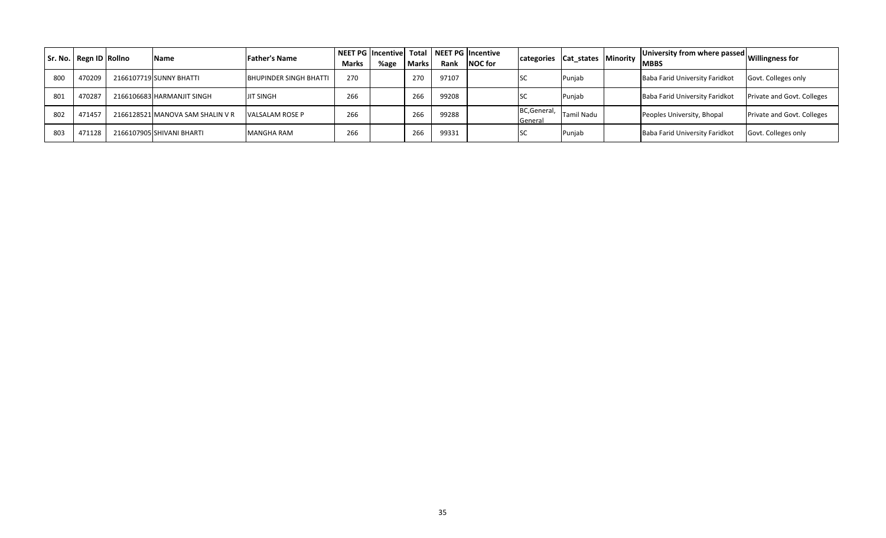| Sr. No. | Regn ID | Rollno | Name | Father's Name | NEET PG Marks | Incentive %age | Total Marks | NEET PG Rank | Incentive NOC for | categories | Cat_states | Minority | University from where passed MBBS | Willingness for |
|---|---|---|---|---|---|---|---|---|---|---|---|---|---|---|
| 800 | 470209 | 2166107719 | SUNNY BHATTI | BHUPINDER SINGH BHATTI | 270 | | 270 | 97107 | | SC | Punjab | | Baba Farid University Faridkot | Govt. Colleges only |
| 801 | 470287 | 2166106683 | HARMANJIT SINGH | JIT SINGH | 266 | | 266 | 99208 | | SC | Punjab | | Baba Farid University Faridkot | Private and Govt. Colleges |
| 802 | 471457 | 2166128521 | MANOVA SAM SHALIN V R | VALSALAM ROSE P | 266 | | 266 | 99288 | | BC,General, General | Tamil Nadu | | Peoples University, Bhopal | Private and Govt. Colleges |
| 803 | 471128 | 2166107905 | SHIVANI BHARTI | MANGHA RAM | 266 | | 266 | 99331 | | SC | Punjab | | Baba Farid University Faridkot | Govt. Colleges only |